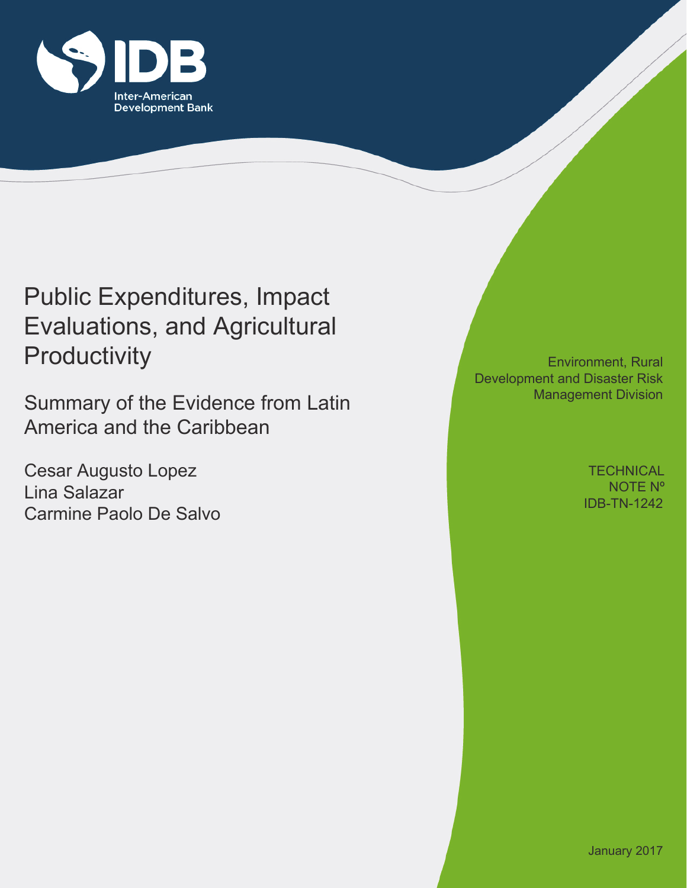# Public Expenditures, Impact Evaluations, and Agricultural Productivity

## Summary of the Evidence from Latin America and the Caribbean

Cesar Augusto Lopez
Lina Salazar
Carmine Paolo De Salvo

Environment, Rural Development and Disaster Risk Management Division

TECHNICAL NOTE Nº IDB-TN-1242

January 2017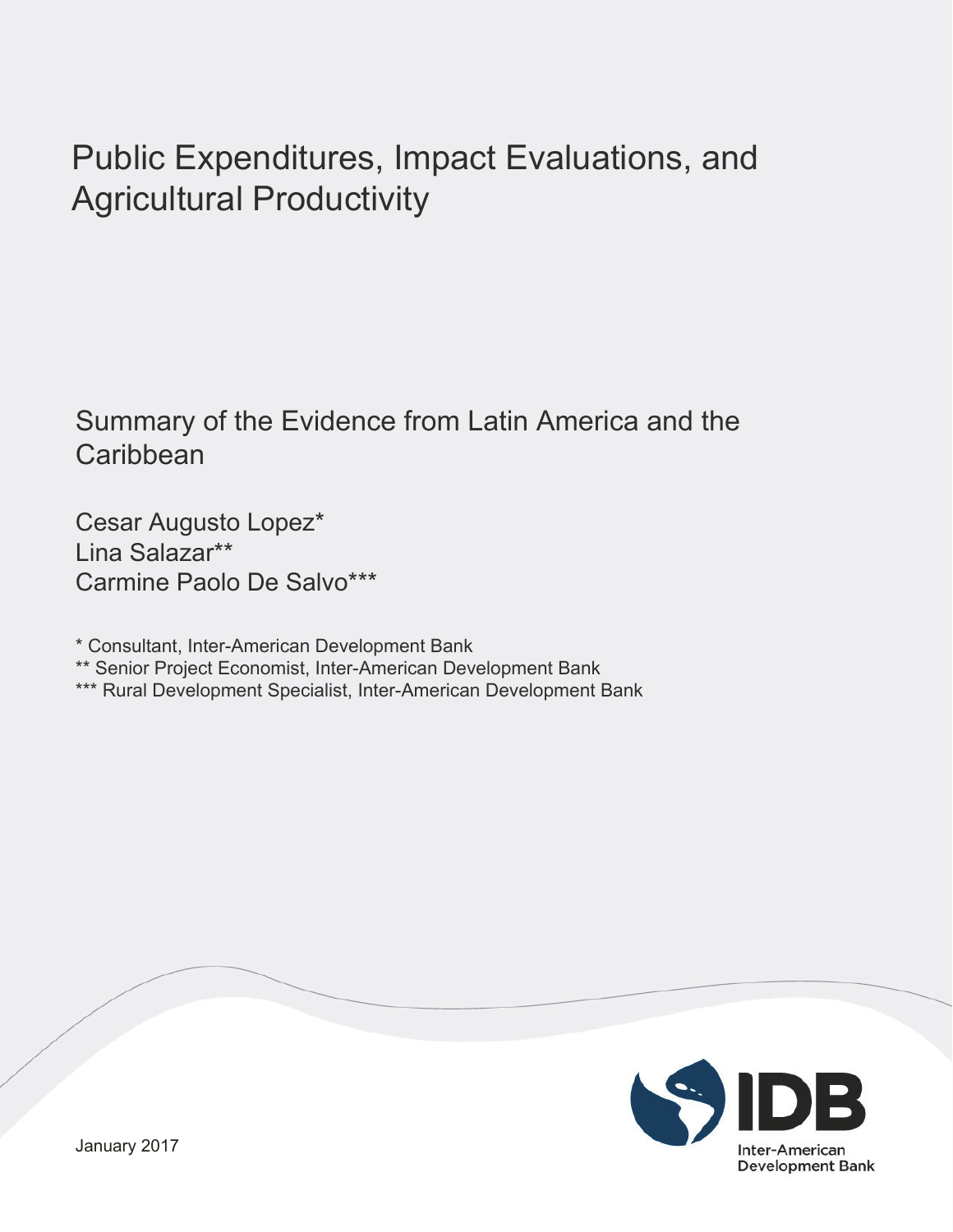# Public Expenditures, Impact Evaluations, and Agricultural Productivity

## Summary of the Evidence from Latin America and the Caribbean

Cesar Augusto Lopez*
Lina Salazar**
Carmine Paolo De Salvo***

* Consultant, Inter-American Development Bank
** Senior Project Economist, Inter-American Development Bank
*** Rural Development Specialist, Inter-American Development Bank

January 2017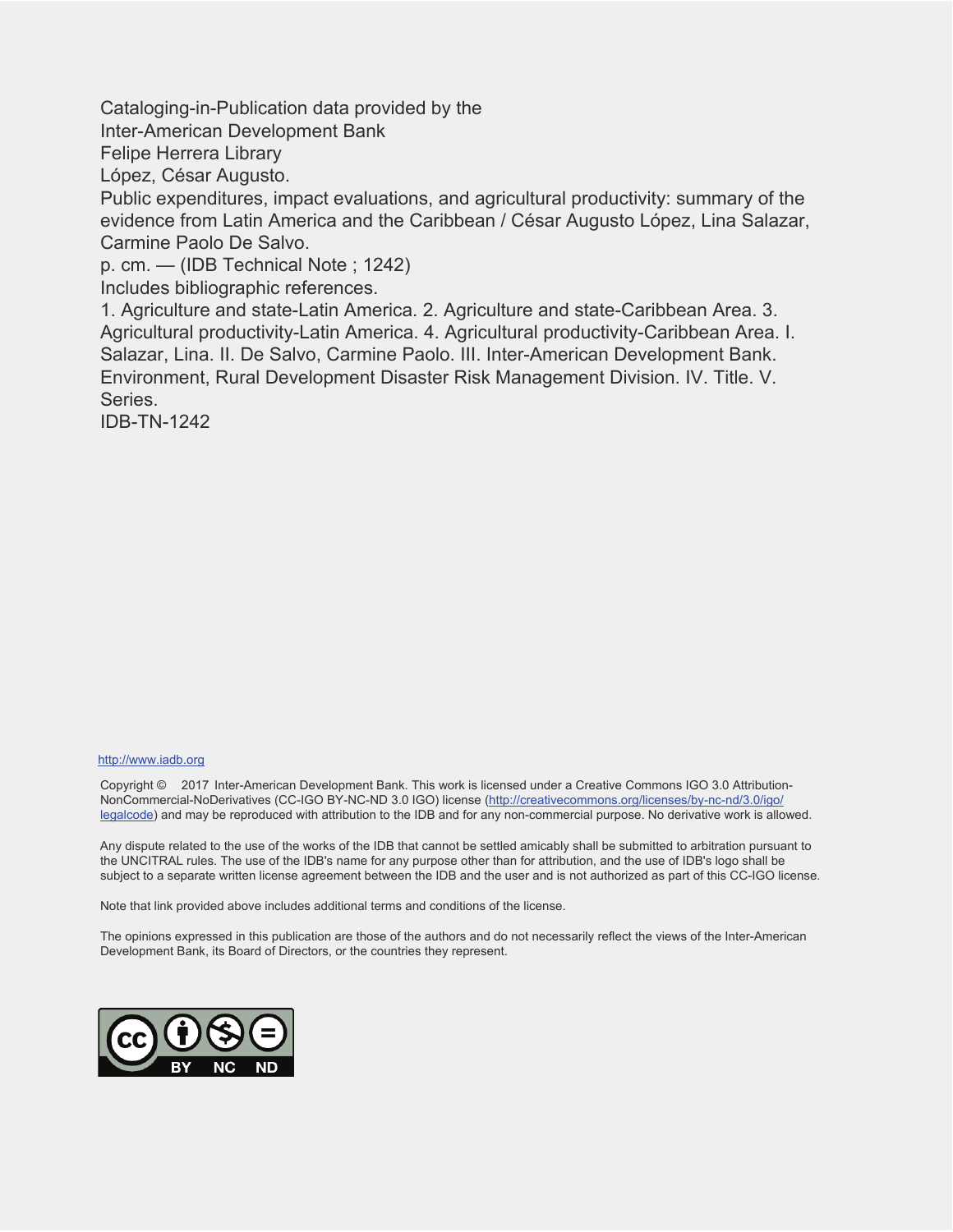Cataloging-in-Publication data provided by the
Inter-American Development Bank
Felipe Herrera Library
López, César Augusto.
Public expenditures, impact evaluations, and agricultural productivity: summary of the evidence from Latin America and the Caribbean / César Augusto López, Lina Salazar, Carmine Paolo De Salvo.
p. cm. — (IDB Technical Note ; 1242)
Includes bibliographic references.
1. Agriculture and state-Latin America. 2. Agriculture and state-Caribbean Area. 3. Agricultural productivity-Latin America. 4. Agricultural productivity-Caribbean Area. I. Salazar, Lina. II. De Salvo, Carmine Paolo. III. Inter-American Development Bank. Environment, Rural Development Disaster Risk Management Division. IV. Title. V. Series.
IDB-TN-1242

http://www.iadb.org

Copyright © 2017 Inter-American Development Bank. This work is licensed under a Creative Commons IGO 3.0 Attribution-NonCommercial-NoDerivatives (CC-IGO BY-NC-ND 3.0 IGO) license (http://creativecommons.org/licenses/by-nc-nd/3.0/igo/legalcode) and may be reproduced with attribution to the IDB and for any non-commercial purpose. No derivative work is allowed.

Any dispute related to the use of the works of the IDB that cannot be settled amicably shall be submitted to arbitration pursuant to the UNCITRAL rules. The use of the IDB's name for any purpose other than for attribution, and the use of IDB's logo shall be subject to a separate written license agreement between the IDB and the user and is not authorized as part of this CC-IGO license.

Note that link provided above includes additional terms and conditions of the license.

The opinions expressed in this publication are those of the authors and do not necessarily reflect the views of the Inter-American Development Bank, its Board of Directors, or the countries they represent.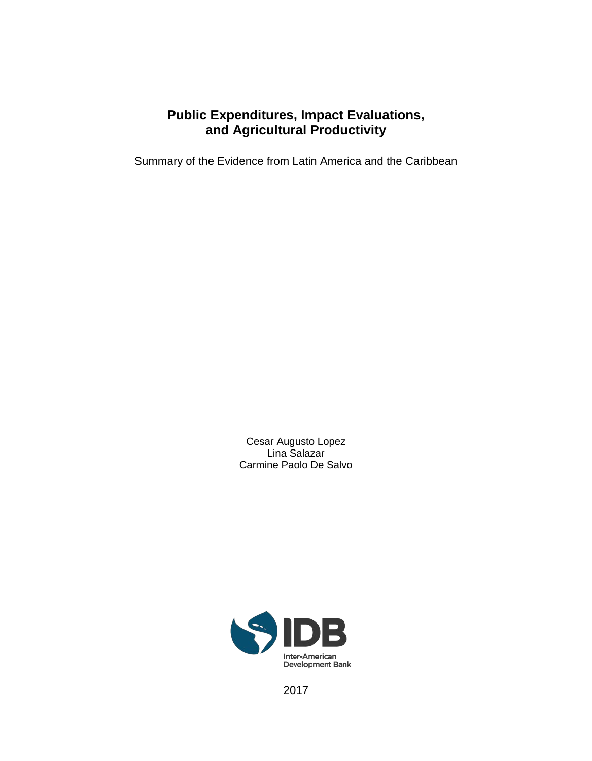# Public Expenditures, Impact Evaluations, and Agricultural Productivity

Summary of the Evidence from Latin America and the Caribbean

Cesar Augusto Lopez
Lina Salazar
Carmine Paolo De Salvo

Inter-American Development Bank

2017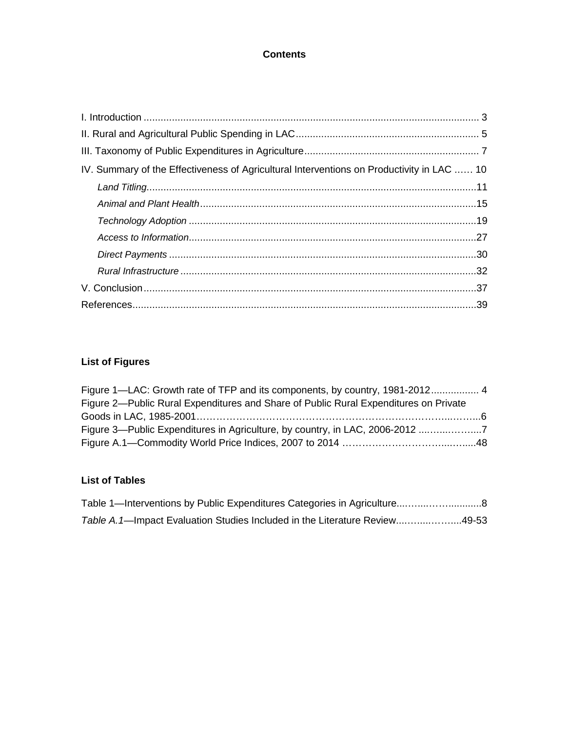## Contents

I. Introduction ...................................................................................................................... 3

II. Rural and Agricultural Public Spending in LAC ................................................................. 5

III. Taxonomy of Public Expenditures in Agriculture ............................................................. 7

IV. Summary of the Effectiveness of Agricultural Interventions on Productivity in LAC ...... 10

- *Land Titling* ....................................................................................................................11
- *Animal and Plant Health* .................................................................................................15
- *Technology Adoption* .....................................................................................................19
- *Access to Information* .....................................................................................................27
- *Direct Payments* ............................................................................................................30
- *Rural Infrastructure* ........................................................................................................32

V. Conclusion .....................................................................................................................37

References .........................................................................................................................39

### List of Figures

Figure 1—LAC: Growth rate of TFP and its components, by country, 1981-2012 ................. 4

Figure 2—Public Rural Expenditures and Share of Public Rural Expenditures on Private Goods in LAC, 1985-2001 .................................................................................................6

Figure 3—Public Expenditures in Agriculture, by country, in LAC, 2006-2012 ......................7

Figure A.1—Commodity World Price Indices, 2007 to 2014 ..................................................48

### List of Tables

Table 1—Interventions by Public Expenditures Categories in Agriculture...............................8

*Table A.1*—Impact Evaluation Studies Included in the Literature Review......................49-53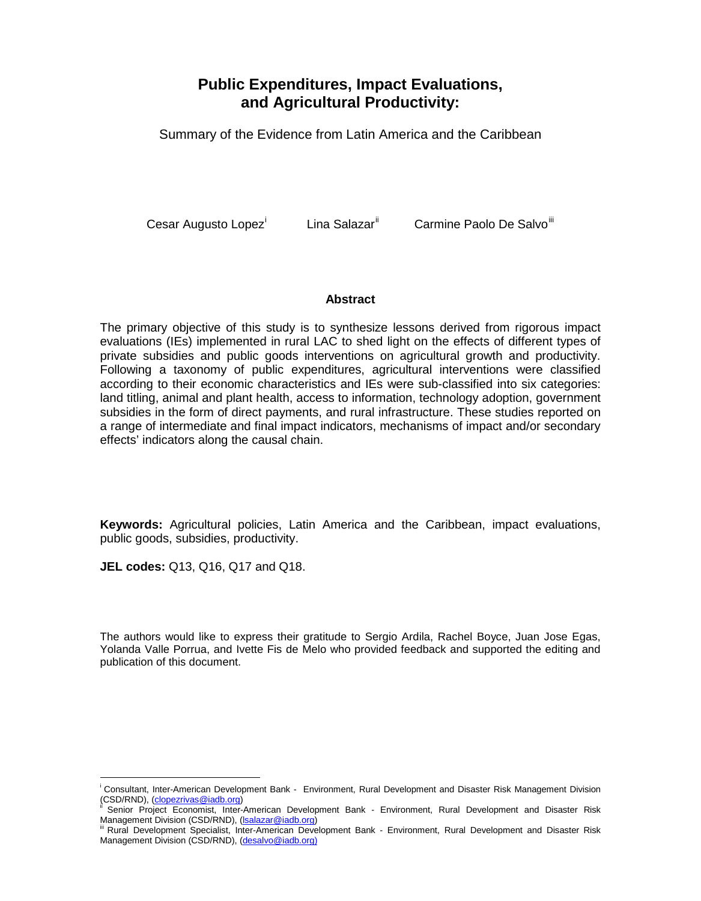# Public Expenditures, Impact Evaluations, and Agricultural Productivity:

Summary of the Evidence from Latin America and the Caribbean

Cesar Augusto Lopez[i] Lina Salazar[ii] Carmine Paolo De Salvo[iii]

## Abstract

The primary objective of this study is to synthesize lessons derived from rigorous impact evaluations (IEs) implemented in rural LAC to shed light on the effects of different types of private subsidies and public goods interventions on agricultural growth and productivity. Following a taxonomy of public expenditures, agricultural interventions were classified according to their economic characteristics and IEs were sub-classified into six categories: land titling, animal and plant health, access to information, technology adoption, government subsidies in the form of direct payments, and rural infrastructure. These studies reported on a range of intermediate and final impact indicators, mechanisms of impact and/or secondary effects' indicators along the causal chain.

**Keywords:** Agricultural policies, Latin America and the Caribbean, impact evaluations, public goods, subsidies, productivity.

**JEL codes:** Q13, Q16, Q17 and Q18.

The authors would like to express their gratitude to Sergio Ardila, Rachel Boyce, Juan Jose Egas, Yolanda Valle Porrua, and Ivette Fis de Melo who provided feedback and supported the editing and publication of this document.

---

[i] Consultant, Inter-American Development Bank - Environment, Rural Development and Disaster Risk Management Division (CSD/RND), (clopezrivas@iadb.org)

[ii] Senior Project Economist, Inter-American Development Bank - Environment, Rural Development and Disaster Risk Management Division (CSD/RND), (lsalazar@iadb.org)

[iii] Rural Development Specialist, Inter-American Development Bank - Environment, Rural Development and Disaster Risk Management Division (CSD/RND), (desalvo@iadb.org)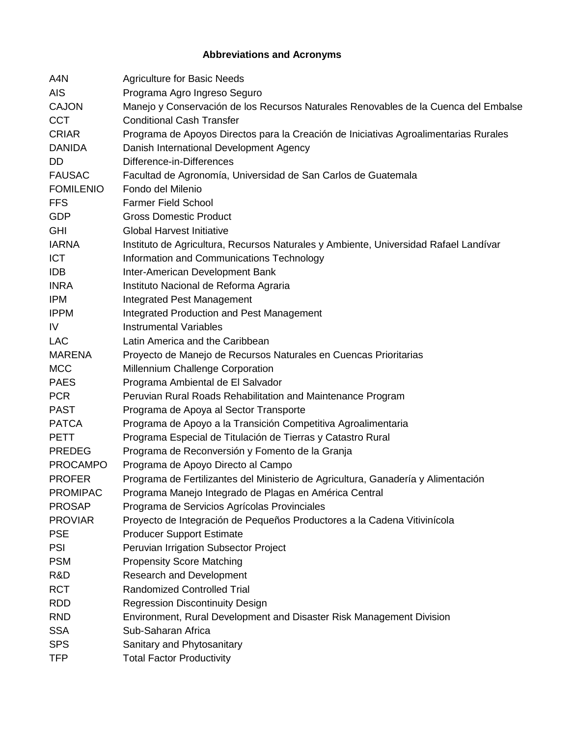## Abbreviations and Acronyms

| | |
|---|---|
| A4N | Agriculture for Basic Needs |
| AIS | Programa Agro Ingreso Seguro |
| CAJON | Manejo y Conservación de los Recursos Naturales Renovables de la Cuenca del Embalse |
| CCT | Conditional Cash Transfer |
| CRIAR | Programa de Apoyos Directos para la Creación de Iniciativas Agroalimentarias Rurales |
| DANIDA | Danish International Development Agency |
| DD | Difference-in-Differences |
| FAUSAC | Facultad de Agronomía, Universidad de San Carlos de Guatemala |
| FOMILENIO | Fondo del Milenio |
| FFS | Farmer Field School |
| GDP | Gross Domestic Product |
| GHI | Global Harvest Initiative |
| IARNA | Instituto de Agricultura, Recursos Naturales y Ambiente, Universidad Rafael Landívar |
| ICT | Information and Communications Technology |
| IDB | Inter-American Development Bank |
| INRA | Instituto Nacional de Reforma Agraria |
| IPM | Integrated Pest Management |
| IPPM | Integrated Production and Pest Management |
| IV | Instrumental Variables |
| LAC | Latin America and the Caribbean |
| MARENA | Proyecto de Manejo de Recursos Naturales en Cuencas Prioritarias |
| MCC | Millennium Challenge Corporation |
| PAES | Programa Ambiental de El Salvador |
| PCR | Peruvian Rural Roads Rehabilitation and Maintenance Program |
| PAST | Programa de Apoya al Sector Transporte |
| PATCA | Programa de Apoyo a la Transición Competitiva Agroalimentaria |
| PETT | Programa Especial de Titulación de Tierras y Catastro Rural |
| PREDEG | Programa de Reconversión y Fomento de la Granja |
| PROCAMPO | Programa de Apoyo Directo al Campo |
| PROFER | Programa de Fertilizantes del Ministerio de Agricultura, Ganadería y Alimentación |
| PROMIPAC | Programa Manejo Integrado de Plagas en América Central |
| PROSAP | Programa de Servicios Agrícolas Provinciales |
| PROVIAR | Proyecto de Integración de Pequeños Productores a la Cadena Vitivinícola |
| PSE | Producer Support Estimate |
| PSI | Peruvian Irrigation Subsector Project |
| PSM | Propensity Score Matching |
| R&D | Research and Development |
| RCT | Randomized Controlled Trial |
| RDD | Regression Discontinuity Design |
| RND | Environment, Rural Development and Disaster Risk Management Division |
| SSA | Sub-Saharan Africa |
| SPS | Sanitary and Phytosanitary |
| TFP | Total Factor Productivity |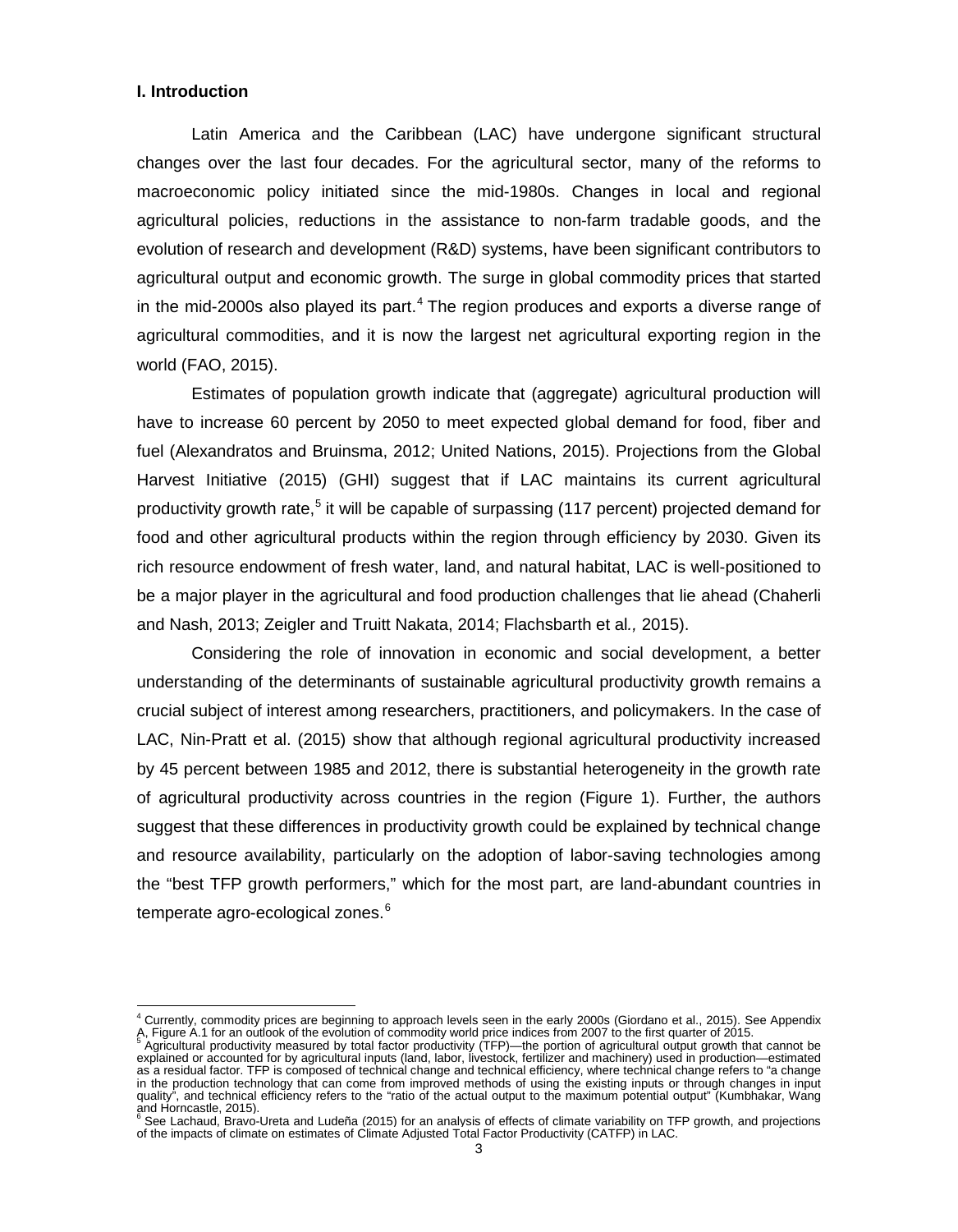## I. Introduction

Latin America and the Caribbean (LAC) have undergone significant structural changes over the last four decades. For the agricultural sector, many of the reforms to macroeconomic policy initiated since the mid-1980s. Changes in local and regional agricultural policies, reductions in the assistance to non-farm tradable goods, and the evolution of research and development (R&D) systems, have been significant contributors to agricultural output and economic growth. The surge in global commodity prices that started in the mid-2000s also played its part.[4] The region produces and exports a diverse range of agricultural commodities, and it is now the largest net agricultural exporting region in the world (FAO, 2015).

Estimates of population growth indicate that (aggregate) agricultural production will have to increase 60 percent by 2050 to meet expected global demand for food, fiber and fuel (Alexandratos and Bruinsma, 2012; United Nations, 2015). Projections from the Global Harvest Initiative (2015) (GHI) suggest that if LAC maintains its current agricultural productivity growth rate,[5] it will be capable of surpassing (117 percent) projected demand for food and other agricultural products within the region through efficiency by 2030. Given its rich resource endowment of fresh water, land, and natural habitat, LAC is well-positioned to be a major player in the agricultural and food production challenges that lie ahead (Chaherli and Nash, 2013; Zeigler and Truitt Nakata, 2014; Flachsbarth et al*.,* 2015).

Considering the role of innovation in economic and social development, a better understanding of the determinants of sustainable agricultural productivity growth remains a crucial subject of interest among researchers, practitioners, and policymakers. In the case of LAC, Nin-Pratt et al. (2015) show that although regional agricultural productivity increased by 45 percent between 1985 and 2012, there is substantial heterogeneity in the growth rate of agricultural productivity across countries in the region (Figure 1). Further, the authors suggest that these differences in productivity growth could be explained by technical change and resource availability, particularly on the adoption of labor-saving technologies among the "best TFP growth performers," which for the most part, are land-abundant countries in temperate agro-ecological zones.[6]

---

[4] Currently, commodity prices are beginning to approach levels seen in the early 2000s (Giordano et al., 2015). See Appendix A, Figure A.1 for an outlook of the evolution of commodity world price indices from 2007 to the first quarter of 2015.

[5] Agricultural productivity measured by total factor productivity (TFP)—the portion of agricultural output growth that cannot be explained or accounted for by agricultural inputs (land, labor, livestock, fertilizer and machinery) used in production—estimated as a residual factor. TFP is composed of technical change and technical efficiency, where technical change refers to "a change in the production technology that can come from improved methods of using the existing inputs or through changes in input quality", and technical efficiency refers to the "ratio of the actual output to the maximum potential output" (Kumbhakar, Wang and Horncastle, 2015).

[6] See Lachaud, Bravo-Ureta and Ludeña (2015) for an analysis of effects of climate variability on TFP growth, and projections of the impacts of climate on estimates of Climate Adjusted Total Factor Productivity (CATFP) in LAC.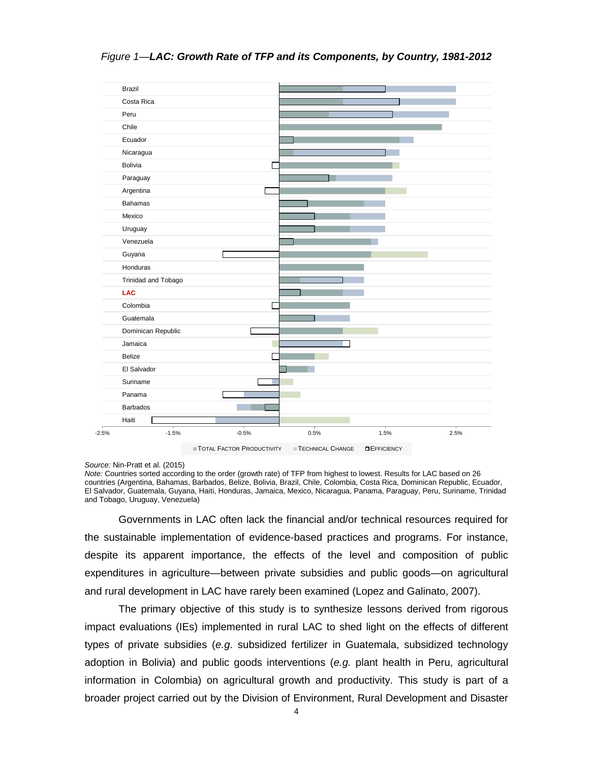*Figure 1—**LAC: Growth Rate of TFP and its Components, by Country, 1981-2012***

Brazil
Costa Rica
Peru
Chile
Ecuador
Nicaragua
Bolivia
Paraguay
Argentina
Bahamas
Mexico
Uruguay
Venezuela
Guyana
Honduras
Trinidad and Tobago
**LAC**
Colombia
Guatemala
Dominican Republic
Jamaica
Belize
El Salvador
Suriname
Panama
Barbados
Haiti

-2.5% -1.5% -0.5% 0.5% 1.5% 2.5%

TOTAL FACTOR PRODUCTIVITY | TECHNICAL CHANGE | EFFICIENCY

*Source:* Nin-Pratt et al. (2015)
*Note:* Countries sorted according to the order (growth rate) of TFP from highest to lowest. Results for LAC based on 26 countries (Argentina, Bahamas, Barbados, Belize, Bolivia, Brazil, Chile, Colombia, Costa Rica, Dominican Republic, Ecuador, El Salvador, Guatemala, Guyana, Haiti, Honduras, Jamaica, Mexico, Nicaragua, Panama, Paraguay, Peru, Suriname, Trinidad and Tobago, Uruguay, Venezuela)

Governments in LAC often lack the financial and/or technical resources required for the sustainable implementation of evidence-based practices and programs. For instance, despite its apparent importance, the effects of the level and composition of public expenditures in agriculture—between private subsidies and public goods—on agricultural and rural development in LAC have rarely been examined (Lopez and Galinato, 2007).

The primary objective of this study is to synthesize lessons derived from rigorous impact evaluations (IEs) implemented in rural LAC to shed light on the effects of different types of private subsidies (*e.g.* subsidized fertilizer in Guatemala, subsidized technology adoption in Bolivia) and public goods interventions (*e.g.* plant health in Peru, agricultural information in Colombia) on agricultural growth and productivity. This study is part of a broader project carried out by the Division of Environment, Rural Development and Disaster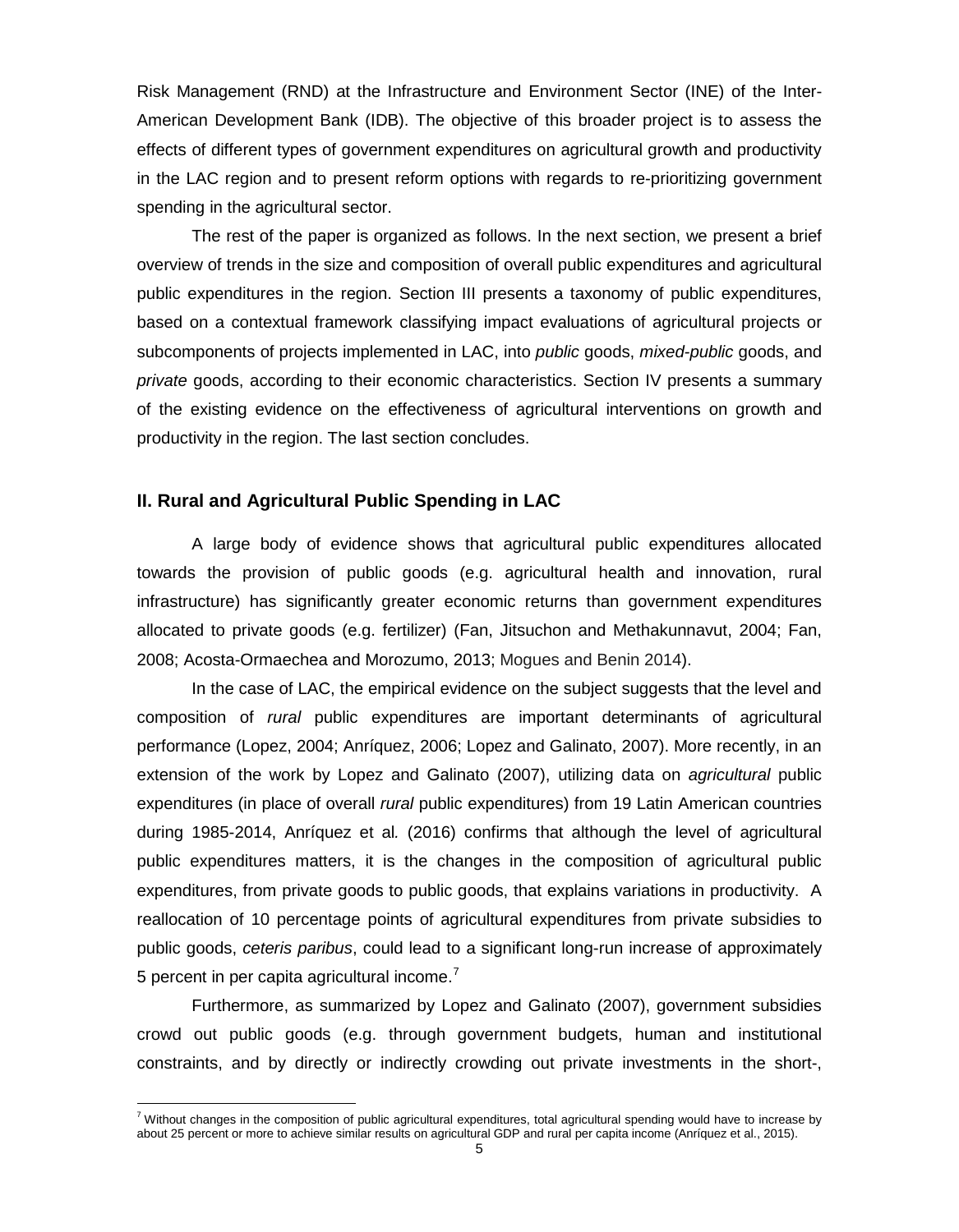Risk Management (RND) at the Infrastructure and Environment Sector (INE) of the Inter-American Development Bank (IDB). The objective of this broader project is to assess the effects of different types of government expenditures on agricultural growth and productivity in the LAC region and to present reform options with regards to re-prioritizing government spending in the agricultural sector.

The rest of the paper is organized as follows. In the next section, we present a brief overview of trends in the size and composition of overall public expenditures and agricultural public expenditures in the region. Section III presents a taxonomy of public expenditures, based on a contextual framework classifying impact evaluations of agricultural projects or subcomponents of projects implemented in LAC, into *public* goods, *mixed-public* goods, and *private* goods, according to their economic characteristics. Section IV presents a summary of the existing evidence on the effectiveness of agricultural interventions on growth and productivity in the region. The last section concludes.

## II. Rural and Agricultural Public Spending in LAC

A large body of evidence shows that agricultural public expenditures allocated towards the provision of public goods (e.g. agricultural health and innovation, rural infrastructure) has significantly greater economic returns than government expenditures allocated to private goods (e.g. fertilizer) (Fan, Jitsuchon and Methakunnavut, 2004; Fan, 2008; Acosta-Ormaechea and Morozumo, 2013; Mogues and Benin 2014).

In the case of LAC, the empirical evidence on the subject suggests that the level and composition of *rural* public expenditures are important determinants of agricultural performance (Lopez, 2004; Anríquez, 2006; Lopez and Galinato, 2007). More recently, in an extension of the work by Lopez and Galinato (2007), utilizing data on *agricultural* public expenditures (in place of overall *rural* public expenditures) from 19 Latin American countries during 1985-2014, Anríquez et al*.* (2016) confirms that although the level of agricultural public expenditures matters, it is the changes in the composition of agricultural public expenditures, from private goods to public goods, that explains variations in productivity. A reallocation of 10 percentage points of agricultural expenditures from private subsidies to public goods, *ceteris paribus*, could lead to a significant long-run increase of approximately 5 percent in per capita agricultural income.[7]

Furthermore, as summarized by Lopez and Galinato (2007), government subsidies crowd out public goods (e.g. through government budgets, human and institutional constraints, and by directly or indirectly crowding out private investments in the short-,

[7] Without changes in the composition of public agricultural expenditures, total agricultural spending would have to increase by about 25 percent or more to achieve similar results on agricultural GDP and rural per capita income (Anríquez et al., 2015).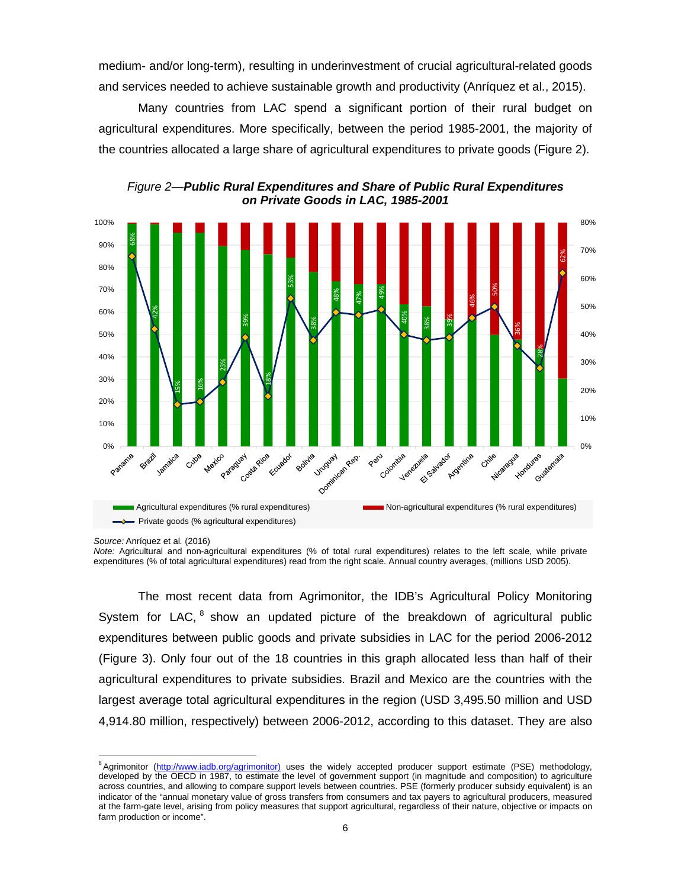medium- and/or long-term), resulting in underinvestment of crucial agricultural-related goods and services needed to achieve sustainable growth and productivity (Anríquez et al., 2015).

Many countries from LAC spend a significant portion of their rural budget on agricultural expenditures. More specifically, between the period 1985-2001, the majority of the countries allocated a large share of agricultural expenditures to private goods (Figure 2).

*Figure 2—**Public Rural Expenditures and Share of Public Rural Expenditures on Private Goods in LAC, 1985-2001***

*Source:* Anríquez et al. (2016)
*Note:* Agricultural and non-agricultural expenditures (% of total rural expenditures) relates to the left scale, while private expenditures (% of total agricultural expenditures) read from the right scale. Annual country averages, (millions USD 2005).

The most recent data from Agrimonitor, the IDB's Agricultural Policy Monitoring System for LAC,[8] show an updated picture of the breakdown of agricultural public expenditures between public goods and private subsidies in LAC for the period 2006-2012 (Figure 3). Only four out of the 18 countries in this graph allocated less than half of their agricultural expenditures to private subsidies. Brazil and Mexico are the countries with the largest average total agricultural expenditures in the region (USD 3,495.50 million and USD 4,914.80 million, respectively) between 2006-2012, according to this dataset. They are also

[8] Agrimonitor (http://www.iadb.org/agrimonitor) uses the widely accepted producer support estimate (PSE) methodology, developed by the OECD in 1987, to estimate the level of government support (in magnitude and composition) to agriculture across countries, and allowing to compare support levels between countries. PSE (formerly producer subsidy equivalent) is an indicator of the "annual monetary value of gross transfers from consumers and tax payers to agricultural producers, measured at the farm-gate level, arising from policy measures that support agricultural, regardless of their nature, objective or impacts on farm production or income".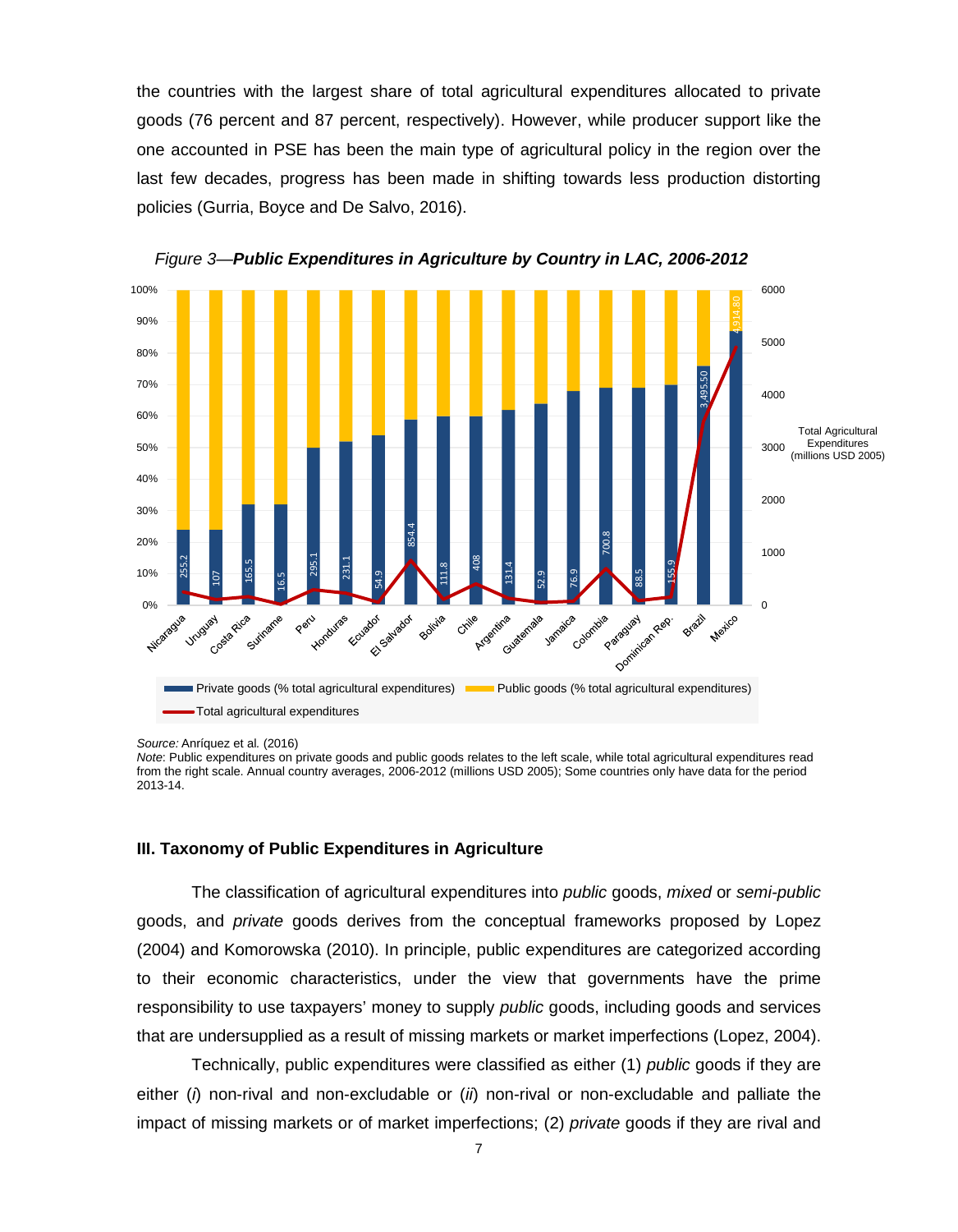the countries with the largest share of total agricultural expenditures allocated to private goods (76 percent and 87 percent, respectively). However, while producer support like the one accounted in PSE has been the main type of agricultural policy in the region over the last few decades, progress has been made in shifting towards less production distorting policies (Gurria, Boyce and De Salvo, 2016).

*Figure 3—**Public Expenditures in Agriculture by Country in LAC, 2006-2012***

*Source:* Anríquez et al*.* (2016)
*Note*: Public expenditures on private goods and public goods relates to the left scale, while total agricultural expenditures read from the right scale. Annual country averages, 2006-2012 (millions USD 2005); Some countries only have data for the period 2013-14.

### III. Taxonomy of Public Expenditures in Agriculture

The classification of agricultural expenditures into *public* goods, *mixed* or *semi-public* goods, and *private* goods derives from the conceptual frameworks proposed by Lopez (2004) and Komorowska (2010). In principle, public expenditures are categorized according to their economic characteristics, under the view that governments have the prime responsibility to use taxpayers' money to supply *public* goods, including goods and services that are undersupplied as a result of missing markets or market imperfections (Lopez, 2004).

Technically, public expenditures were classified as either (1) *public* goods if they are either (*i*) non-rival and non-excludable or (*ii*) non-rival or non-excludable and palliate the impact of missing markets or of market imperfections; (2) *private* goods if they are rival and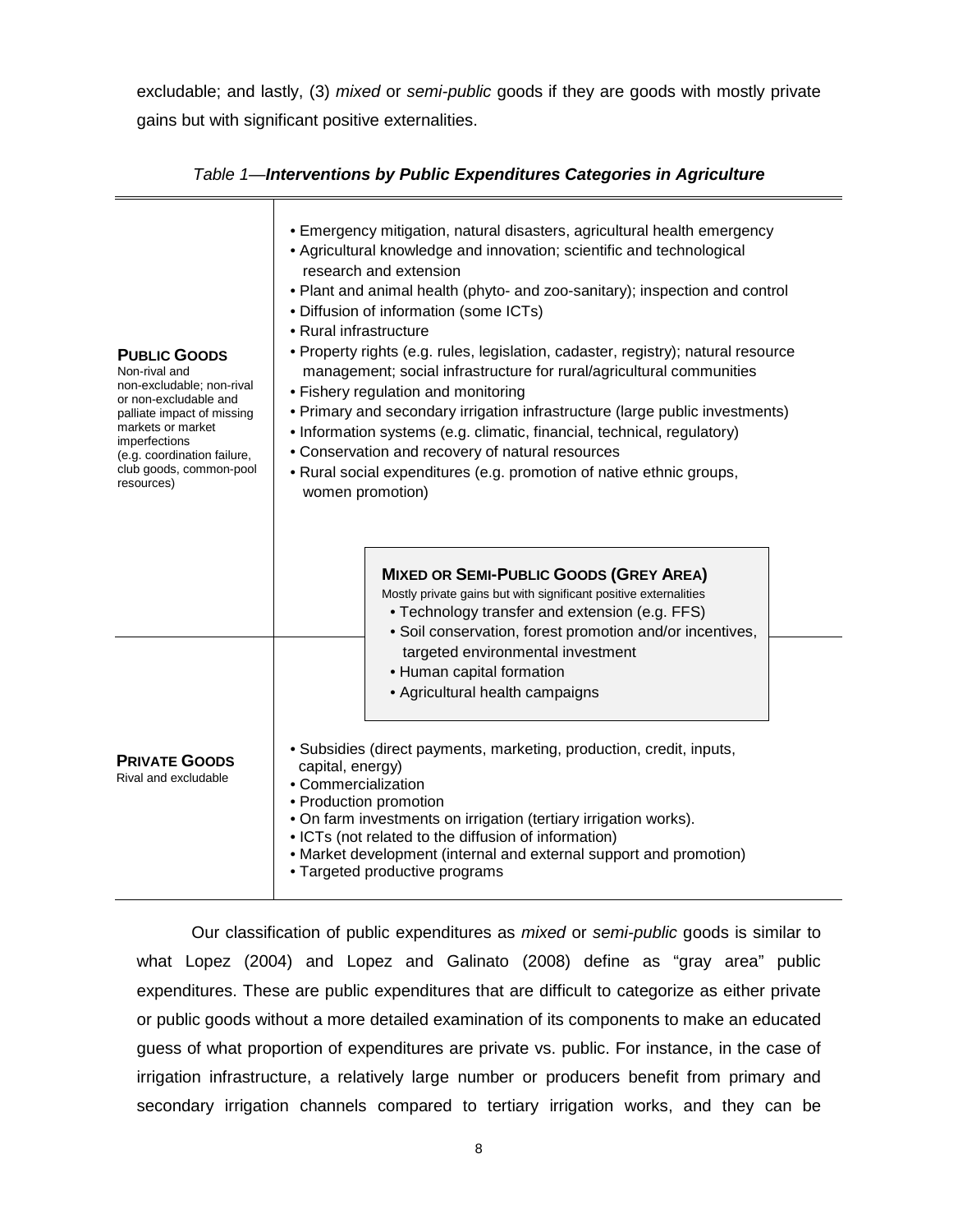excludable; and lastly, (3) *mixed* or *semi-public* goods if they are goods with mostly private gains but with significant positive externalities.

*Table 1—**Interventions by Public Expenditures Categories in Agriculture***

| Category | Interventions |
| --- | --- |
| **PUBLIC GOODS** Non-rival and non-excludable; non-rival or non-excludable and palliate impact of missing markets or market imperfections (e.g. coordination failure, club goods, common-pool resources) | • Emergency mitigation, natural disasters, agricultural health emergency<br>• Agricultural knowledge and innovation; scientific and technological research and extension<br>• Plant and animal health (phyto- and zoo-sanitary); inspection and control<br>• Diffusion of information (some ICTs)<br>• Rural infrastructure<br>• Property rights (e.g. rules, legislation, cadaster, registry); natural resource management; social infrastructure for rural/agricultural communities<br>• Fishery regulation and monitoring<br>• Primary and secondary irrigation infrastructure (large public investments)<br>• Information systems (e.g. climatic, financial, technical, regulatory)<br>• Conservation and recovery of natural resources<br>• Rural social expenditures (e.g. promotion of native ethnic groups, women promotion) |
| **MIXED OR SEMI-PUBLIC GOODS (GREY AREA)** Mostly private gains but with significant positive externalities | • Technology transfer and extension (e.g. FFS)<br>• Soil conservation, forest promotion and/or incentives, targeted environmental investment<br>• Human capital formation<br>• Agricultural health campaigns |
| **PRIVATE GOODS** Rival and excludable | • Subsidies (direct payments, marketing, production, credit, inputs, capital, energy)<br>• Commercialization<br>• Production promotion<br>• On farm investments on irrigation (tertiary irrigation works).<br>• ICTs (not related to the diffusion of information)<br>• Market development (internal and external support and promotion)<br>• Targeted productive programs |

Our classification of public expenditures as *mixed* or *semi-public* goods is similar to what Lopez (2004) and Lopez and Galinato (2008) define as "gray area" public expenditures. These are public expenditures that are difficult to categorize as either private or public goods without a more detailed examination of its components to make an educated guess of what proportion of expenditures are private vs. public. For instance, in the case of irrigation infrastructure, a relatively large number or producers benefit from primary and secondary irrigation channels compared to tertiary irrigation works, and they can be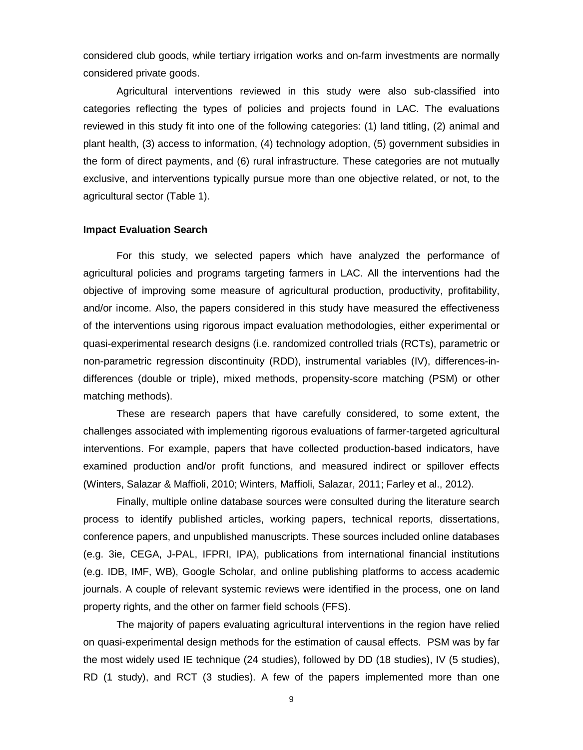considered club goods, while tertiary irrigation works and on-farm investments are normally considered private goods.

Agricultural interventions reviewed in this study were also sub-classified into categories reflecting the types of policies and projects found in LAC. The evaluations reviewed in this study fit into one of the following categories: (1) land titling, (2) animal and plant health, (3) access to information, (4) technology adoption, (5) government subsidies in the form of direct payments, and (6) rural infrastructure. These categories are not mutually exclusive, and interventions typically pursue more than one objective related, or not, to the agricultural sector (Table 1).

**Impact Evaluation Search**

For this study, we selected papers which have analyzed the performance of agricultural policies and programs targeting farmers in LAC. All the interventions had the objective of improving some measure of agricultural production, productivity, profitability, and/or income. Also, the papers considered in this study have measured the effectiveness of the interventions using rigorous impact evaluation methodologies, either experimental or quasi-experimental research designs (i.e. randomized controlled trials (RCTs), parametric or non-parametric regression discontinuity (RDD), instrumental variables (IV), differences-in-differences (double or triple), mixed methods, propensity-score matching (PSM) or other matching methods).

These are research papers that have carefully considered, to some extent, the challenges associated with implementing rigorous evaluations of farmer-targeted agricultural interventions. For example, papers that have collected production-based indicators, have examined production and/or profit functions, and measured indirect or spillover effects (Winters, Salazar & Maffioli, 2010; Winters, Maffioli, Salazar, 2011; Farley et al., 2012).

Finally, multiple online database sources were consulted during the literature search process to identify published articles, working papers, technical reports, dissertations, conference papers, and unpublished manuscripts. These sources included online databases (e.g. 3ie, CEGA, J-PAL, IFPRI, IPA), publications from international financial institutions (e.g. IDB, IMF, WB), Google Scholar, and online publishing platforms to access academic journals. A couple of relevant systemic reviews were identified in the process, one on land property rights, and the other on farmer field schools (FFS).

The majority of papers evaluating agricultural interventions in the region have relied on quasi-experimental design methods for the estimation of causal effects. PSM was by far the most widely used IE technique (24 studies), followed by DD (18 studies), IV (5 studies), RD (1 study), and RCT (3 studies). A few of the papers implemented more than one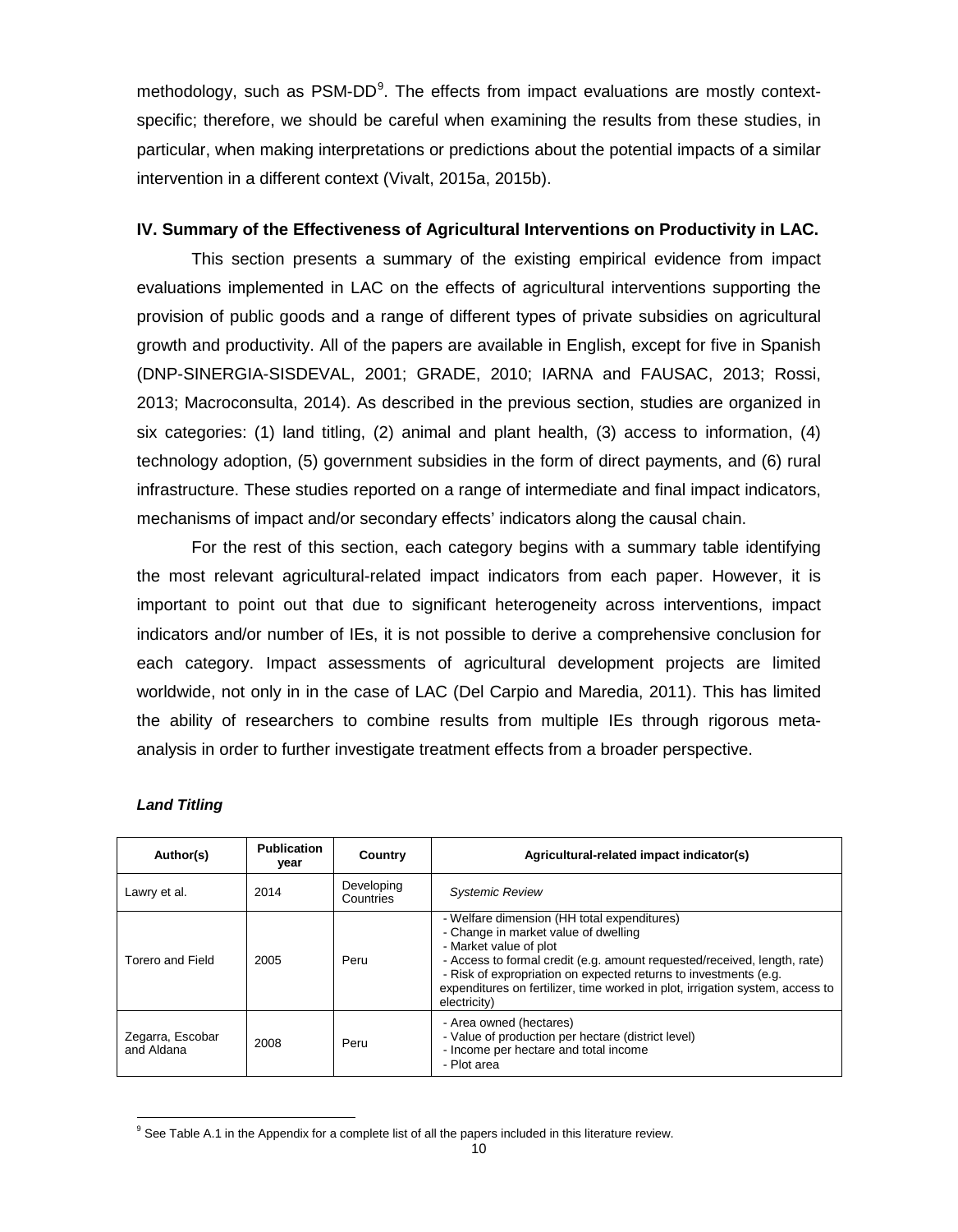methodology, such as PSM-DD[9]. The effects from impact evaluations are mostly context-specific; therefore, we should be careful when examining the results from these studies, in particular, when making interpretations or predictions about the potential impacts of a similar intervention in a different context (Vivalt, 2015a, 2015b).

## IV. Summary of the Effectiveness of Agricultural Interventions on Productivity in LAC.

This section presents a summary of the existing empirical evidence from impact evaluations implemented in LAC on the effects of agricultural interventions supporting the provision of public goods and a range of different types of private subsidies on agricultural growth and productivity. All of the papers are available in English, except for five in Spanish (DNP-SINERGIA-SISDEVAL, 2001; GRADE, 2010; IARNA and FAUSAC, 2013; Rossi, 2013; Macroconsulta, 2014). As described in the previous section, studies are organized in six categories: (1) land titling, (2) animal and plant health, (3) access to information, (4) technology adoption, (5) government subsidies in the form of direct payments, and (6) rural infrastructure. These studies reported on a range of intermediate and final impact indicators, mechanisms of impact and/or secondary effects' indicators along the causal chain.

For the rest of this section, each category begins with a summary table identifying the most relevant agricultural-related impact indicators from each paper. However, it is important to point out that due to significant heterogeneity across interventions, impact indicators and/or number of IEs, it is not possible to derive a comprehensive conclusion for each category. Impact assessments of agricultural development projects are limited worldwide, not only in in the case of LAC (Del Carpio and Maredia, 2011). This has limited the ability of researchers to combine results from multiple IEs through rigorous meta-analysis in order to further investigate treatment effects from a broader perspective.

### *Land Titling*

| Author(s) | Publication year | Country | Agricultural-related impact indicator(s) |
|---|---|---|---|
| Lawry et al. | 2014 | Developing Countries | *Systemic Review* |
| Torero and Field | 2005 | Peru | - Welfare dimension (HH total expenditures)<br>- Change in market value of dwelling<br>- Market value of plot<br>- Access to formal credit (e.g. amount requested/received, length, rate)<br>- Risk of expropriation on expected returns to investments (e.g. expenditures on fertilizer, time worked in plot, irrigation system, access to electricity) |
| Zegarra, Escobar and Aldana | 2008 | Peru | - Area owned (hectares)<br>- Value of production per hectare (district level)<br>- Income per hectare and total income<br>- Plot area |

[9] See Table A.1 in the Appendix for a complete list of all the papers included in this literature review.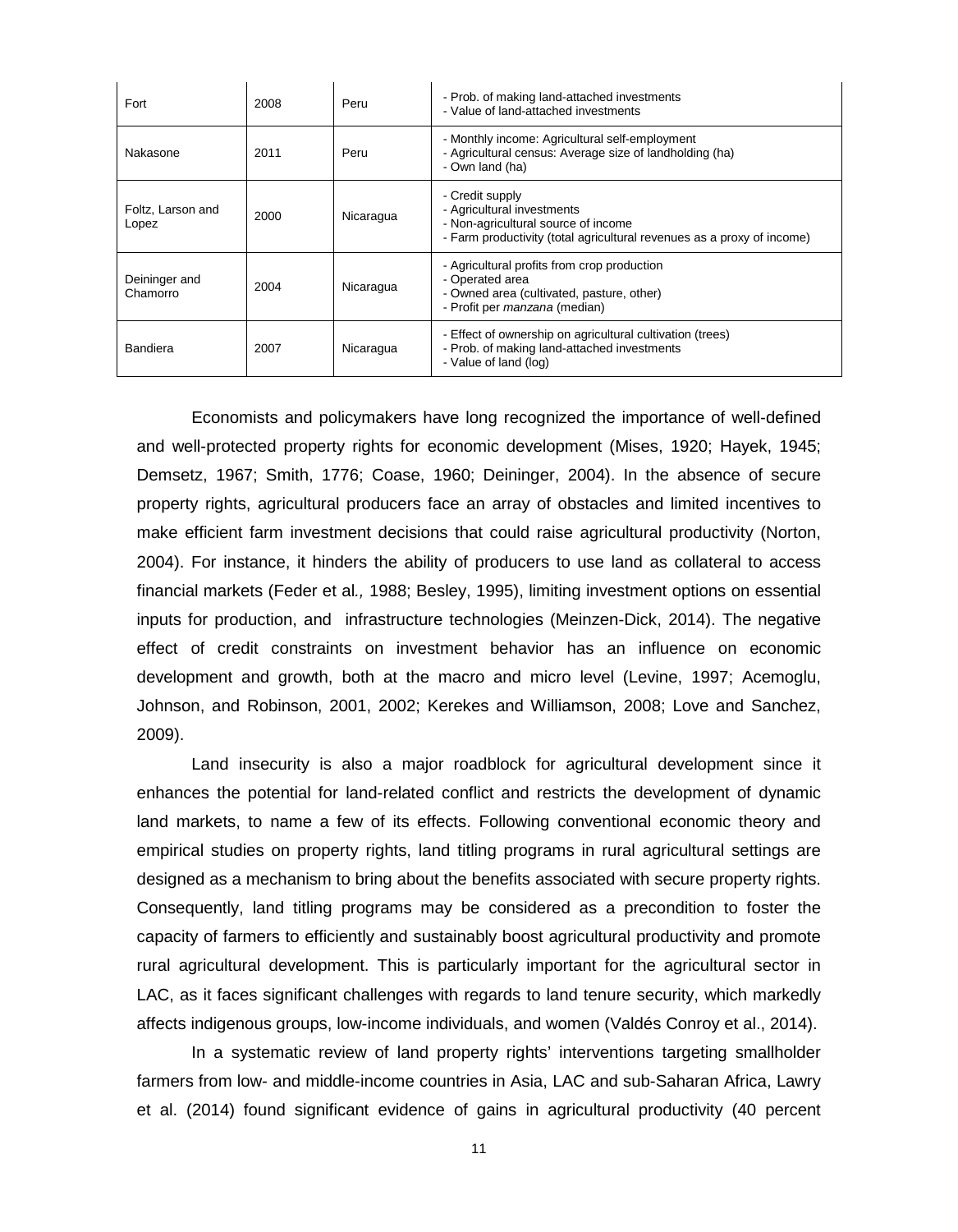| Fort | 2008 | Peru | - Prob. of making land-attached investments<br>- Value of land-attached investments |
|---|---|---|---|
| Nakasone | 2011 | Peru | - Monthly income: Agricultural self-employment<br>- Agricultural census: Average size of landholding (ha)<br>- Own land (ha) |
| Foltz, Larson and Lopez | 2000 | Nicaragua | - Credit supply<br>- Agricultural investments<br>- Non-agricultural source of income<br>- Farm productivity (total agricultural revenues as a proxy of income) |
| Deininger and Chamorro | 2004 | Nicaragua | - Agricultural profits from crop production<br>- Operated area<br>- Owned area (cultivated, pasture, other)<br>- Profit per *manzana* (median) |
| Bandiera | 2007 | Nicaragua | - Effect of ownership on agricultural cultivation (trees)<br>- Prob. of making land-attached investments<br>- Value of land (log) |

Economists and policymakers have long recognized the importance of well-defined and well-protected property rights for economic development (Mises, 1920; Hayek, 1945; Demsetz, 1967; Smith, 1776; Coase, 1960; Deininger, 2004). In the absence of secure property rights, agricultural producers face an array of obstacles and limited incentives to make efficient farm investment decisions that could raise agricultural productivity (Norton, 2004). For instance, it hinders the ability of producers to use land as collateral to access financial markets (Feder et al*.,* 1988; Besley, 1995), limiting investment options on essential inputs for production, and infrastructure technologies (Meinzen-Dick, 2014). The negative effect of credit constraints on investment behavior has an influence on economic development and growth, both at the macro and micro level (Levine, 1997; Acemoglu, Johnson, and Robinson, 2001, 2002; Kerekes and Williamson, 2008; Love and Sanchez, 2009).

Land insecurity is also a major roadblock for agricultural development since it enhances the potential for land-related conflict and restricts the development of dynamic land markets, to name a few of its effects. Following conventional economic theory and empirical studies on property rights, land titling programs in rural agricultural settings are designed as a mechanism to bring about the benefits associated with secure property rights. Consequently, land titling programs may be considered as a precondition to foster the capacity of farmers to efficiently and sustainably boost agricultural productivity and promote rural agricultural development. This is particularly important for the agricultural sector in LAC, as it faces significant challenges with regards to land tenure security, which markedly affects indigenous groups, low-income individuals, and women (Valdés Conroy et al., 2014).

In a systematic review of land property rights' interventions targeting smallholder farmers from low- and middle-income countries in Asia, LAC and sub-Saharan Africa, Lawry et al. (2014) found significant evidence of gains in agricultural productivity (40 percent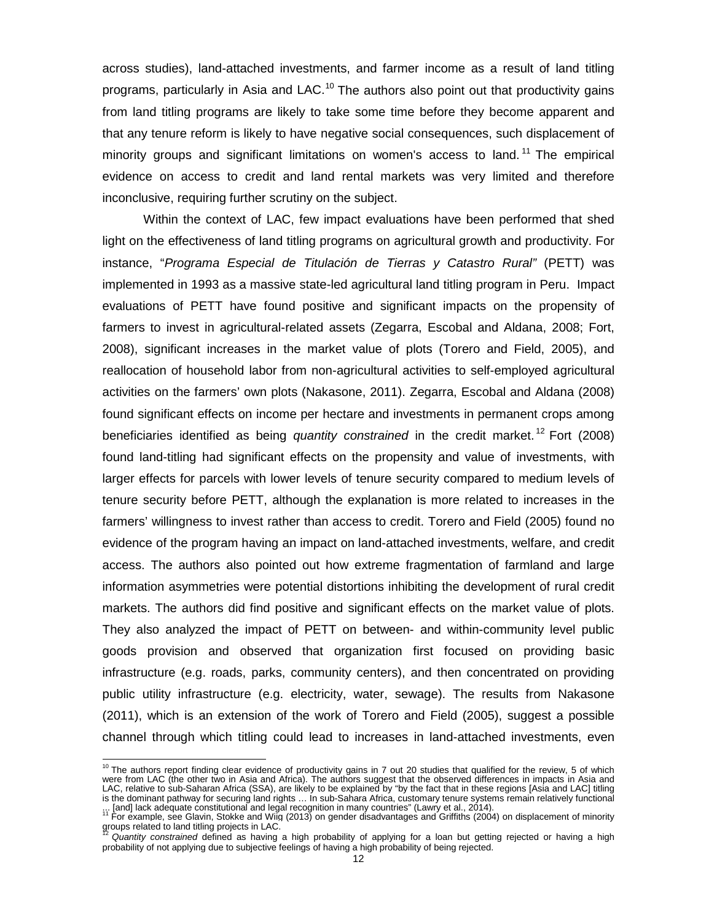across studies), land-attached investments, and farmer income as a result of land titling programs, particularly in Asia and LAC.[10] The authors also point out that productivity gains from land titling programs are likely to take some time before they become apparent and that any tenure reform is likely to have negative social consequences, such displacement of minority groups and significant limitations on women's access to land.[11] The empirical evidence on access to credit and land rental markets was very limited and therefore inconclusive, requiring further scrutiny on the subject.

Within the context of LAC, few impact evaluations have been performed that shed light on the effectiveness of land titling programs on agricultural growth and productivity. For instance, "*Programa Especial de Titulación de Tierras y Catastro Rural"* (PETT) was implemented in 1993 as a massive state-led agricultural land titling program in Peru. Impact evaluations of PETT have found positive and significant impacts on the propensity of farmers to invest in agricultural-related assets (Zegarra, Escobal and Aldana, 2008; Fort, 2008), significant increases in the market value of plots (Torero and Field, 2005), and reallocation of household labor from non-agricultural activities to self-employed agricultural activities on the farmers' own plots (Nakasone, 2011). Zegarra, Escobal and Aldana (2008) found significant effects on income per hectare and investments in permanent crops among beneficiaries identified as being *quantity constrained* in the credit market.[12] Fort (2008) found land-titling had significant effects on the propensity and value of investments, with larger effects for parcels with lower levels of tenure security compared to medium levels of tenure security before PETT, although the explanation is more related to increases in the farmers' willingness to invest rather than access to credit. Torero and Field (2005) found no evidence of the program having an impact on land-attached investments, welfare, and credit access. The authors also pointed out how extreme fragmentation of farmland and large information asymmetries were potential distortions inhibiting the development of rural credit markets. The authors did find positive and significant effects on the market value of plots. They also analyzed the impact of PETT on between- and within-community level public goods provision and observed that organization first focused on providing basic infrastructure (e.g. roads, parks, community centers), and then concentrated on providing public utility infrastructure (e.g. electricity, water, sewage). The results from Nakasone (2011), which is an extension of the work of Torero and Field (2005), suggest a possible channel through which titling could lead to increases in land-attached investments, even

---

[10] The authors report finding clear evidence of productivity gains in 7 out 20 studies that qualified for the review, 5 of which were from LAC (the other two in Asia and Africa). The authors suggest that the observed differences in impacts in Asia and LAC, relative to sub-Saharan Africa (SSA), are likely to be explained by "by the fact that in these regions [Asia and LAC] titling is the dominant pathway for securing land rights … In sub-Sahara Africa, customary tenure systems remain relatively functional … [and] lack adequate constitutional and legal recognition in many countries" (Lawry et al., 2014).

[11] For example, see Glavin, Stokke and Wiig (2013) on gender disadvantages and Griffiths (2004) on displacement of minority groups related to land titling projects in LAC.

[12] *Quantity constrained* defined as having a high probability of applying for a loan but getting rejected or having a high probability of not applying due to subjective feelings of having a high probability of being rejected.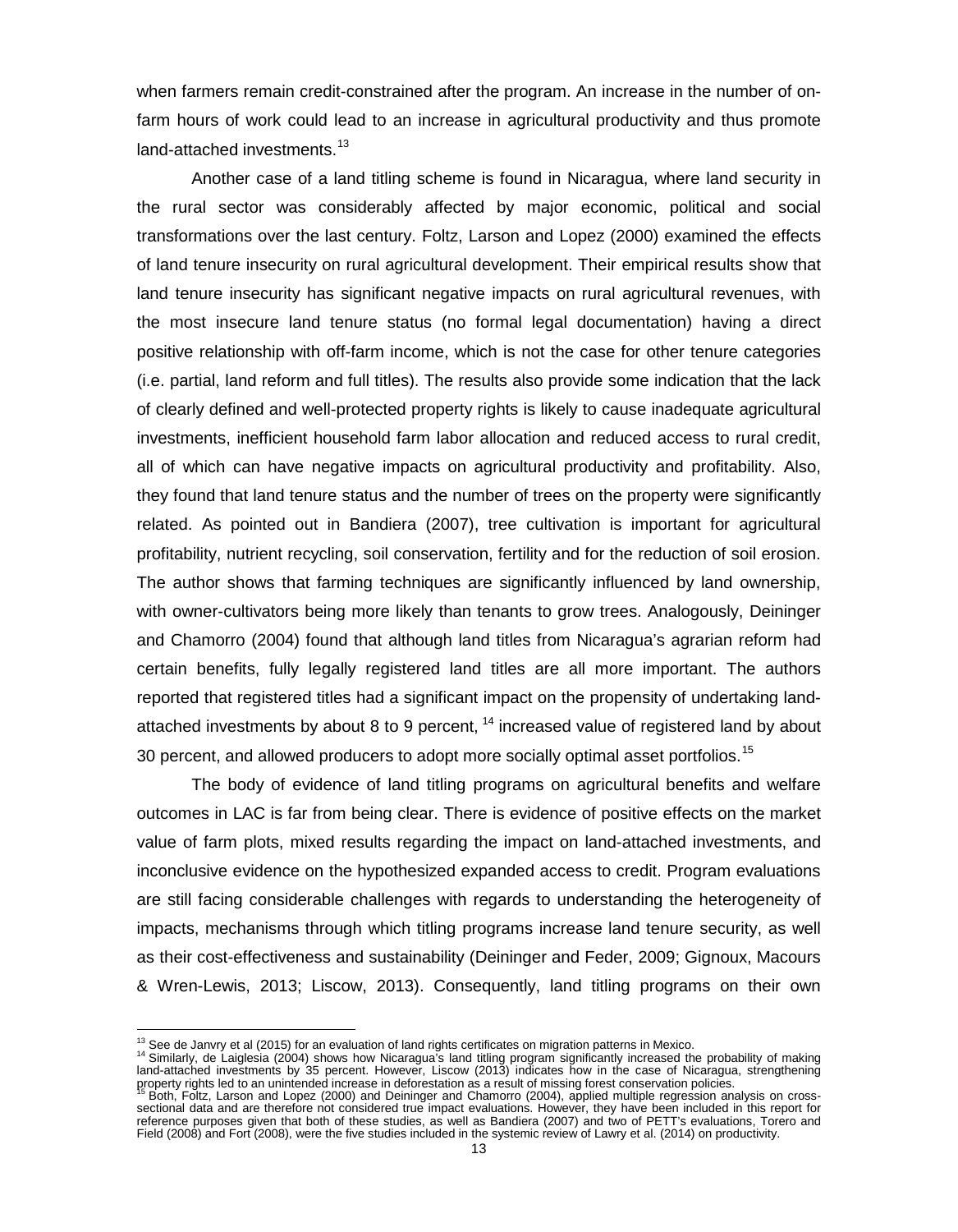when farmers remain credit-constrained after the program. An increase in the number of on-farm hours of work could lead to an increase in agricultural productivity and thus promote land-attached investments.[13]

Another case of a land titling scheme is found in Nicaragua, where land security in the rural sector was considerably affected by major economic, political and social transformations over the last century. Foltz, Larson and Lopez (2000) examined the effects of land tenure insecurity on rural agricultural development. Their empirical results show that land tenure insecurity has significant negative impacts on rural agricultural revenues, with the most insecure land tenure status (no formal legal documentation) having a direct positive relationship with off-farm income, which is not the case for other tenure categories (i.e. partial, land reform and full titles). The results also provide some indication that the lack of clearly defined and well-protected property rights is likely to cause inadequate agricultural investments, inefficient household farm labor allocation and reduced access to rural credit, all of which can have negative impacts on agricultural productivity and profitability. Also, they found that land tenure status and the number of trees on the property were significantly related. As pointed out in Bandiera (2007), tree cultivation is important for agricultural profitability, nutrient recycling, soil conservation, fertility and for the reduction of soil erosion. The author shows that farming techniques are significantly influenced by land ownership, with owner-cultivators being more likely than tenants to grow trees. Analogously, Deininger and Chamorro (2004) found that although land titles from Nicaragua's agrarian reform had certain benefits, fully legally registered land titles are all more important. The authors reported that registered titles had a significant impact on the propensity of undertaking land-attached investments by about 8 to 9 percent,[14] increased value of registered land by about 30 percent, and allowed producers to adopt more socially optimal asset portfolios.[15]

The body of evidence of land titling programs on agricultural benefits and welfare outcomes in LAC is far from being clear. There is evidence of positive effects on the market value of farm plots, mixed results regarding the impact on land-attached investments, and inconclusive evidence on the hypothesized expanded access to credit. Program evaluations are still facing considerable challenges with regards to understanding the heterogeneity of impacts, mechanisms through which titling programs increase land tenure security, as well as their cost-effectiveness and sustainability (Deininger and Feder, 2009; Gignoux, Macours & Wren-Lewis, 2013; Liscow, 2013). Consequently, land titling programs on their own

[13] See de Janvry et al (2015) for an evaluation of land rights certificates on migration patterns in Mexico.

[14] Similarly, de Laiglesia (2004) shows how Nicaragua's land titling program significantly increased the probability of making land-attached investments by 35 percent. However, Liscow (2013) indicates how in the case of Nicaragua, strengthening property rights led to an unintended increase in deforestation as a result of missing forest conservation policies.

[15] Both, Foltz, Larson and Lopez (2000) and Deininger and Chamorro (2004), applied multiple regression analysis on cross-sectional data and are therefore not considered true impact evaluations. However, they have been included in this report for reference purposes given that both of these studies, as well as Bandiera (2007) and two of PETT's evaluations, Torero and Field (2008) and Fort (2008), were the five studies included in the systemic review of Lawry et al. (2014) on productivity.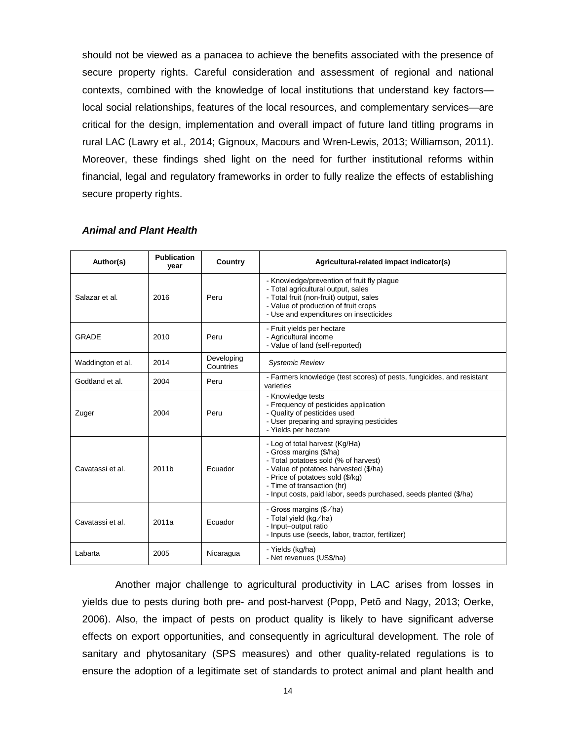should not be viewed as a panacea to achieve the benefits associated with the presence of secure property rights. Careful consideration and assessment of regional and national contexts, combined with the knowledge of local institutions that understand key factors—local social relationships, features of the local resources, and complementary services—are critical for the design, implementation and overall impact of future land titling programs in rural LAC (Lawry et al*.,* 2014; Gignoux, Macours and Wren-Lewis, 2013; Williamson, 2011). Moreover, these findings shed light on the need for further institutional reforms within financial, legal and regulatory frameworks in order to fully realize the effects of establishing secure property rights.

***Animal and Plant Health***

| Author(s) | Publication year | Country | Agricultural-related impact indicator(s) |
|---|---|---|---|
| Salazar et al. | 2016 | Peru | - Knowledge/prevention of fruit fly plague<br>- Total agricultural output, sales<br>- Total fruit (non-fruit) output, sales<br>- Value of production of fruit crops<br>- Use and expenditures on insecticides |
| GRADE | 2010 | Peru | - Fruit yields per hectare<br>- Agricultural income<br>- Value of land (self-reported) |
| Waddington et al. | 2014 | Developing Countries | *Systemic Review* |
| Godtland et al. | 2004 | Peru | - Farmers knowledge (test scores) of pests, fungicides, and resistant varieties |
| Zuger | 2004 | Peru | - Knowledge tests<br>- Frequency of pesticides application<br>- Quality of pesticides used<br>- User preparing and spraying pesticides<br>- Yields per hectare |
| Cavatassi et al. | 2011b | Ecuador | - Log of total harvest (Kg/Ha)<br>- Gross margins ($/ha)<br>- Total potatoes sold (% of harvest)<br>- Value of potatoes harvested ($/ha)<br>- Price of potatoes sold ($/kg)<br>- Time of transaction (hr)<br>- Input costs, paid labor, seeds purchased, seeds planted ($/ha) |
| Cavatassi et al. | 2011a | Ecuador | - Gross margins ($ ⁄ ha)<br>- Total yield (kg ⁄ ha)<br>- Input–output ratio<br>- Inputs use (seeds, labor, tractor, fertilizer) |
| Labarta | 2005 | Nicaragua | - Yields (kg/ha)<br>- Net revenues (US$/ha) |

Another major challenge to agricultural productivity in LAC arises from losses in yields due to pests during both pre- and post-harvest (Popp, Petõ and Nagy, 2013; Oerke, 2006). Also, the impact of pests on product quality is likely to have significant adverse effects on export opportunities, and consequently in agricultural development. The role of sanitary and phytosanitary (SPS measures) and other quality-related regulations is to ensure the adoption of a legitimate set of standards to protect animal and plant health and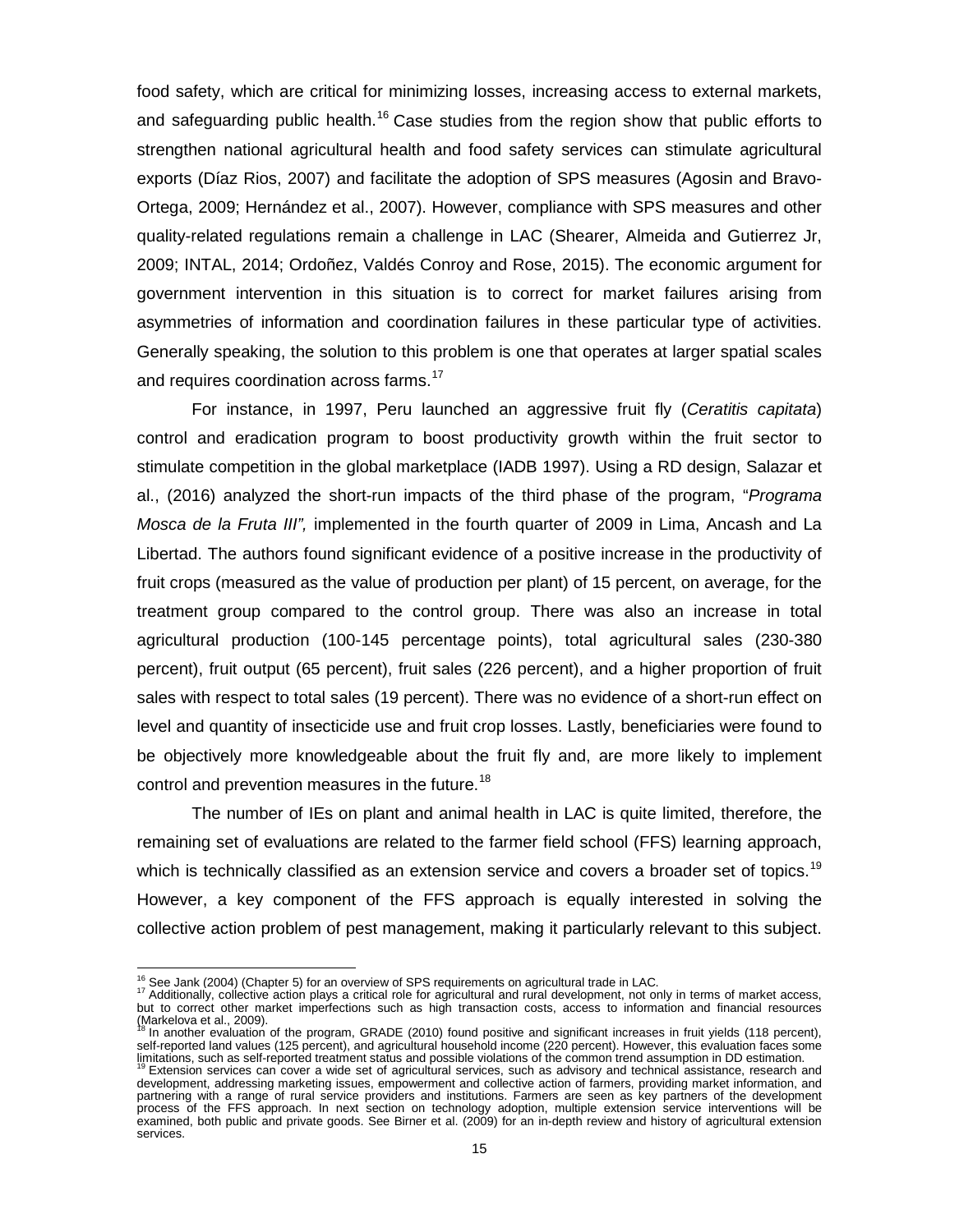food safety, which are critical for minimizing losses, increasing access to external markets, and safeguarding public health.[16] Case studies from the region show that public efforts to strengthen national agricultural health and food safety services can stimulate agricultural exports (Díaz Rios, 2007) and facilitate the adoption of SPS measures (Agosin and Bravo-Ortega, 2009; Hernández et al., 2007). However, compliance with SPS measures and other quality-related regulations remain a challenge in LAC (Shearer, Almeida and Gutierrez Jr, 2009; INTAL, 2014; Ordoñez, Valdés Conroy and Rose, 2015). The economic argument for government intervention in this situation is to correct for market failures arising from asymmetries of information and coordination failures in these particular type of activities. Generally speaking, the solution to this problem is one that operates at larger spatial scales and requires coordination across farms.[17]

For instance, in 1997, Peru launched an aggressive fruit fly (*Ceratitis capitata*) control and eradication program to boost productivity growth within the fruit sector to stimulate competition in the global marketplace (IADB 1997). Using a RD design, Salazar et al., (2016) analyzed the short-run impacts of the third phase of the program, "*Programa Mosca de la Fruta III",* implemented in the fourth quarter of 2009 in Lima, Ancash and La Libertad. The authors found significant evidence of a positive increase in the productivity of fruit crops (measured as the value of production per plant) of 15 percent, on average, for the treatment group compared to the control group. There was also an increase in total agricultural production (100-145 percentage points), total agricultural sales (230-380 percent), fruit output (65 percent), fruit sales (226 percent), and a higher proportion of fruit sales with respect to total sales (19 percent). There was no evidence of a short-run effect on level and quantity of insecticide use and fruit crop losses. Lastly, beneficiaries were found to be objectively more knowledgeable about the fruit fly and, are more likely to implement control and prevention measures in the future.[18]

The number of IEs on plant and animal health in LAC is quite limited, therefore, the remaining set of evaluations are related to the farmer field school (FFS) learning approach, which is technically classified as an extension service and covers a broader set of topics.[19] However, a key component of the FFS approach is equally interested in solving the collective action problem of pest management, making it particularly relevant to this subject.

---

[16] See Jank (2004) (Chapter 5) for an overview of SPS requirements on agricultural trade in LAC.

[17] Additionally, collective action plays a critical role for agricultural and rural development, not only in terms of market access, but to correct other market imperfections such as high transaction costs, access to information and financial resources (Markelova et al., 2009).

[18] In another evaluation of the program, GRADE (2010) found positive and significant increases in fruit yields (118 percent), self-reported land values (125 percent), and agricultural household income (220 percent). However, this evaluation faces some limitations, such as self-reported treatment status and possible violations of the common trend assumption in DD estimation.

[19] Extension services can cover a wide set of agricultural services, such as advisory and technical assistance, research and development, addressing marketing issues, empowerment and collective action of farmers, providing market information, and partnering with a range of rural service providers and institutions. Farmers are seen as key partners of the development process of the FFS approach. In next section on technology adoption, multiple extension service interventions will be examined, both public and private goods. See Birner et al. (2009) for an in-depth review and history of agricultural extension services.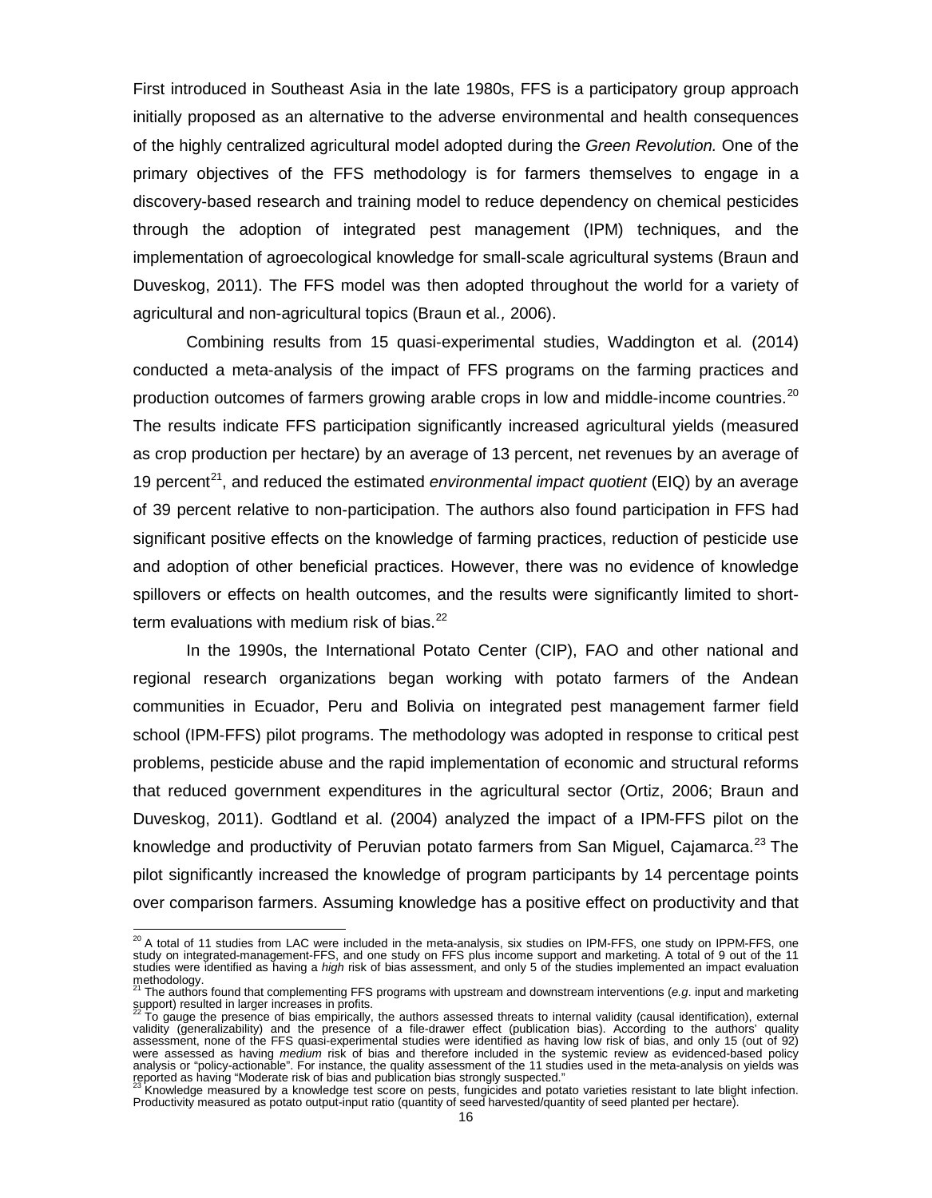First introduced in Southeast Asia in the late 1980s, FFS is a participatory group approach initially proposed as an alternative to the adverse environmental and health consequences of the highly centralized agricultural model adopted during the *Green Revolution.* One of the primary objectives of the FFS methodology is for farmers themselves to engage in a discovery-based research and training model to reduce dependency on chemical pesticides through the adoption of integrated pest management (IPM) techniques, and the implementation of agroecological knowledge for small-scale agricultural systems (Braun and Duveskog, 2011). The FFS model was then adopted throughout the world for a variety of agricultural and non-agricultural topics (Braun et al*.,* 2006).

Combining results from 15 quasi-experimental studies, Waddington et al*.* (2014) conducted a meta-analysis of the impact of FFS programs on the farming practices and production outcomes of farmers growing arable crops in low and middle-income countries.[20] The results indicate FFS participation significantly increased agricultural yields (measured as crop production per hectare) by an average of 13 percent, net revenues by an average of 19 percent[21], and reduced the estimated *environmental impact quotient* (EIQ) by an average of 39 percent relative to non-participation. The authors also found participation in FFS had significant positive effects on the knowledge of farming practices, reduction of pesticide use and adoption of other beneficial practices. However, there was no evidence of knowledge spillovers or effects on health outcomes, and the results were significantly limited to short-term evaluations with medium risk of bias.[22]

In the 1990s, the International Potato Center (CIP), FAO and other national and regional research organizations began working with potato farmers of the Andean communities in Ecuador, Peru and Bolivia on integrated pest management farmer field school (IPM-FFS) pilot programs. The methodology was adopted in response to critical pest problems, pesticide abuse and the rapid implementation of economic and structural reforms that reduced government expenditures in the agricultural sector (Ortiz, 2006; Braun and Duveskog, 2011). Godtland et al. (2004) analyzed the impact of a IPM-FFS pilot on the knowledge and productivity of Peruvian potato farmers from San Miguel, Cajamarca.[23] The pilot significantly increased the knowledge of program participants by 14 percentage points over comparison farmers. Assuming knowledge has a positive effect on productivity and that

---

[20] A total of 11 studies from LAC were included in the meta-analysis, six studies on IPM-FFS, one study on IPPM-FFS, one study on integrated-management-FFS, and one study on FFS plus income support and marketing. A total of 9 out of the 11 studies were identified as having a *high* risk of bias assessment, and only 5 of the studies implemented an impact evaluation methodology.

[21] The authors found that complementing FFS programs with upstream and downstream interventions (*e.g*. input and marketing support) resulted in larger increases in profits.

[22] To gauge the presence of bias empirically, the authors assessed threats to internal validity (causal identification), external validity (generalizability) and the presence of a file-drawer effect (publication bias). According to the authors' quality assessment, none of the FFS quasi-experimental studies were identified as having low risk of bias, and only 15 (out of 92) were assessed as having *medium* risk of bias and therefore included in the systemic review as evidenced-based policy analysis or "policy-actionable". For instance, the quality assessment of the 11 studies used in the meta-analysis on yields was reported as having "Moderate risk of bias and publication bias strongly suspected."

[23] Knowledge measured by a knowledge test score on pests, fungicides and potato varieties resistant to late blight infection. Productivity measured as potato output-input ratio (quantity of seed harvested/quantity of seed planted per hectare).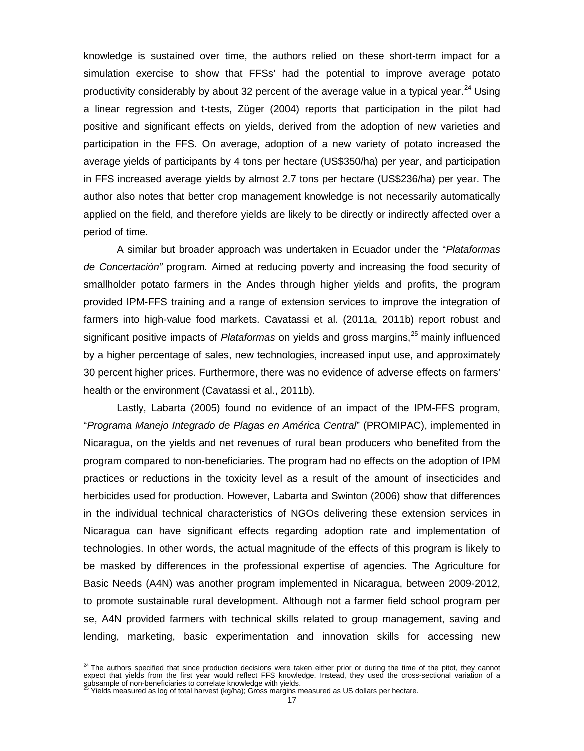knowledge is sustained over time, the authors relied on these short-term impact for a simulation exercise to show that FFSs' had the potential to improve average potato productivity considerably by about 32 percent of the average value in a typical year.[24] Using a linear regression and t-tests, Züger (2004) reports that participation in the pilot had positive and significant effects on yields, derived from the adoption of new varieties and participation in the FFS. On average, adoption of a new variety of potato increased the average yields of participants by 4 tons per hectare (US$350/ha) per year, and participation in FFS increased average yields by almost 2.7 tons per hectare (US$236/ha) per year. The author also notes that better crop management knowledge is not necessarily automatically applied on the field, and therefore yields are likely to be directly or indirectly affected over a period of time.

A similar but broader approach was undertaken in Ecuador under the "*Plataformas de Concertación"* program*.* Aimed at reducing poverty and increasing the food security of smallholder potato farmers in the Andes through higher yields and profits, the program provided IPM-FFS training and a range of extension services to improve the integration of farmers into high-value food markets. Cavatassi et al. (2011a, 2011b) report robust and significant positive impacts of *Plataformas* on yields and gross margins,[25] mainly influenced by a higher percentage of sales, new technologies, increased input use, and approximately 30 percent higher prices. Furthermore, there was no evidence of adverse effects on farmers' health or the environment (Cavatassi et al., 2011b).

Lastly, Labarta (2005) found no evidence of an impact of the IPM-FFS program, "*Programa Manejo Integrado de Plagas en América Central*" (PROMIPAC), implemented in Nicaragua, on the yields and net revenues of rural bean producers who benefited from the program compared to non-beneficiaries. The program had no effects on the adoption of IPM practices or reductions in the toxicity level as a result of the amount of insecticides and herbicides used for production. However, Labarta and Swinton (2006) show that differences in the individual technical characteristics of NGOs delivering these extension services in Nicaragua can have significant effects regarding adoption rate and implementation of technologies. In other words, the actual magnitude of the effects of this program is likely to be masked by differences in the professional expertise of agencies. The Agriculture for Basic Needs (A4N) was another program implemented in Nicaragua, between 2009-2012, to promote sustainable rural development. Although not a farmer field school program per se, A4N provided farmers with technical skills related to group management, saving and lending, marketing, basic experimentation and innovation skills for accessing new

---

[24] The authors specified that since production decisions were taken either prior or during the time of the pitot, they cannot expect that yields from the first year would reflect FFS knowledge. Instead, they used the cross-sectional variation of a subsample of non-beneficiaries to correlate knowledge with yields.

[25] Yields measured as log of total harvest (kg/ha); Gross margins measured as US dollars per hectare.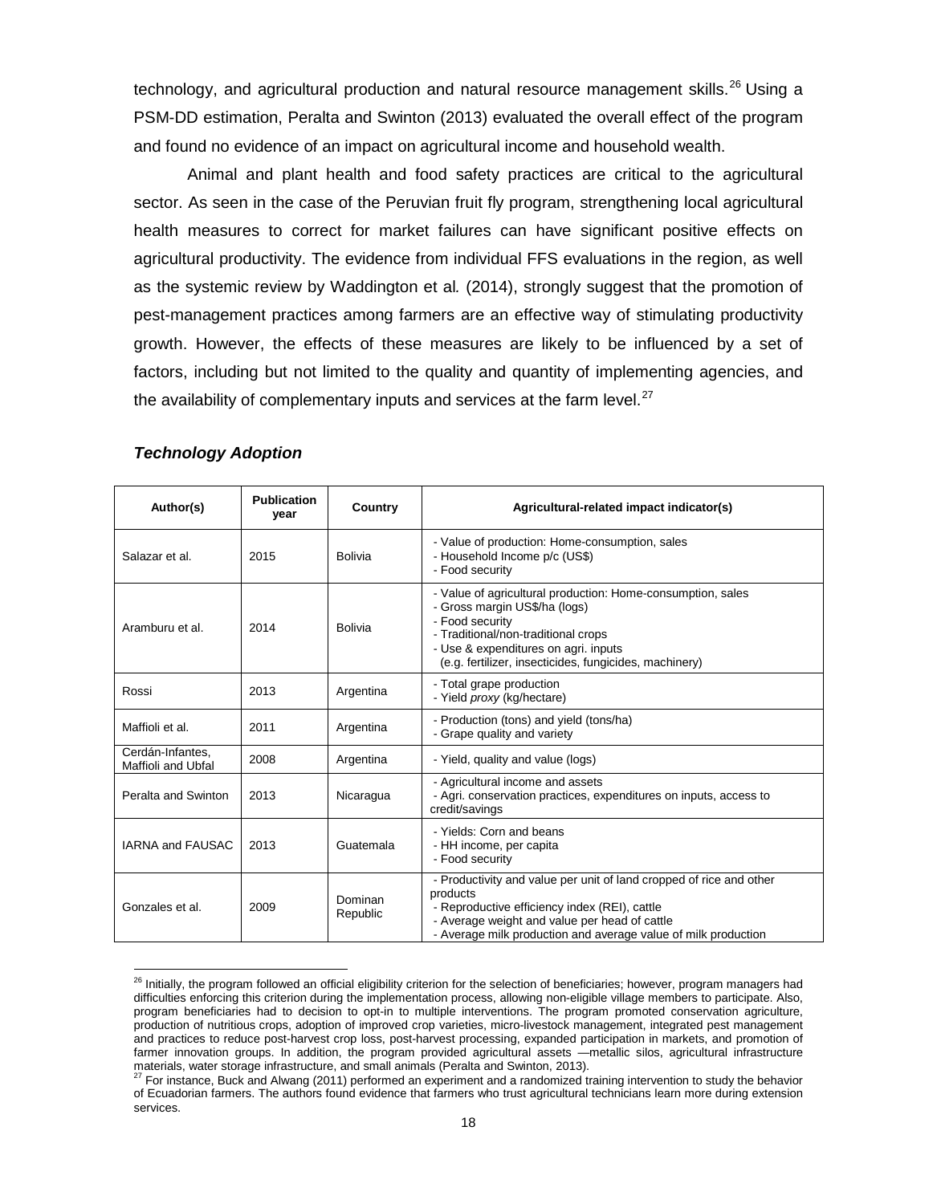technology, and agricultural production and natural resource management skills.[26] Using a PSM-DD estimation, Peralta and Swinton (2013) evaluated the overall effect of the program and found no evidence of an impact on agricultural income and household wealth.

Animal and plant health and food safety practices are critical to the agricultural sector. As seen in the case of the Peruvian fruit fly program, strengthening local agricultural health measures to correct for market failures can have significant positive effects on agricultural productivity. The evidence from individual FFS evaluations in the region, as well as the systemic review by Waddington et al*.* (2014), strongly suggest that the promotion of pest-management practices among farmers are an effective way of stimulating productivity growth. However, the effects of these measures are likely to be influenced by a set of factors, including but not limited to the quality and quantity of implementing agencies, and the availability of complementary inputs and services at the farm level.[27]

### *Technology Adoption*

| Author(s) | Publication year | Country | Agricultural-related impact indicator(s) |
|---|---|---|---|
| Salazar et al. | 2015 | Bolivia | - Value of production: Home-consumption, sales<br>- Household Income p/c (US$)<br>- Food security |
| Aramburu et al. | 2014 | Bolivia | - Value of agricultural production: Home-consumption, sales<br>- Gross margin US$/ha (logs)<br>- Food security<br>- Traditional/non-traditional crops<br>- Use & expenditures on agri. inputs<br>(e.g. fertilizer, insecticides, fungicides, machinery) |
| Rossi | 2013 | Argentina | - Total grape production<br>- Yield *proxy* (kg/hectare) |
| Maffioli et al. | 2011 | Argentina | - Production (tons) and yield (tons/ha)<br>- Grape quality and variety |
| Cerdán-Infantes, Maffioli and Ubfal | 2008 | Argentina | - Yield, quality and value (logs) |
| Peralta and Swinton | 2013 | Nicaragua | - Agricultural income and assets<br>- Agri. conservation practices, expenditures on inputs, access to credit/savings |
| IARNA and FAUSAC | 2013 | Guatemala | - Yields: Corn and beans<br>- HH income, per capita<br>- Food security |
| Gonzales et al. | 2009 | Dominan Republic | - Productivity and value per unit of land cropped of rice and other products<br>- Reproductive efficiency index (REI), cattle<br>- Average weight and value per head of cattle<br>- Average milk production and average value of milk production |

[26] Initially, the program followed an official eligibility criterion for the selection of beneficiaries; however, program managers had difficulties enforcing this criterion during the implementation process, allowing non-eligible village members to participate. Also, program beneficiaries had to decision to opt-in to multiple interventions. The program promoted conservation agriculture, production of nutritious crops, adoption of improved crop varieties, micro-livestock management, integrated pest management and practices to reduce post-harvest crop loss, post-harvest processing, expanded participation in markets, and promotion of farmer innovation groups. In addition, the program provided agricultural assets —metallic silos, agricultural infrastructure materials, water storage infrastructure, and small animals (Peralta and Swinton, 2013).

[27] For instance, Buck and Alwang (2011) performed an experiment and a randomized training intervention to study the behavior of Ecuadorian farmers. The authors found evidence that farmers who trust agricultural technicians learn more during extension services.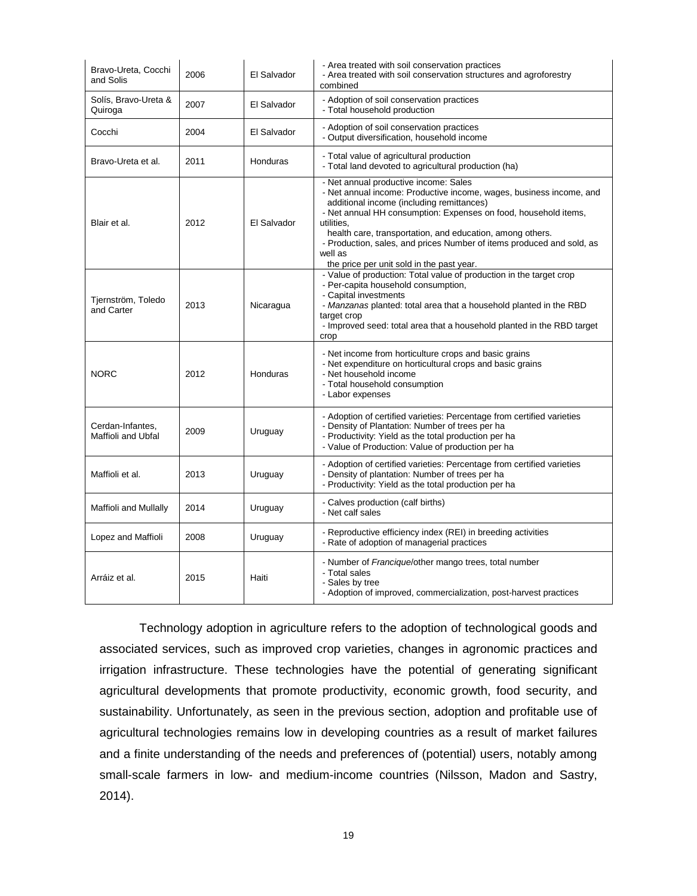| Bravo-Ureta, Cocchi and Solis | 2006 | El Salvador | - Area treated with soil conservation practices<br>- Area treated with soil conservation structures and agroforestry combined |
|---|---|---|---|
| Solís, Bravo-Ureta & Quiroga | 2007 | El Salvador | - Adoption of soil conservation practices<br>- Total household production |
| Cocchi | 2004 | El Salvador | - Adoption of soil conservation practices<br>- Output diversification, household income |
| Bravo-Ureta et al. | 2011 | Honduras | - Total value of agricultural production<br>- Total land devoted to agricultural production (ha) |
| Blair et al. | 2012 | El Salvador | - Net annual productive income: Sales<br>- Net annual income: Productive income, wages, business income, and additional income (including remittances)<br>- Net annual HH consumption: Expenses on food, household items, utilities, health care, transportation, and education, among others.<br>- Production, sales, and prices Number of items produced and sold, as well as the price per unit sold in the past year. |
| Tjernström, Toledo and Carter | 2013 | Nicaragua | - Value of production: Total value of production in the target crop<br>- Per-capita household consumption,<br>- Capital investments<br>- *Manzanas* planted: total area that a household planted in the RBD target crop<br>- Improved seed: total area that a household planted in the RBD target crop |
| NORC | 2012 | Honduras | - Net income from horticulture crops and basic grains<br>- Net expenditure on horticultural crops and basic grains<br>- Net household income<br>- Total household consumption<br>- Labor expenses |
| Cerdan-Infantes, Maffioli and Ubfal | 2009 | Uruguay | - Adoption of certified varieties: Percentage from certified varieties<br>- Density of Plantation: Number of trees per ha<br>- Productivity: Yield as the total production per ha<br>- Value of Production: Value of production per ha |
| Maffioli et al. | 2013 | Uruguay | - Adoption of certified varieties: Percentage from certified varieties<br>- Density of plantation: Number of trees per ha<br>- Productivity: Yield as the total production per ha |
| Maffioli and Mullally | 2014 | Uruguay | - Calves production (calf births)<br>- Net calf sales |
| Lopez and Maffioli | 2008 | Uruguay | - Reproductive efficiency index (REI) in breeding activities<br>- Rate of adoption of managerial practices |
| Arráiz et al. | 2015 | Haiti | - Number of *Francique*/other mango trees, total number<br>- Total sales<br>- Sales by tree<br>- Adoption of improved, commercialization, post-harvest practices |

Technology adoption in agriculture refers to the adoption of technological goods and associated services, such as improved crop varieties, changes in agronomic practices and irrigation infrastructure. These technologies have the potential of generating significant agricultural developments that promote productivity, economic growth, food security, and sustainability. Unfortunately, as seen in the previous section, adoption and profitable use of agricultural technologies remains low in developing countries as a result of market failures and a finite understanding of the needs and preferences of (potential) users, notably among small-scale farmers in low- and medium-income countries (Nilsson, Madon and Sastry, 2014).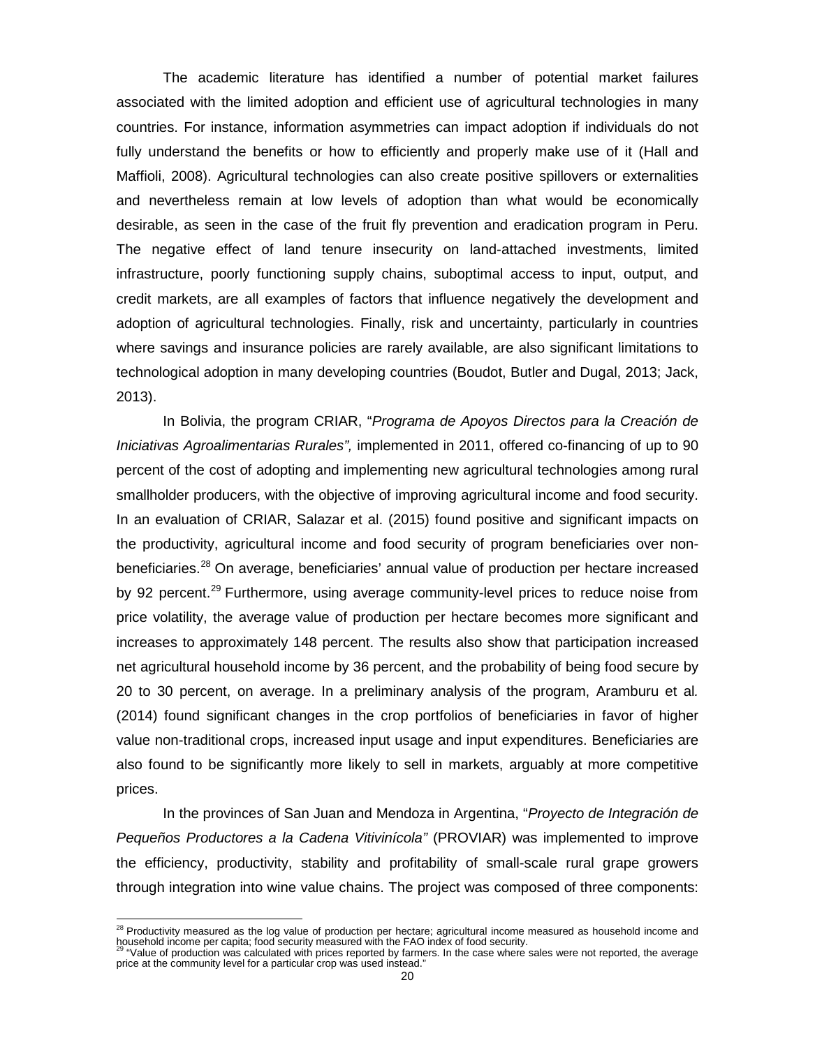The academic literature has identified a number of potential market failures associated with the limited adoption and efficient use of agricultural technologies in many countries. For instance, information asymmetries can impact adoption if individuals do not fully understand the benefits or how to efficiently and properly make use of it (Hall and Maffioli, 2008). Agricultural technologies can also create positive spillovers or externalities and nevertheless remain at low levels of adoption than what would be economically desirable, as seen in the case of the fruit fly prevention and eradication program in Peru. The negative effect of land tenure insecurity on land-attached investments, limited infrastructure, poorly functioning supply chains, suboptimal access to input, output, and credit markets, are all examples of factors that influence negatively the development and adoption of agricultural technologies. Finally, risk and uncertainty, particularly in countries where savings and insurance policies are rarely available, are also significant limitations to technological adoption in many developing countries (Boudot, Butler and Dugal, 2013; Jack, 2013).

In Bolivia, the program CRIAR, "*Programa de Apoyos Directos para la Creación de Iniciativas Agroalimentarias Rurales",* implemented in 2011, offered co-financing of up to 90 percent of the cost of adopting and implementing new agricultural technologies among rural smallholder producers, with the objective of improving agricultural income and food security. In an evaluation of CRIAR, Salazar et al. (2015) found positive and significant impacts on the productivity, agricultural income and food security of program beneficiaries over non-beneficiaries.[28] On average, beneficiaries' annual value of production per hectare increased by 92 percent.[29] Furthermore, using average community-level prices to reduce noise from price volatility, the average value of production per hectare becomes more significant and increases to approximately 148 percent. The results also show that participation increased net agricultural household income by 36 percent, and the probability of being food secure by 20 to 30 percent, on average. In a preliminary analysis of the program, Aramburu et al*.* (2014) found significant changes in the crop portfolios of beneficiaries in favor of higher value non-traditional crops, increased input usage and input expenditures. Beneficiaries are also found to be significantly more likely to sell in markets, arguably at more competitive prices.

In the provinces of San Juan and Mendoza in Argentina, "*Proyecto de Integración de Pequeños Productores a la Cadena Vitivinícola"* (PROVIAR) was implemented to improve the efficiency, productivity, stability and profitability of small-scale rural grape growers through integration into wine value chains. The project was composed of three components:

---

[28] Productivity measured as the log value of production per hectare; agricultural income measured as household income and household income per capita; food security measured with the FAO index of food security.

[29] "Value of production was calculated with prices reported by farmers. In the case where sales were not reported, the average price at the community level for a particular crop was used instead."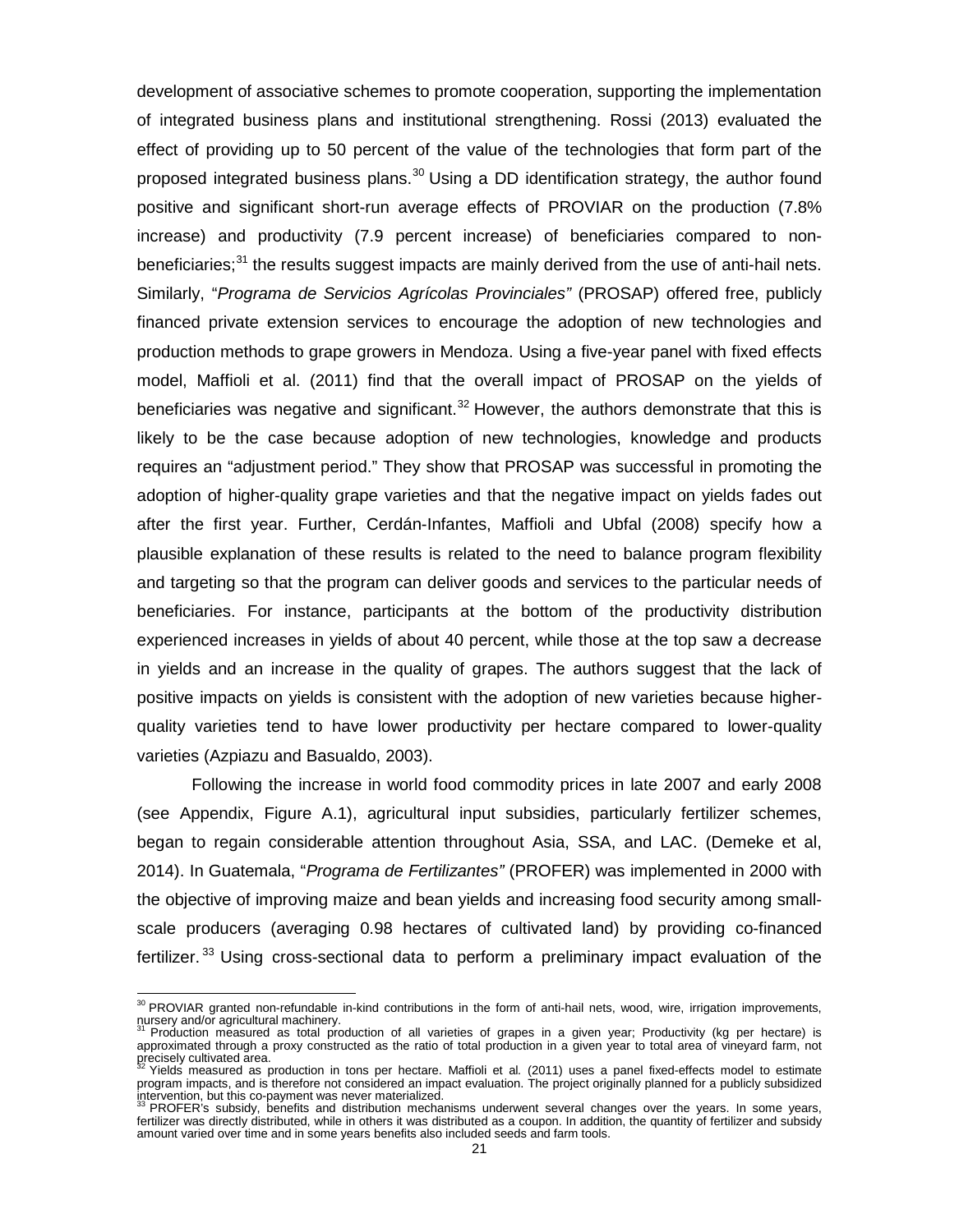development of associative schemes to promote cooperation, supporting the implementation of integrated business plans and institutional strengthening. Rossi (2013) evaluated the effect of providing up to 50 percent of the value of the technologies that form part of the proposed integrated business plans.[30] Using a DD identification strategy, the author found positive and significant short-run average effects of PROVIAR on the production (7.8% increase) and productivity (7.9 percent increase) of beneficiaries compared to non-beneficiaries;[31] the results suggest impacts are mainly derived from the use of anti-hail nets. Similarly, "*Programa de Servicios Agrícolas Provinciales"* (PROSAP) offered free, publicly financed private extension services to encourage the adoption of new technologies and production methods to grape growers in Mendoza. Using a five-year panel with fixed effects model, Maffioli et al. (2011) find that the overall impact of PROSAP on the yields of beneficiaries was negative and significant.[32] However, the authors demonstrate that this is likely to be the case because adoption of new technologies, knowledge and products requires an "adjustment period." They show that PROSAP was successful in promoting the adoption of higher-quality grape varieties and that the negative impact on yields fades out after the first year. Further, Cerdán-Infantes, Maffioli and Ubfal (2008) specify how a plausible explanation of these results is related to the need to balance program flexibility and targeting so that the program can deliver goods and services to the particular needs of beneficiaries. For instance, participants at the bottom of the productivity distribution experienced increases in yields of about 40 percent, while those at the top saw a decrease in yields and an increase in the quality of grapes. The authors suggest that the lack of positive impacts on yields is consistent with the adoption of new varieties because higher-quality varieties tend to have lower productivity per hectare compared to lower-quality varieties (Azpiazu and Basualdo, 2003).

Following the increase in world food commodity prices in late 2007 and early 2008 (see Appendix, Figure A.1), agricultural input subsidies, particularly fertilizer schemes, began to regain considerable attention throughout Asia, SSA, and LAC. (Demeke et al, 2014). In Guatemala, "*Programa de Fertilizantes"* (PROFER) was implemented in 2000 with the objective of improving maize and bean yields and increasing food security among small-scale producers (averaging 0.98 hectares of cultivated land) by providing co-financed fertilizer.[33] Using cross-sectional data to perform a preliminary impact evaluation of the

---

[30] PROVIAR granted non-refundable in-kind contributions in the form of anti-hail nets, wood, wire, irrigation improvements, nursery and/or agricultural machinery.

[31] Production measured as total production of all varieties of grapes in a given year; Productivity (kg per hectare) is approximated through a proxy constructed as the ratio of total production in a given year to total area of vineyard farm, not precisely cultivated area.

[32] Yields measured as production in tons per hectare. Maffioli et al. (2011) uses a panel fixed-effects model to estimate program impacts, and is therefore not considered an impact evaluation. The project originally planned for a publicly subsidized intervention, but this co-payment was never materialized.

[33] PROFER's subsidy, benefits and distribution mechanisms underwent several changes over the years. In some years, fertilizer was directly distributed, while in others it was distributed as a coupon. In addition, the quantity of fertilizer and subsidy amount varied over time and in some years benefits also included seeds and farm tools.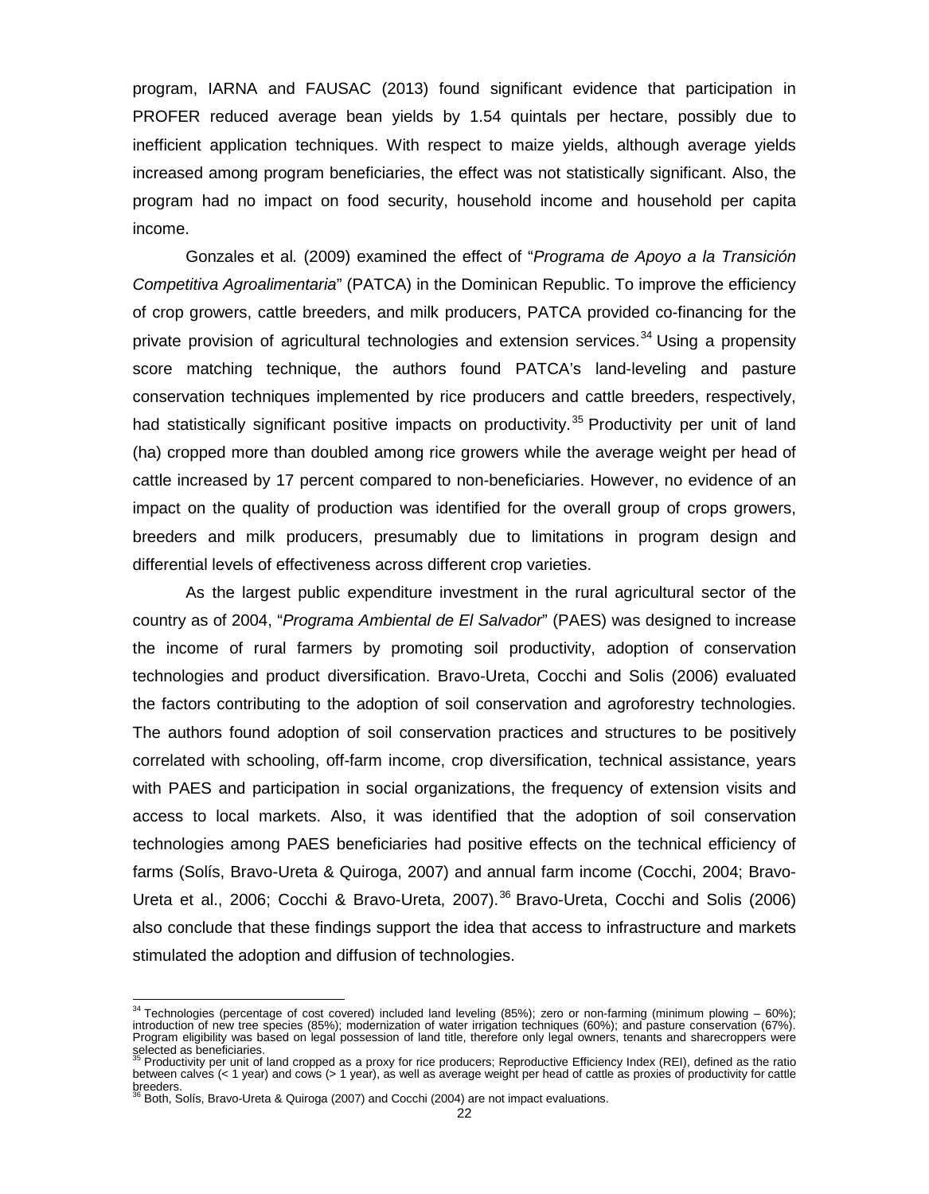program, IARNA and FAUSAC (2013) found significant evidence that participation in PROFER reduced average bean yields by 1.54 quintals per hectare, possibly due to inefficient application techniques. With respect to maize yields, although average yields increased among program beneficiaries, the effect was not statistically significant. Also, the program had no impact on food security, household income and household per capita income.

Gonzales et al*.* (2009) examined the effect of "*Programa de Apoyo a la Transición Competitiva Agroalimentaria*" (PATCA) in the Dominican Republic. To improve the efficiency of crop growers, cattle breeders, and milk producers, PATCA provided co-financing for the private provision of agricultural technologies and extension services.[34] Using a propensity score matching technique, the authors found PATCA's land-leveling and pasture conservation techniques implemented by rice producers and cattle breeders, respectively, had statistically significant positive impacts on productivity.[35] Productivity per unit of land (ha) cropped more than doubled among rice growers while the average weight per head of cattle increased by 17 percent compared to non-beneficiaries. However, no evidence of an impact on the quality of production was identified for the overall group of crops growers, breeders and milk producers, presumably due to limitations in program design and differential levels of effectiveness across different crop varieties.

As the largest public expenditure investment in the rural agricultural sector of the country as of 2004, "*Programa Ambiental de El Salvador*" (PAES) was designed to increase the income of rural farmers by promoting soil productivity, adoption of conservation technologies and product diversification. Bravo-Ureta, Cocchi and Solis (2006) evaluated the factors contributing to the adoption of soil conservation and agroforestry technologies. The authors found adoption of soil conservation practices and structures to be positively correlated with schooling, off-farm income, crop diversification, technical assistance, years with PAES and participation in social organizations, the frequency of extension visits and access to local markets. Also, it was identified that the adoption of soil conservation technologies among PAES beneficiaries had positive effects on the technical efficiency of farms (Solís, Bravo-Ureta & Quiroga, 2007) and annual farm income (Cocchi, 2004; Bravo-Ureta et al., 2006; Cocchi & Bravo-Ureta, 2007).[36] Bravo-Ureta, Cocchi and Solis (2006) also conclude that these findings support the idea that access to infrastructure and markets stimulated the adoption and diffusion of technologies.

---

[34] Technologies (percentage of cost covered) included land leveling (85%); zero or non-farming (minimum plowing – 60%); introduction of new tree species (85%); modernization of water irrigation techniques (60%); and pasture conservation (67%). Program eligibility was based on legal possession of land title, therefore only legal owners, tenants and sharecroppers were selected as beneficiaries.

[35] Productivity per unit of land cropped as a proxy for rice producers; Reproductive Efficiency Index (REI), defined as the ratio between calves (< 1 year) and cows (> 1 year), as well as average weight per head of cattle as proxies of productivity for cattle breeders.

[36] Both, Solís, Bravo-Ureta & Quiroga (2007) and Cocchi (2004) are not impact evaluations.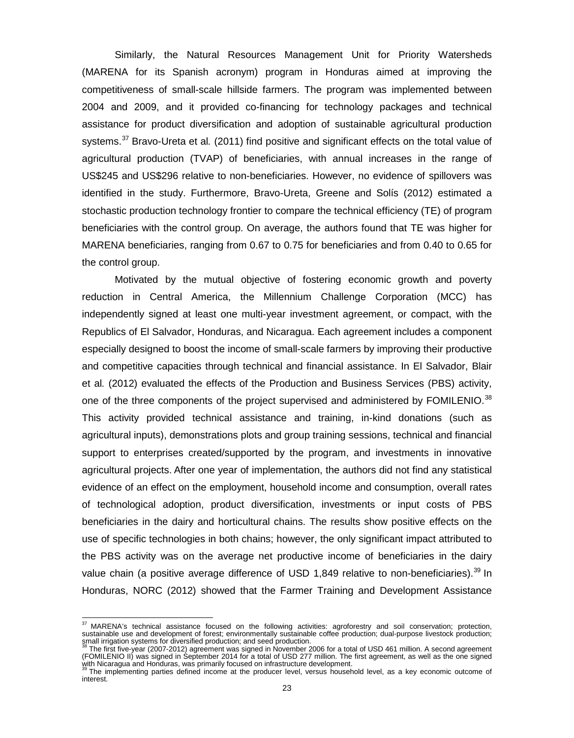Similarly, the Natural Resources Management Unit for Priority Watersheds (MARENA for its Spanish acronym) program in Honduras aimed at improving the competitiveness of small-scale hillside farmers. The program was implemented between 2004 and 2009, and it provided co-financing for technology packages and technical assistance for product diversification and adoption of sustainable agricultural production systems.[37] Bravo-Ureta et al*.* (2011) find positive and significant effects on the total value of agricultural production (TVAP) of beneficiaries, with annual increases in the range of US$245 and US$296 relative to non-beneficiaries. However, no evidence of spillovers was identified in the study. Furthermore, Bravo-Ureta, Greene and Solís (2012) estimated a stochastic production technology frontier to compare the technical efficiency (TE) of program beneficiaries with the control group. On average, the authors found that TE was higher for MARENA beneficiaries, ranging from 0.67 to 0.75 for beneficiaries and from 0.40 to 0.65 for the control group.

Motivated by the mutual objective of fostering economic growth and poverty reduction in Central America, the Millennium Challenge Corporation (MCC) has independently signed at least one multi-year investment agreement, or compact, with the Republics of El Salvador, Honduras, and Nicaragua. Each agreement includes a component especially designed to boost the income of small-scale farmers by improving their productive and competitive capacities through technical and financial assistance. In El Salvador, Blair et al*.* (2012) evaluated the effects of the Production and Business Services (PBS) activity, one of the three components of the project supervised and administered by FOMILENIO.[38] This activity provided technical assistance and training, in-kind donations (such as agricultural inputs), demonstrations plots and group training sessions, technical and financial support to enterprises created/supported by the program, and investments in innovative agricultural projects. After one year of implementation, the authors did not find any statistical evidence of an effect on the employment, household income and consumption, overall rates of technological adoption, product diversification, investments or input costs of PBS beneficiaries in the dairy and horticultural chains. The results show positive effects on the use of specific technologies in both chains; however, the only significant impact attributed to the PBS activity was on the average net productive income of beneficiaries in the dairy value chain (a positive average difference of USD 1,849 relative to non-beneficiaries).[39] In Honduras, NORC (2012) showed that the Farmer Training and Development Assistance

---

[37] MARENA's technical assistance focused on the following activities: agroforestry and soil conservation; protection, sustainable use and development of forest; environmentally sustainable coffee production; dual-purpose livestock production; small irrigation systems for diversified production; and seed production.

[38] The first five-year (2007-2012) agreement was signed in November 2006 for a total of USD 461 million. A second agreement (FOMILENIO II) was signed in September 2014 for a total of USD 277 million. The first agreement, as well as the one signed with Nicaragua and Honduras, was primarily focused on infrastructure development.

[39] The implementing parties defined income at the producer level, versus household level, as a key economic outcome of interest.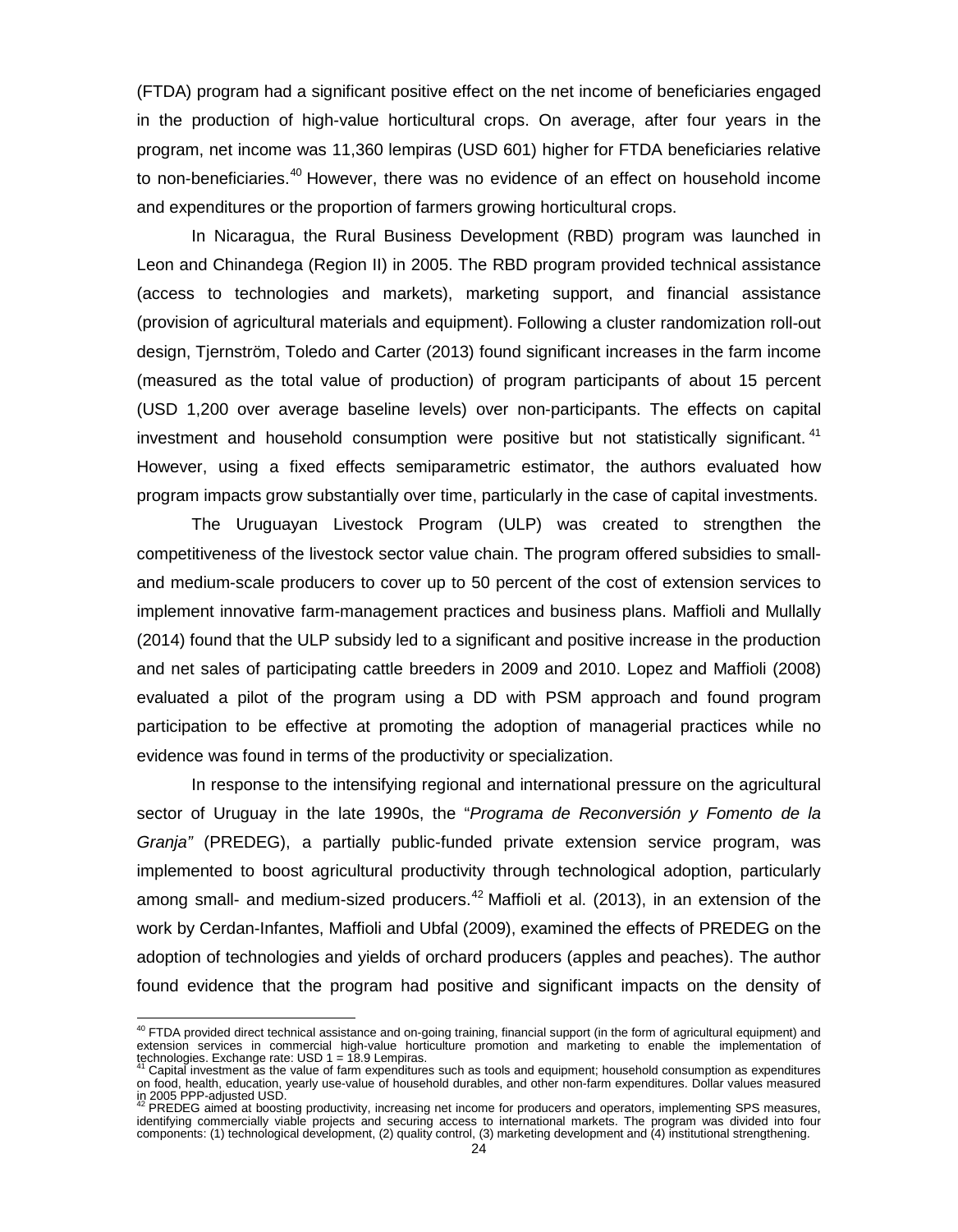(FTDA) program had a significant positive effect on the net income of beneficiaries engaged in the production of high-value horticultural crops. On average, after four years in the program, net income was 11,360 lempiras (USD 601) higher for FTDA beneficiaries relative to non-beneficiaries.[40] However, there was no evidence of an effect on household income and expenditures or the proportion of farmers growing horticultural crops.

In Nicaragua, the Rural Business Development (RBD) program was launched in Leon and Chinandega (Region II) in 2005. The RBD program provided technical assistance (access to technologies and markets), marketing support, and financial assistance (provision of agricultural materials and equipment). Following a cluster randomization roll-out design, Tjernström, Toledo and Carter (2013) found significant increases in the farm income (measured as the total value of production) of program participants of about 15 percent (USD 1,200 over average baseline levels) over non-participants. The effects on capital investment and household consumption were positive but not statistically significant.[41] However, using a fixed effects semiparametric estimator, the authors evaluated how program impacts grow substantially over time, particularly in the case of capital investments.

The Uruguayan Livestock Program (ULP) was created to strengthen the competitiveness of the livestock sector value chain. The program offered subsidies to small- and medium-scale producers to cover up to 50 percent of the cost of extension services to implement innovative farm-management practices and business plans. Maffioli and Mullally (2014) found that the ULP subsidy led to a significant and positive increase in the production and net sales of participating cattle breeders in 2009 and 2010. Lopez and Maffioli (2008) evaluated a pilot of the program using a DD with PSM approach and found program participation to be effective at promoting the adoption of managerial practices while no evidence was found in terms of the productivity or specialization.

In response to the intensifying regional and international pressure on the agricultural sector of Uruguay in the late 1990s, the "*Programa de Reconversión y Fomento de la Granja"* (PREDEG), a partially public-funded private extension service program, was implemented to boost agricultural productivity through technological adoption, particularly among small- and medium-sized producers.[42] Maffioli et al. (2013), in an extension of the work by Cerdan-Infantes, Maffioli and Ubfal (2009), examined the effects of PREDEG on the adoption of technologies and yields of orchard producers (apples and peaches). The author found evidence that the program had positive and significant impacts on the density of

---

[40] FTDA provided direct technical assistance and on-going training, financial support (in the form of agricultural equipment) and extension services in commercial high-value horticulture promotion and marketing to enable the implementation of technologies. Exchange rate: USD 1 = 18.9 Lempiras.

[41] Capital investment as the value of farm expenditures such as tools and equipment; household consumption as expenditures on food, health, education, yearly use-value of household durables, and other non-farm expenditures. Dollar values measured in 2005 PPP-adjusted USD.

[42] PREDEG aimed at boosting productivity, increasing net income for producers and operators, implementing SPS measures, identifying commercially viable projects and securing access to international markets. The program was divided into four components: (1) technological development, (2) quality control, (3) marketing development and (4) institutional strengthening.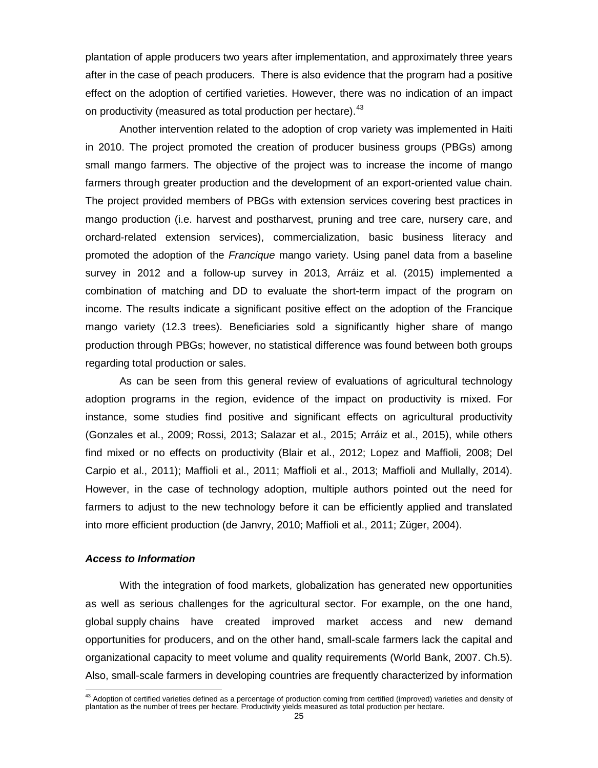plantation of apple producers two years after implementation, and approximately three years after in the case of peach producers. There is also evidence that the program had a positive effect on the adoption of certified varieties. However, there was no indication of an impact on productivity (measured as total production per hectare).[43]

Another intervention related to the adoption of crop variety was implemented in Haiti in 2010. The project promoted the creation of producer business groups (PBGs) among small mango farmers. The objective of the project was to increase the income of mango farmers through greater production and the development of an export-oriented value chain. The project provided members of PBGs with extension services covering best practices in mango production (i.e. harvest and postharvest, pruning and tree care, nursery care, and orchard-related extension services), commercialization, basic business literacy and promoted the adoption of the *Francique* mango variety. Using panel data from a baseline survey in 2012 and a follow-up survey in 2013, Arráiz et al. (2015) implemented a combination of matching and DD to evaluate the short-term impact of the program on income. The results indicate a significant positive effect on the adoption of the Francique mango variety (12.3 trees). Beneficiaries sold a significantly higher share of mango production through PBGs; however, no statistical difference was found between both groups regarding total production or sales.

As can be seen from this general review of evaluations of agricultural technology adoption programs in the region, evidence of the impact on productivity is mixed. For instance, some studies find positive and significant effects on agricultural productivity (Gonzales et al., 2009; Rossi, 2013; Salazar et al., 2015; Arráiz et al., 2015), while others find mixed or no effects on productivity (Blair et al., 2012; Lopez and Maffioli, 2008; Del Carpio et al., 2011); Maffioli et al., 2011; Maffioli et al., 2013; Maffioli and Mullally, 2014). However, in the case of technology adoption, multiple authors pointed out the need for farmers to adjust to the new technology before it can be efficiently applied and translated into more efficient production (de Janvry, 2010; Maffioli et al., 2011; Züger, 2004).

### *Access to Information*

With the integration of food markets, globalization has generated new opportunities as well as serious challenges for the agricultural sector. For example, on the one hand, global supply chains have created improved market access and new demand opportunities for producers, and on the other hand, small-scale farmers lack the capital and organizational capacity to meet volume and quality requirements (World Bank, 2007. Ch.5). Also, small-scale farmers in developing countries are frequently characterized by information

[43] Adoption of certified varieties defined as a percentage of production coming from certified (improved) varieties and density of plantation as the number of trees per hectare. Productivity yields measured as total production per hectare.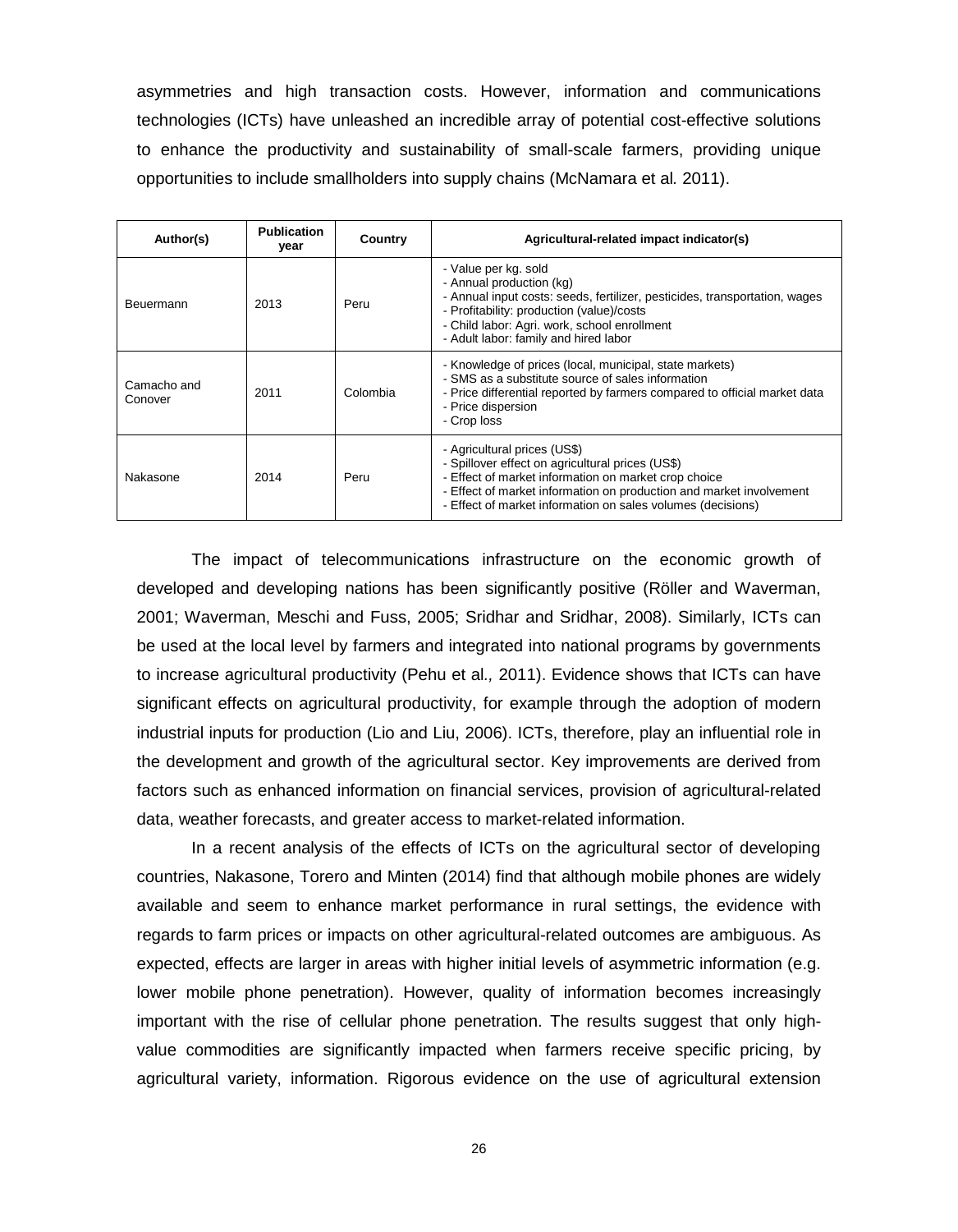asymmetries and high transaction costs. However, information and communications technologies (ICTs) have unleashed an incredible array of potential cost-effective solutions to enhance the productivity and sustainability of small-scale farmers, providing unique opportunities to include smallholders into supply chains (McNamara et al*.* 2011).

| Author(s) | Publication year | Country | Agricultural-related impact indicator(s) |
|---|---|---|---|
| Beuermann | 2013 | Peru | - Value per kg. sold<br>- Annual production (kg)<br>- Annual input costs: seeds, fertilizer, pesticides, transportation, wages<br>- Profitability: production (value)/costs<br>- Child labor: Agri. work, school enrollment<br>- Adult labor: family and hired labor |
| Camacho and Conover | 2011 | Colombia | - Knowledge of prices (local, municipal, state markets)<br>- SMS as a substitute source of sales information<br>- Price differential reported by farmers compared to official market data<br>- Price dispersion<br>- Crop loss |
| Nakasone | 2014 | Peru | - Agricultural prices (US$)<br>- Spillover effect on agricultural prices (US$)<br>- Effect of market information on market crop choice<br>- Effect of market information on production and market involvement<br>- Effect of market information on sales volumes (decisions) |

The impact of telecommunications infrastructure on the economic growth of developed and developing nations has been significantly positive (Röller and Waverman, 2001; Waverman, Meschi and Fuss, 2005; Sridhar and Sridhar, 2008). Similarly, ICTs can be used at the local level by farmers and integrated into national programs by governments to increase agricultural productivity (Pehu et al*.,* 2011). Evidence shows that ICTs can have significant effects on agricultural productivity, for example through the adoption of modern industrial inputs for production (Lio and Liu, 2006). ICTs, therefore, play an influential role in the development and growth of the agricultural sector. Key improvements are derived from factors such as enhanced information on financial services, provision of agricultural-related data, weather forecasts, and greater access to market-related information.

In a recent analysis of the effects of ICTs on the agricultural sector of developing countries, Nakasone, Torero and Minten (2014) find that although mobile phones are widely available and seem to enhance market performance in rural settings, the evidence with regards to farm prices or impacts on other agricultural-related outcomes are ambiguous. As expected, effects are larger in areas with higher initial levels of asymmetric information (e.g. lower mobile phone penetration). However, quality of information becomes increasingly important with the rise of cellular phone penetration. The results suggest that only high-value commodities are significantly impacted when farmers receive specific pricing, by agricultural variety, information. Rigorous evidence on the use of agricultural extension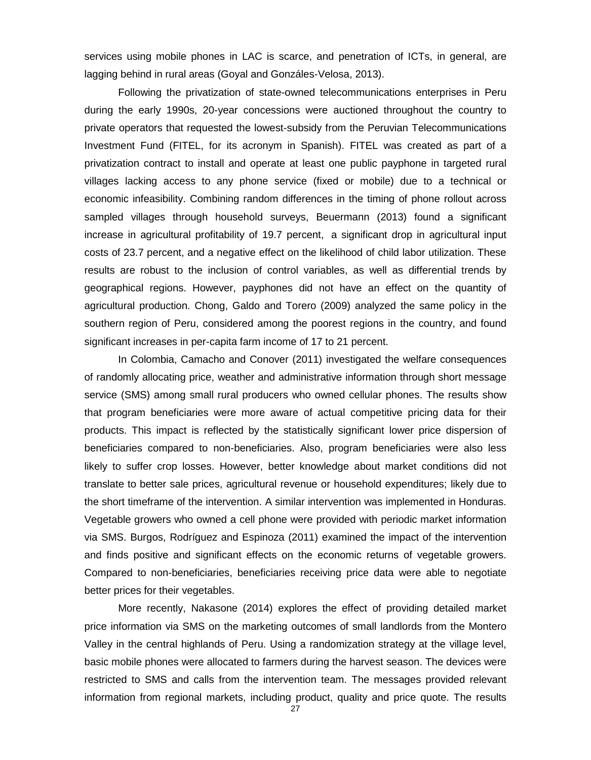services using mobile phones in LAC is scarce, and penetration of ICTs, in general, are lagging behind in rural areas (Goyal and Gonzáles-Velosa, 2013).

Following the privatization of state-owned telecommunications enterprises in Peru during the early 1990s, 20-year concessions were auctioned throughout the country to private operators that requested the lowest-subsidy from the Peruvian Telecommunications Investment Fund (FITEL, for its acronym in Spanish). FITEL was created as part of a privatization contract to install and operate at least one public payphone in targeted rural villages lacking access to any phone service (fixed or mobile) due to a technical or economic infeasibility. Combining random differences in the timing of phone rollout across sampled villages through household surveys, Beuermann (2013) found a significant increase in agricultural profitability of 19.7 percent, a significant drop in agricultural input costs of 23.7 percent, and a negative effect on the likelihood of child labor utilization. These results are robust to the inclusion of control variables, as well as differential trends by geographical regions. However, payphones did not have an effect on the quantity of agricultural production. Chong, Galdo and Torero (2009) analyzed the same policy in the southern region of Peru, considered among the poorest regions in the country, and found significant increases in per-capita farm income of 17 to 21 percent.

In Colombia, Camacho and Conover (2011) investigated the welfare consequences of randomly allocating price, weather and administrative information through short message service (SMS) among small rural producers who owned cellular phones. The results show that program beneficiaries were more aware of actual competitive pricing data for their products. This impact is reflected by the statistically significant lower price dispersion of beneficiaries compared to non-beneficiaries. Also, program beneficiaries were also less likely to suffer crop losses. However, better knowledge about market conditions did not translate to better sale prices, agricultural revenue or household expenditures; likely due to the short timeframe of the intervention. A similar intervention was implemented in Honduras. Vegetable growers who owned a cell phone were provided with periodic market information via SMS. Burgos, Rodríguez and Espinoza (2011) examined the impact of the intervention and finds positive and significant effects on the economic returns of vegetable growers. Compared to non-beneficiaries, beneficiaries receiving price data were able to negotiate better prices for their vegetables.

More recently, Nakasone (2014) explores the effect of providing detailed market price information via SMS on the marketing outcomes of small landlords from the Montero Valley in the central highlands of Peru. Using a randomization strategy at the village level, basic mobile phones were allocated to farmers during the harvest season. The devices were restricted to SMS and calls from the intervention team. The messages provided relevant information from regional markets, including product, quality and price quote. The results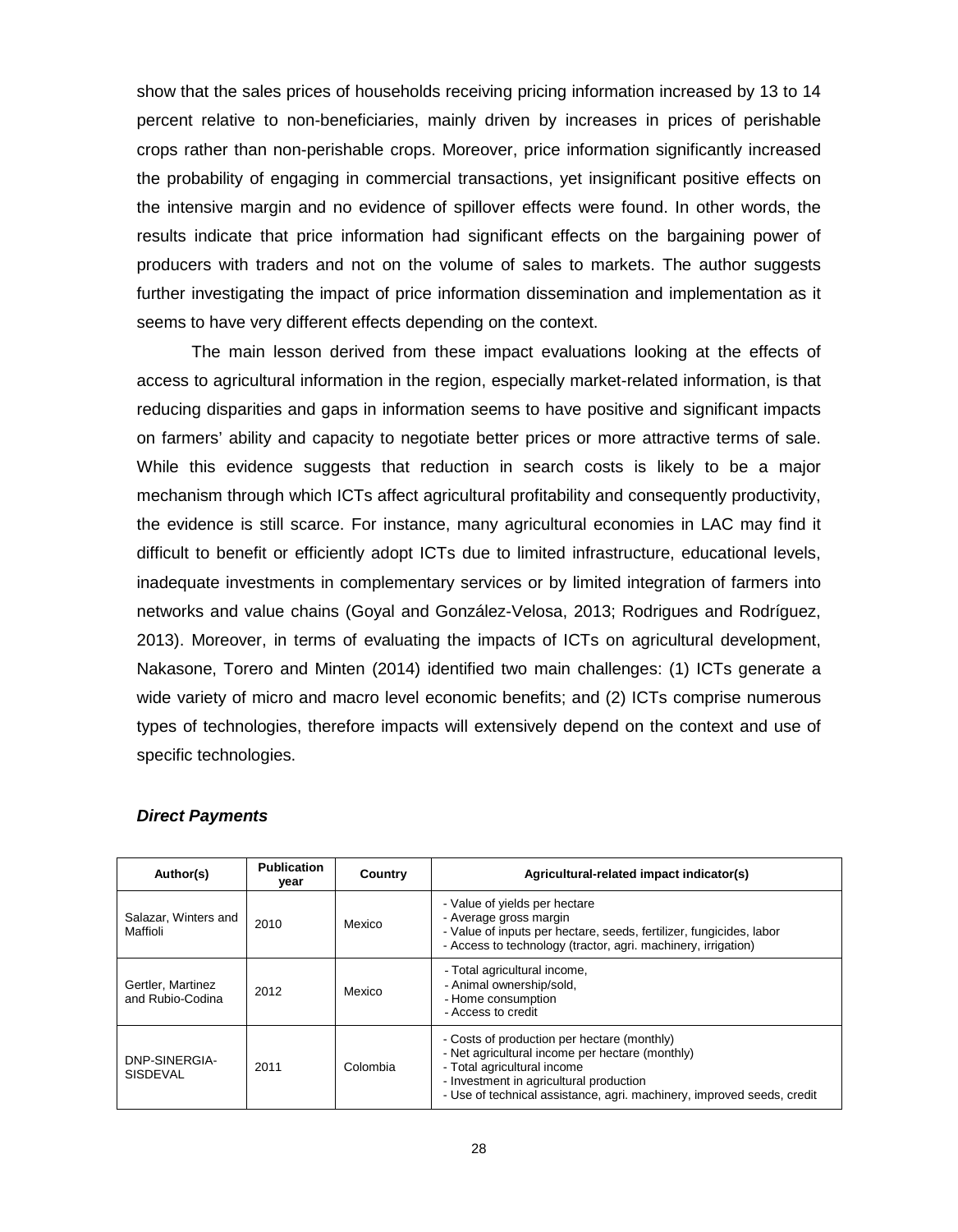show that the sales prices of households receiving pricing information increased by 13 to 14 percent relative to non-beneficiaries, mainly driven by increases in prices of perishable crops rather than non-perishable crops. Moreover, price information significantly increased the probability of engaging in commercial transactions, yet insignificant positive effects on the intensive margin and no evidence of spillover effects were found. In other words, the results indicate that price information had significant effects on the bargaining power of producers with traders and not on the volume of sales to markets. The author suggests further investigating the impact of price information dissemination and implementation as it seems to have very different effects depending on the context.

The main lesson derived from these impact evaluations looking at the effects of access to agricultural information in the region, especially market-related information, is that reducing disparities and gaps in information seems to have positive and significant impacts on farmers' ability and capacity to negotiate better prices or more attractive terms of sale. While this evidence suggests that reduction in search costs is likely to be a major mechanism through which ICTs affect agricultural profitability and consequently productivity, the evidence is still scarce. For instance, many agricultural economies in LAC may find it difficult to benefit or efficiently adopt ICTs due to limited infrastructure, educational levels, inadequate investments in complementary services or by limited integration of farmers into networks and value chains (Goyal and González-Velosa, 2013; Rodrigues and Rodríguez, 2013). Moreover, in terms of evaluating the impacts of ICTs on agricultural development, Nakasone, Torero and Minten (2014) identified two main challenges: (1) ICTs generate a wide variety of micro and macro level economic benefits; and (2) ICTs comprise numerous types of technologies, therefore impacts will extensively depend on the context and use of specific technologies.

***Direct Payments***

| Author(s) | Publication year | Country | Agricultural-related impact indicator(s) |
|---|---|---|---|
| Salazar, Winters and Maffioli | 2010 | Mexico | - Value of yields per hectare<br>- Average gross margin<br>- Value of inputs per hectare, seeds, fertilizer, fungicides, labor<br>- Access to technology (tractor, agri. machinery, irrigation) |
| Gertler, Martinez and Rubio-Codina | 2012 | Mexico | - Total agricultural income,<br>- Animal ownership/sold,<br>- Home consumption<br>- Access to credit |
| DNP-SINERGIA-SISDEVAL | 2011 | Colombia | - Costs of production per hectare (monthly)<br>- Net agricultural income per hectare (monthly)<br>- Total agricultural income<br>- Investment in agricultural production<br>- Use of technical assistance, agri. machinery, improved seeds, credit |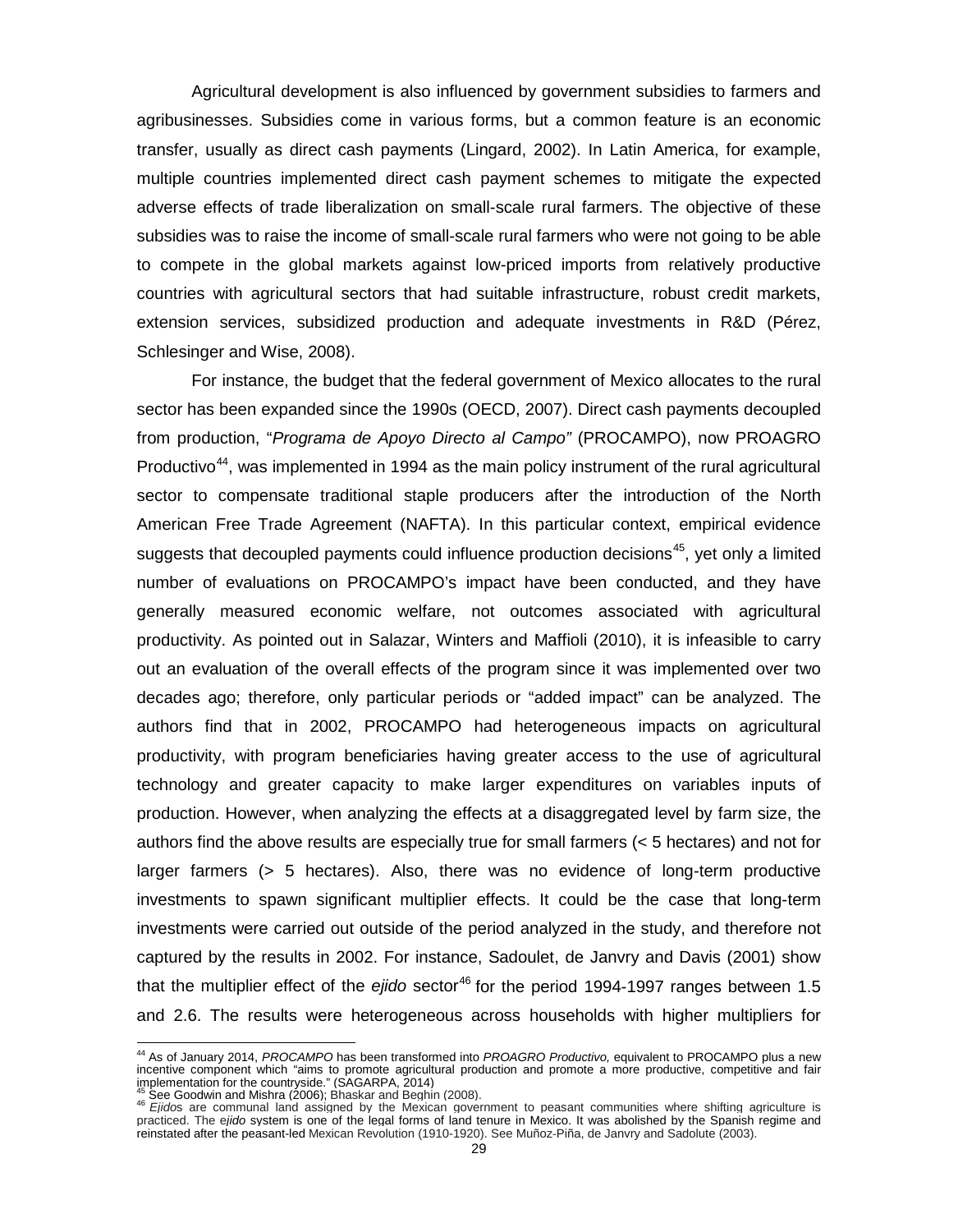Agricultural development is also influenced by government subsidies to farmers and agribusinesses. Subsidies come in various forms, but a common feature is an economic transfer, usually as direct cash payments (Lingard, 2002). In Latin America, for example, multiple countries implemented direct cash payment schemes to mitigate the expected adverse effects of trade liberalization on small-scale rural farmers. The objective of these subsidies was to raise the income of small-scale rural farmers who were not going to be able to compete in the global markets against low-priced imports from relatively productive countries with agricultural sectors that had suitable infrastructure, robust credit markets, extension services, subsidized production and adequate investments in R&D (Pérez, Schlesinger and Wise, 2008).

For instance, the budget that the federal government of Mexico allocates to the rural sector has been expanded since the 1990s (OECD, 2007). Direct cash payments decoupled from production, "*Programa de Apoyo Directo al Campo"* (PROCAMPO), now PROAGRO Productivo[44], was implemented in 1994 as the main policy instrument of the rural agricultural sector to compensate traditional staple producers after the introduction of the North American Free Trade Agreement (NAFTA). In this particular context, empirical evidence suggests that decoupled payments could influence production decisions[45], yet only a limited number of evaluations on PROCAMPO's impact have been conducted, and they have generally measured economic welfare, not outcomes associated with agricultural productivity. As pointed out in Salazar, Winters and Maffioli (2010), it is infeasible to carry out an evaluation of the overall effects of the program since it was implemented over two decades ago; therefore, only particular periods or "added impact" can be analyzed. The authors find that in 2002, PROCAMPO had heterogeneous impacts on agricultural productivity, with program beneficiaries having greater access to the use of agricultural technology and greater capacity to make larger expenditures on variables inputs of production. However, when analyzing the effects at a disaggregated level by farm size, the authors find the above results are especially true for small farmers (< 5 hectares) and not for larger farmers (> 5 hectares). Also, there was no evidence of long-term productive investments to spawn significant multiplier effects. It could be the case that long-term investments were carried out outside of the period analyzed in the study, and therefore not captured by the results in 2002. For instance, Sadoulet, de Janvry and Davis (2001) show that the multiplier effect of the *ejido* sector[46] for the period 1994-1997 ranges between 1.5 and 2.6. The results were heterogeneous across households with higher multipliers for

---

[44] As of January 2014, *PROCAMPO* has been transformed into *PROAGRO Productivo,* equivalent to PROCAMPO plus a new incentive component which "aims to promote agricultural production and promote a more productive, competitive and fair implementation for the countryside." (SAGARPA, 2014)

[45] See Goodwin and Mishra (2006); Bhaskar and Beghin (2008).

[46] *Ejidos* are communal land assigned by the Mexican government to peasant communities where shifting agriculture is practiced. The e*jido* system is one of the legal forms of land tenure in Mexico. It was abolished by the Spanish regime and reinstated after the peasant-led Mexican Revolution (1910-1920). See Muñoz-Piña, de Janvry and Sadolute (2003).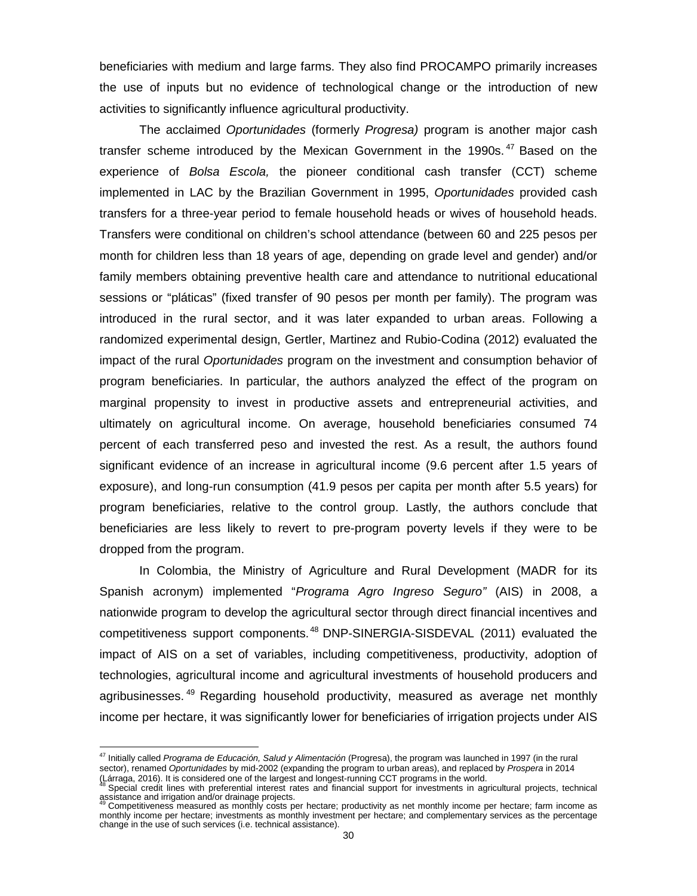beneficiaries with medium and large farms. They also find PROCAMPO primarily increases the use of inputs but no evidence of technological change or the introduction of new activities to significantly influence agricultural productivity.

The acclaimed *Oportunidades* (formerly *Progresa)* program is another major cash transfer scheme introduced by the Mexican Government in the 1990s.[47] Based on the experience of *Bolsa Escola,* the pioneer conditional cash transfer (CCT) scheme implemented in LAC by the Brazilian Government in 1995, *Oportunidades* provided cash transfers for a three-year period to female household heads or wives of household heads. Transfers were conditional on children's school attendance (between 60 and 225 pesos per month for children less than 18 years of age, depending on grade level and gender) and/or family members obtaining preventive health care and attendance to nutritional educational sessions or "pláticas" (fixed transfer of 90 pesos per month per family). The program was introduced in the rural sector, and it was later expanded to urban areas. Following a randomized experimental design, Gertler, Martinez and Rubio-Codina (2012) evaluated the impact of the rural *Oportunidades* program on the investment and consumption behavior of program beneficiaries. In particular, the authors analyzed the effect of the program on marginal propensity to invest in productive assets and entrepreneurial activities, and ultimately on agricultural income. On average, household beneficiaries consumed 74 percent of each transferred peso and invested the rest. As a result, the authors found significant evidence of an increase in agricultural income (9.6 percent after 1.5 years of exposure), and long-run consumption (41.9 pesos per capita per month after 5.5 years) for program beneficiaries, relative to the control group. Lastly, the authors conclude that beneficiaries are less likely to revert to pre-program poverty levels if they were to be dropped from the program.

In Colombia, the Ministry of Agriculture and Rural Development (MADR for its Spanish acronym) implemented "*Programa Agro Ingreso Seguro"* (AIS) in 2008, a nationwide program to develop the agricultural sector through direct financial incentives and competitiveness support components.[48] DNP-SINERGIA-SISDEVAL (2011) evaluated the impact of AIS on a set of variables, including competitiveness, productivity, adoption of technologies, agricultural income and agricultural investments of household producers and agribusinesses.[49] Regarding household productivity, measured as average net monthly income per hectare, it was significantly lower for beneficiaries of irrigation projects under AIS

---

[47] Initially called *Programa de Educación, Salud y Alimentación* (Progresa), the program was launched in 1997 (in the rural sector), renamed *Oportunidades* by mid-2002 (expanding the program to urban areas), and replaced by *Prospera* in 2014 (Lárraga, 2016). It is considered one of the largest and longest-running CCT programs in the world.

[48] Special credit lines with preferential interest rates and financial support for investments in agricultural projects, technical assistance and irrigation and/or drainage projects.

[49] Competitiveness measured as monthly costs per hectare; productivity as net monthly income per hectare; farm income as monthly income per hectare; investments as monthly investment per hectare; and complementary services as the percentage change in the use of such services (i.e. technical assistance).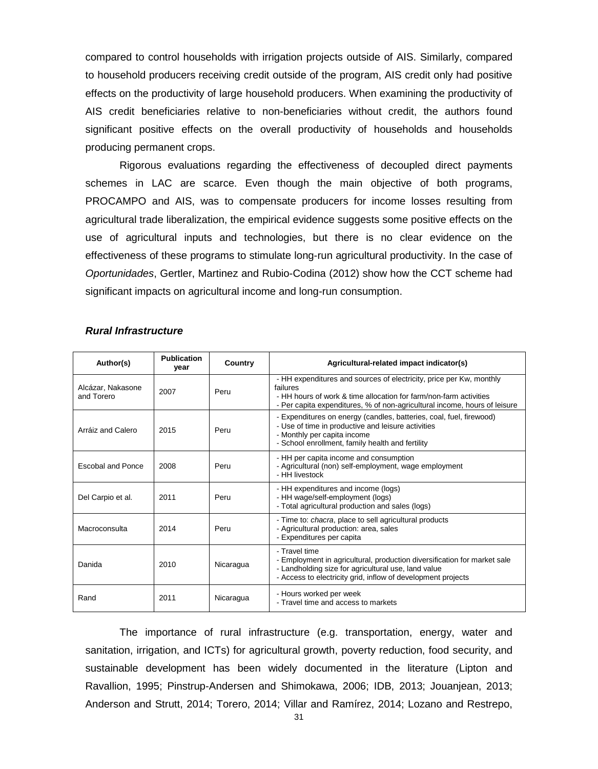compared to control households with irrigation projects outside of AIS. Similarly, compared to household producers receiving credit outside of the program, AIS credit only had positive effects on the productivity of large household producers. When examining the productivity of AIS credit beneficiaries relative to non-beneficiaries without credit, the authors found significant positive effects on the overall productivity of households and households producing permanent crops.

Rigorous evaluations regarding the effectiveness of decoupled direct payments schemes in LAC are scarce. Even though the main objective of both programs, PROCAMPO and AIS, was to compensate producers for income losses resulting from agricultural trade liberalization, the empirical evidence suggests some positive effects on the use of agricultural inputs and technologies, but there is no clear evidence on the effectiveness of these programs to stimulate long-run agricultural productivity. In the case of *Oportunidades*, Gertler, Martinez and Rubio-Codina (2012) show how the CCT scheme had significant impacts on agricultural income and long-run consumption.

### *Rural Infrastructure*

| Author(s) | Publication year | Country | Agricultural-related impact indicator(s) |
|---|---|---|---|
| Alcázar, Nakasone and Torero | 2007 | Peru | - HH expenditures and sources of electricity, price per Kw, monthly failures<br>- HH hours of work & time allocation for farm/non-farm activities<br>- Per capita expenditures, % of non-agricultural income, hours of leisure |
| Arráiz and Calero | 2015 | Peru | - Expenditures on energy (candles, batteries, coal, fuel, firewood)<br>- Use of time in productive and leisure activities<br>- Monthly per capita income<br>- School enrollment, family health and fertility |
| Escobal and Ponce | 2008 | Peru | - HH per capita income and consumption<br>- Agricultural (non) self-employment, wage employment<br>- HH livestock |
| Del Carpio et al. | 2011 | Peru | - HH expenditures and income (logs)<br>- HH wage/self-employment (logs)<br>- Total agricultural production and sales (logs) |
| Macroconsulta | 2014 | Peru | - Time to: *chacra*, place to sell agricultural products<br>- Agricultural production: area, sales<br>- Expenditures per capita |
| Danida | 2010 | Nicaragua | - Travel time<br>- Employment in agricultural, production diversification for market sale<br>- Landholding size for agricultural use, land value<br>- Access to electricity grid, inflow of development projects |
| Rand | 2011 | Nicaragua | - Hours worked per week<br>- Travel time and access to markets |

The importance of rural infrastructure (e.g. transportation, energy, water and sanitation, irrigation, and ICTs) for agricultural growth, poverty reduction, food security, and sustainable development has been widely documented in the literature (Lipton and Ravallion, 1995; Pinstrup-Andersen and Shimokawa, 2006; IDB, 2013; Jouanjean, 2013; Anderson and Strutt, 2014; Torero, 2014; Villar and Ramírez, 2014; Lozano and Restrepo,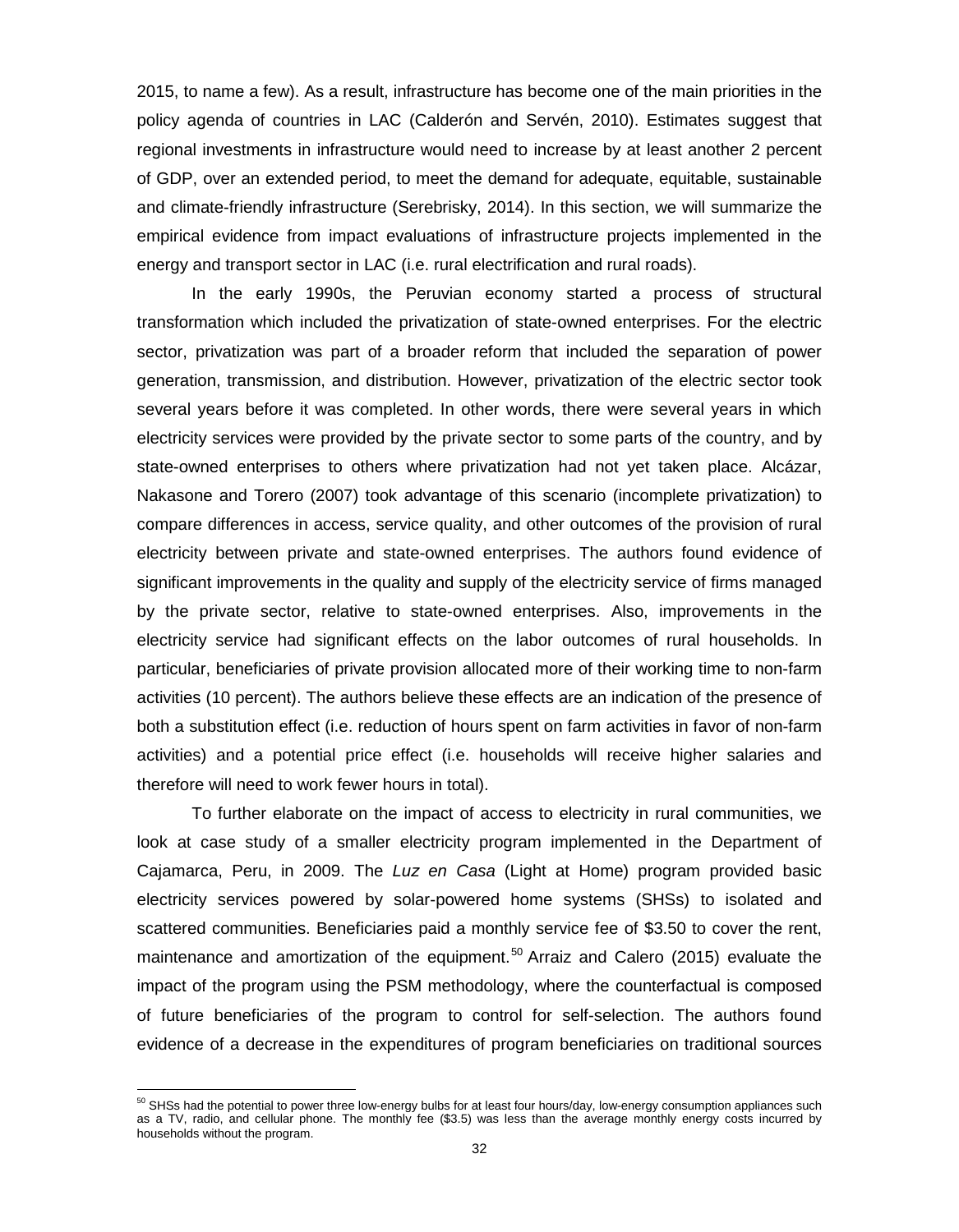2015, to name a few). As a result, infrastructure has become one of the main priorities in the policy agenda of countries in LAC (Calderón and Servén, 2010). Estimates suggest that regional investments in infrastructure would need to increase by at least another 2 percent of GDP, over an extended period, to meet the demand for adequate, equitable, sustainable and climate-friendly infrastructure (Serebrisky, 2014). In this section, we will summarize the empirical evidence from impact evaluations of infrastructure projects implemented in the energy and transport sector in LAC (i.e. rural electrification and rural roads).

In the early 1990s, the Peruvian economy started a process of structural transformation which included the privatization of state-owned enterprises. For the electric sector, privatization was part of a broader reform that included the separation of power generation, transmission, and distribution. However, privatization of the electric sector took several years before it was completed. In other words, there were several years in which electricity services were provided by the private sector to some parts of the country, and by state-owned enterprises to others where privatization had not yet taken place. Alcázar, Nakasone and Torero (2007) took advantage of this scenario (incomplete privatization) to compare differences in access, service quality, and other outcomes of the provision of rural electricity between private and state-owned enterprises. The authors found evidence of significant improvements in the quality and supply of the electricity service of firms managed by the private sector, relative to state-owned enterprises. Also, improvements in the electricity service had significant effects on the labor outcomes of rural households. In particular, beneficiaries of private provision allocated more of their working time to non-farm activities (10 percent). The authors believe these effects are an indication of the presence of both a substitution effect (i.e. reduction of hours spent on farm activities in favor of non-farm activities) and a potential price effect (i.e. households will receive higher salaries and therefore will need to work fewer hours in total).

To further elaborate on the impact of access to electricity in rural communities, we look at case study of a smaller electricity program implemented in the Department of Cajamarca, Peru, in 2009. The *Luz en Casa* (Light at Home) program provided basic electricity services powered by solar-powered home systems (SHSs) to isolated and scattered communities. Beneficiaries paid a monthly service fee of $3.50 to cover the rent, maintenance and amortization of the equipment.[50] Arraiz and Calero (2015) evaluate the impact of the program using the PSM methodology, where the counterfactual is composed of future beneficiaries of the program to control for self-selection. The authors found evidence of a decrease in the expenditures of program beneficiaries on traditional sources

[50] SHSs had the potential to power three low-energy bulbs for at least four hours/day, low-energy consumption appliances such as a TV, radio, and cellular phone. The monthly fee ($3.5) was less than the average monthly energy costs incurred by households without the program.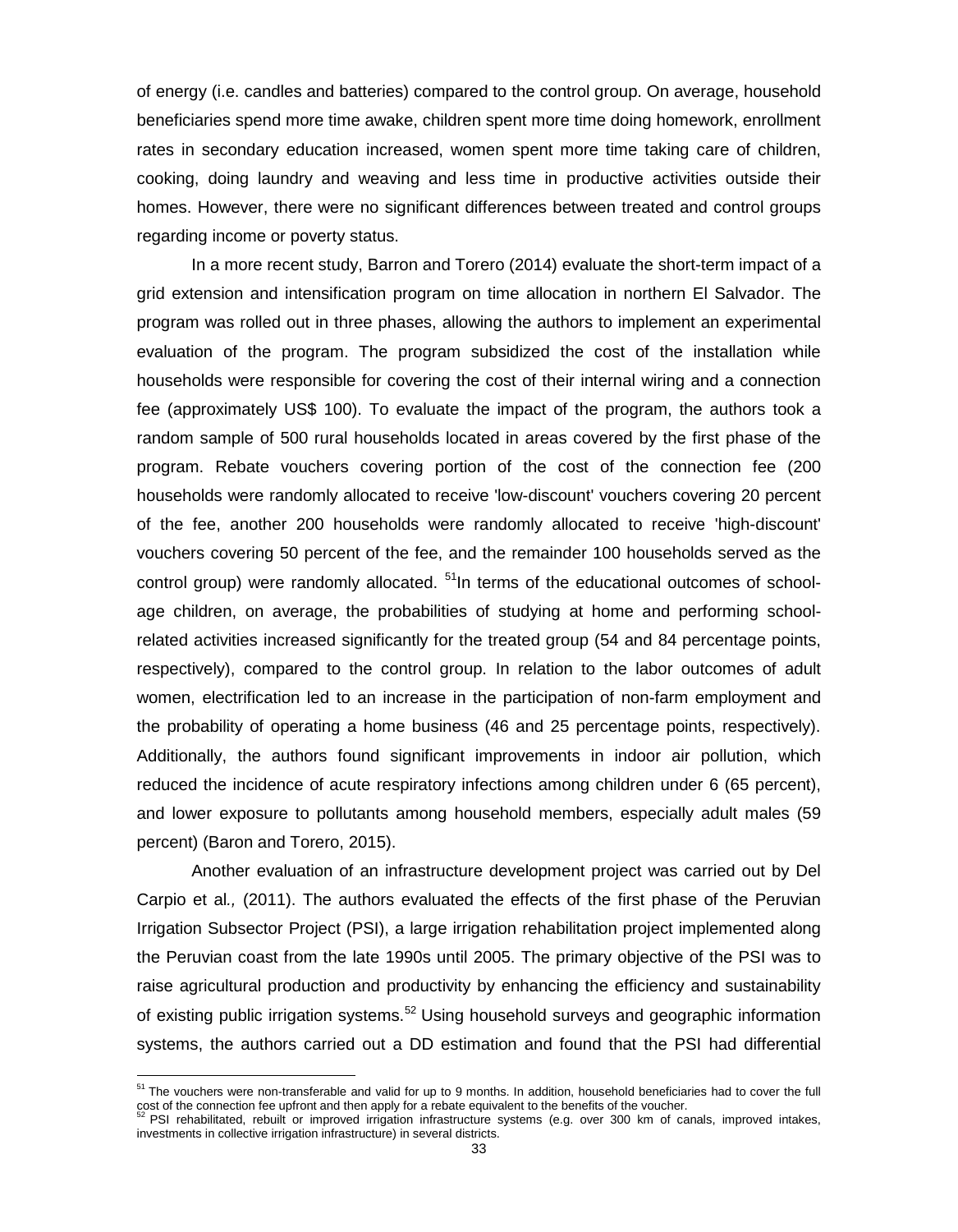of energy (i.e. candles and batteries) compared to the control group. On average, household beneficiaries spend more time awake, children spent more time doing homework, enrollment rates in secondary education increased, women spent more time taking care of children, cooking, doing laundry and weaving and less time in productive activities outside their homes. However, there were no significant differences between treated and control groups regarding income or poverty status.

In a more recent study, Barron and Torero (2014) evaluate the short-term impact of a grid extension and intensification program on time allocation in northern El Salvador. The program was rolled out in three phases, allowing the authors to implement an experimental evaluation of the program. The program subsidized the cost of the installation while households were responsible for covering the cost of their internal wiring and a connection fee (approximately US$ 100). To evaluate the impact of the program, the authors took a random sample of 500 rural households located in areas covered by the first phase of the program. Rebate vouchers covering portion of the cost of the connection fee (200 households were randomly allocated to receive 'low-discount' vouchers covering 20 percent of the fee, another 200 households were randomly allocated to receive 'high-discount' vouchers covering 50 percent of the fee, and the remainder 100 households served as the control group) were randomly allocated. [51]In terms of the educational outcomes of school-age children, on average, the probabilities of studying at home and performing school-related activities increased significantly for the treated group (54 and 84 percentage points, respectively), compared to the control group. In relation to the labor outcomes of adult women, electrification led to an increase in the participation of non-farm employment and the probability of operating a home business (46 and 25 percentage points, respectively). Additionally, the authors found significant improvements in indoor air pollution, which reduced the incidence of acute respiratory infections among children under 6 (65 percent), and lower exposure to pollutants among household members, especially adult males (59 percent) (Baron and Torero, 2015).

Another evaluation of an infrastructure development project was carried out by Del Carpio et al*.,* (2011). The authors evaluated the effects of the first phase of the Peruvian Irrigation Subsector Project (PSI), a large irrigation rehabilitation project implemented along the Peruvian coast from the late 1990s until 2005. The primary objective of the PSI was to raise agricultural production and productivity by enhancing the efficiency and sustainability of existing public irrigation systems.[52] Using household surveys and geographic information systems, the authors carried out a DD estimation and found that the PSI had differential

[51] The vouchers were non-transferable and valid for up to 9 months. In addition, household beneficiaries had to cover the full cost of the connection fee upfront and then apply for a rebate equivalent to the benefits of the voucher.

[52] PSI rehabilitated, rebuilt or improved irrigation infrastructure systems (e.g. over 300 km of canals, improved intakes, investments in collective irrigation infrastructure) in several districts.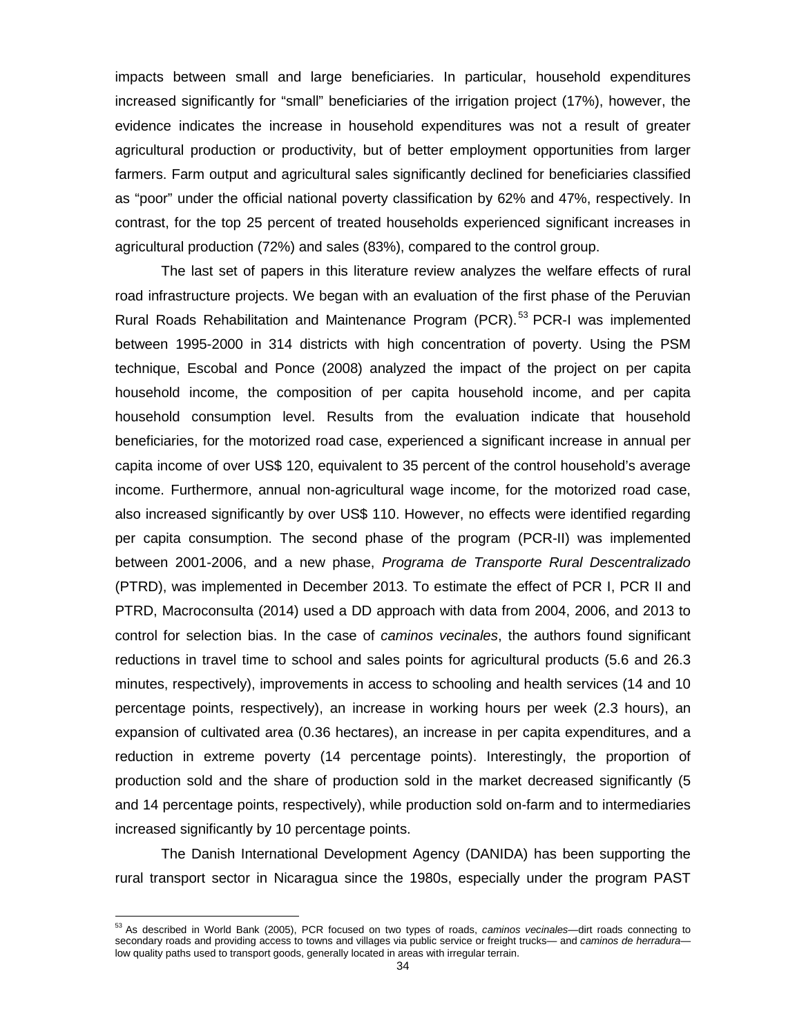impacts between small and large beneficiaries. In particular, household expenditures increased significantly for "small" beneficiaries of the irrigation project (17%), however, the evidence indicates the increase in household expenditures was not a result of greater agricultural production or productivity, but of better employment opportunities from larger farmers. Farm output and agricultural sales significantly declined for beneficiaries classified as "poor" under the official national poverty classification by 62% and 47%, respectively. In contrast, for the top 25 percent of treated households experienced significant increases in agricultural production (72%) and sales (83%), compared to the control group.

The last set of papers in this literature review analyzes the welfare effects of rural road infrastructure projects. We began with an evaluation of the first phase of the Peruvian Rural Roads Rehabilitation and Maintenance Program (PCR).[53] PCR-I was implemented between 1995-2000 in 314 districts with high concentration of poverty. Using the PSM technique, Escobal and Ponce (2008) analyzed the impact of the project on per capita household income, the composition of per capita household income, and per capita household consumption level. Results from the evaluation indicate that household beneficiaries, for the motorized road case, experienced a significant increase in annual per capita income of over US$ 120, equivalent to 35 percent of the control household's average income. Furthermore, annual non-agricultural wage income, for the motorized road case, also increased significantly by over US$ 110. However, no effects were identified regarding per capita consumption. The second phase of the program (PCR-II) was implemented between 2001-2006, and a new phase, *Programa de Transporte Rural Descentralizado* (PTRD), was implemented in December 2013. To estimate the effect of PCR I, PCR II and PTRD, Macroconsulta (2014) used a DD approach with data from 2004, 2006, and 2013 to control for selection bias. In the case of *caminos vecinales*, the authors found significant reductions in travel time to school and sales points for agricultural products (5.6 and 26.3 minutes, respectively), improvements in access to schooling and health services (14 and 10 percentage points, respectively), an increase in working hours per week (2.3 hours), an expansion of cultivated area (0.36 hectares), an increase in per capita expenditures, and a reduction in extreme poverty (14 percentage points). Interestingly, the proportion of production sold and the share of production sold in the market decreased significantly (5 and 14 percentage points, respectively), while production sold on-farm and to intermediaries increased significantly by 10 percentage points.

The Danish International Development Agency (DANIDA) has been supporting the rural transport sector in Nicaragua since the 1980s, especially under the program PAST

[53] As described in World Bank (2005), PCR focused on two types of roads, *caminos vecinales*—dirt roads connecting to secondary roads and providing access to towns and villages via public service or freight trucks— and *caminos de herradura*—low quality paths used to transport goods, generally located in areas with irregular terrain.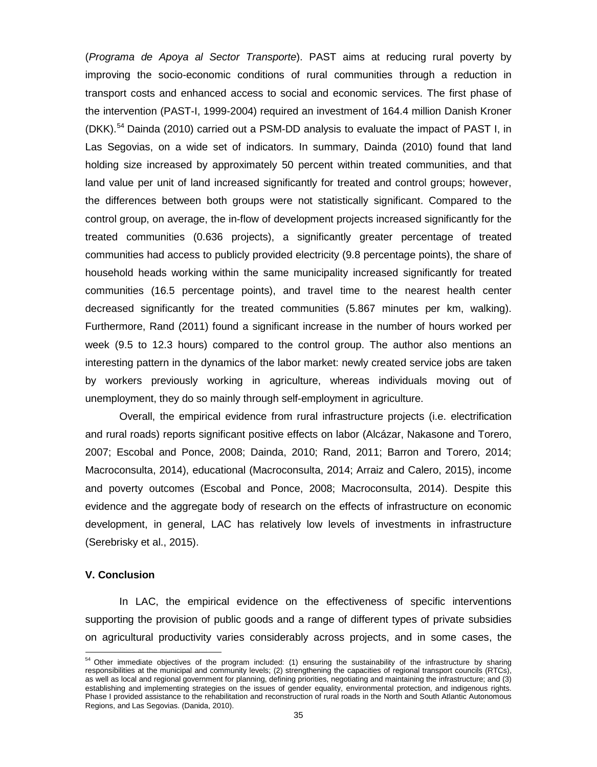(*Programa de Apoya al Sector Transporte*). PAST aims at reducing rural poverty by improving the socio-economic conditions of rural communities through a reduction in transport costs and enhanced access to social and economic services. The first phase of the intervention (PAST-I, 1999-2004) required an investment of 164.4 million Danish Kroner (DKK).[54] Dainda (2010) carried out a PSM-DD analysis to evaluate the impact of PAST I, in Las Segovias, on a wide set of indicators. In summary, Dainda (2010) found that land holding size increased by approximately 50 percent within treated communities, and that land value per unit of land increased significantly for treated and control groups; however, the differences between both groups were not statistically significant. Compared to the control group, on average, the in-flow of development projects increased significantly for the treated communities (0.636 projects), a significantly greater percentage of treated communities had access to publicly provided electricity (9.8 percentage points), the share of household heads working within the same municipality increased significantly for treated communities (16.5 percentage points), and travel time to the nearest health center decreased significantly for the treated communities (5.867 minutes per km, walking). Furthermore, Rand (2011) found a significant increase in the number of hours worked per week (9.5 to 12.3 hours) compared to the control group. The author also mentions an interesting pattern in the dynamics of the labor market: newly created service jobs are taken by workers previously working in agriculture, whereas individuals moving out of unemployment, they do so mainly through self-employment in agriculture.

Overall, the empirical evidence from rural infrastructure projects (i.e. electrification and rural roads) reports significant positive effects on labor (Alcázar, Nakasone and Torero, 2007; Escobal and Ponce, 2008; Dainda, 2010; Rand, 2011; Barron and Torero, 2014; Macroconsulta, 2014), educational (Macroconsulta, 2014; Arraiz and Calero, 2015), income and poverty outcomes (Escobal and Ponce, 2008; Macroconsulta, 2014). Despite this evidence and the aggregate body of research on the effects of infrastructure on economic development, in general, LAC has relatively low levels of investments in infrastructure (Serebrisky et al., 2015).

## V. Conclusion

In LAC, the empirical evidence on the effectiveness of specific interventions supporting the provision of public goods and a range of different types of private subsidies on agricultural productivity varies considerably across projects, and in some cases, the

[54] Other immediate objectives of the program included: (1) ensuring the sustainability of the infrastructure by sharing responsibilities at the municipal and community levels; (2) strengthening the capacities of regional transport councils (RTCs), as well as local and regional government for planning, defining priorities, negotiating and maintaining the infrastructure; and (3) establishing and implementing strategies on the issues of gender equality, environmental protection, and indigenous rights. Phase I provided assistance to the rehabilitation and reconstruction of rural roads in the North and South Atlantic Autonomous Regions, and Las Segovias. (Danida, 2010).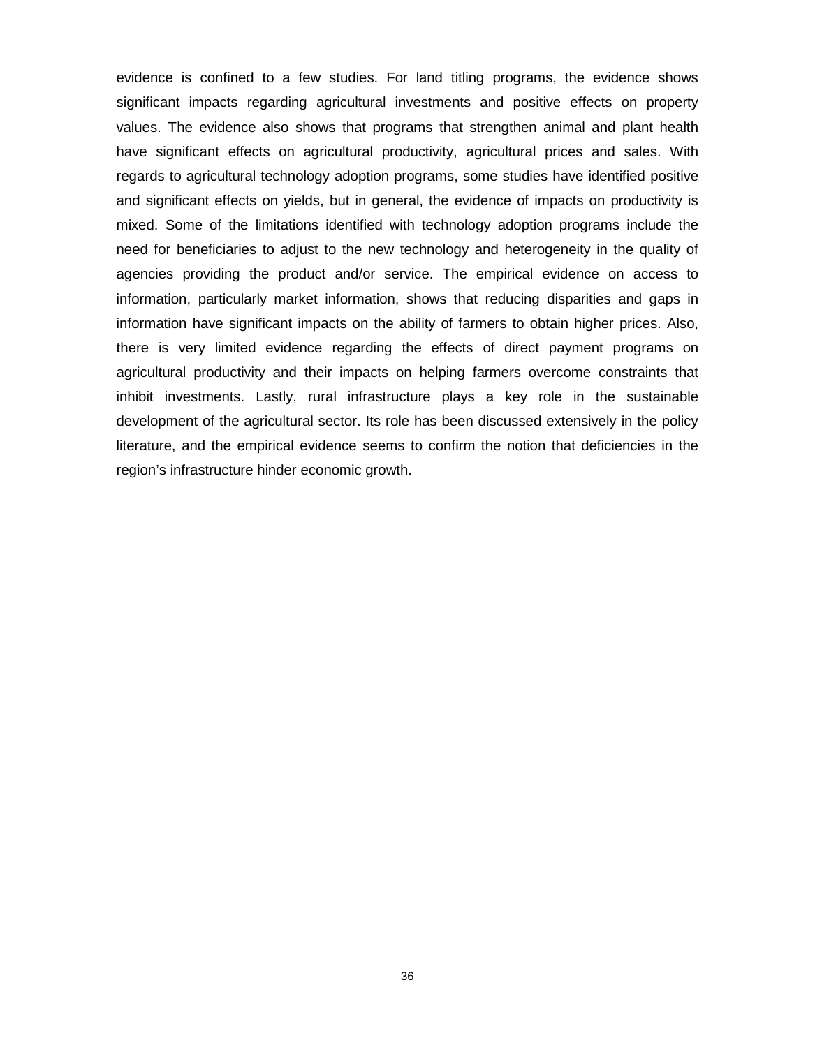evidence is confined to a few studies. For land titling programs, the evidence shows significant impacts regarding agricultural investments and positive effects on property values. The evidence also shows that programs that strengthen animal and plant health have significant effects on agricultural productivity, agricultural prices and sales. With regards to agricultural technology adoption programs, some studies have identified positive and significant effects on yields, but in general, the evidence of impacts on productivity is mixed. Some of the limitations identified with technology adoption programs include the need for beneficiaries to adjust to the new technology and heterogeneity in the quality of agencies providing the product and/or service. The empirical evidence on access to information, particularly market information, shows that reducing disparities and gaps in information have significant impacts on the ability of farmers to obtain higher prices. Also, there is very limited evidence regarding the effects of direct payment programs on agricultural productivity and their impacts on helping farmers overcome constraints that inhibit investments. Lastly, rural infrastructure plays a key role in the sustainable development of the agricultural sector. Its role has been discussed extensively in the policy literature, and the empirical evidence seems to confirm the notion that deficiencies in the region's infrastructure hinder economic growth.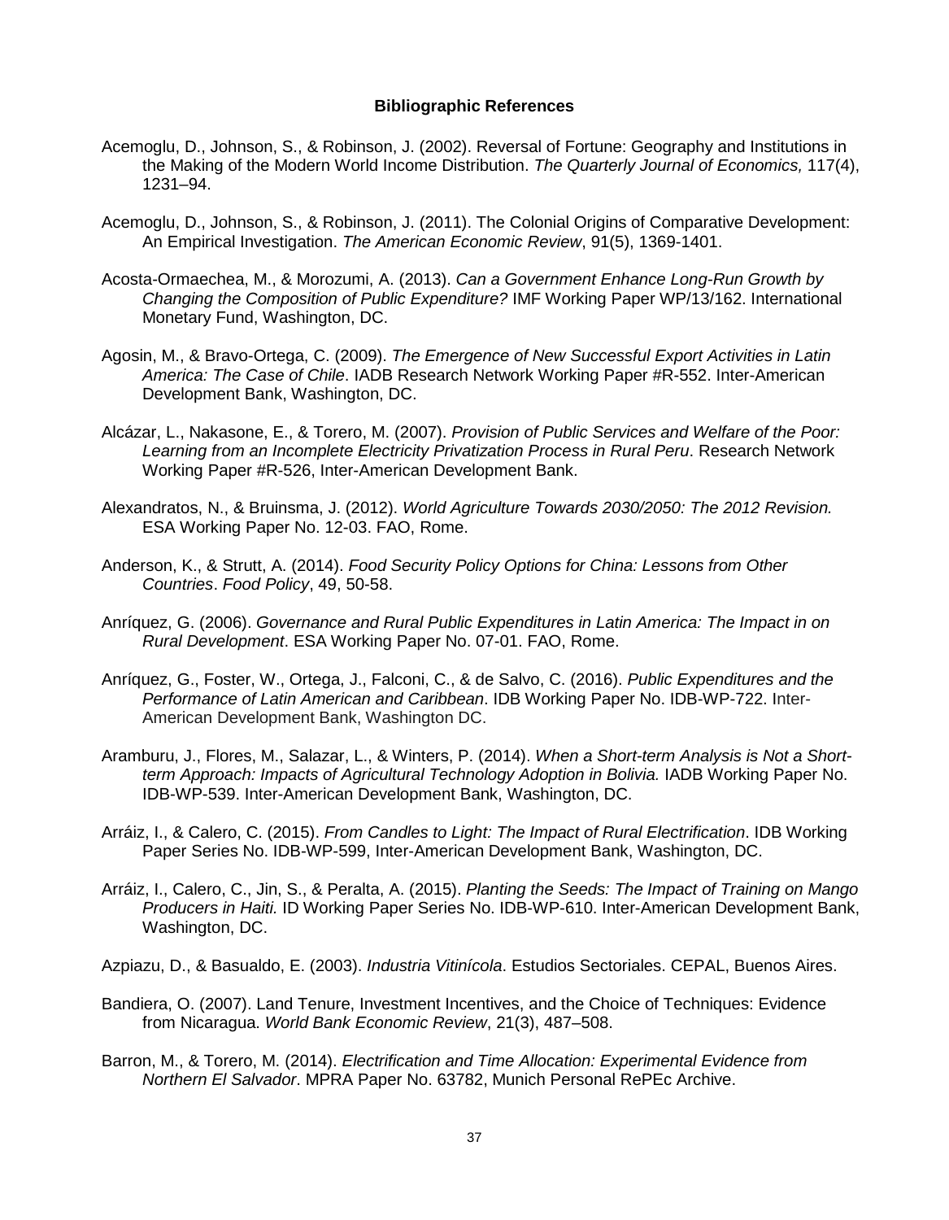# Bibliographic References

Acemoglu, D., Johnson, S., & Robinson, J. (2002). Reversal of Fortune: Geography and Institutions in the Making of the Modern World Income Distribution. *The Quarterly Journal of Economics,* 117(4), 1231–94.

Acemoglu, D., Johnson, S., & Robinson, J. (2011). The Colonial Origins of Comparative Development: An Empirical Investigation. *The American Economic Review*, 91(5), 1369-1401.

Acosta-Ormaechea, M., & Morozumi, A. (2013). *Can a Government Enhance Long-Run Growth by Changing the Composition of Public Expenditure?* IMF Working Paper WP/13/162. International Monetary Fund, Washington, DC.

Agosin, M., & Bravo-Ortega, C. (2009). *The Emergence of New Successful Export Activities in Latin America: The Case of Chile*. IADB Research Network Working Paper #R-552. Inter-American Development Bank, Washington, DC.

Alcázar, L., Nakasone, E., & Torero, M. (2007). *Provision of Public Services and Welfare of the Poor: Learning from an Incomplete Electricity Privatization Process in Rural Peru*. Research Network Working Paper #R-526, Inter-American Development Bank.

Alexandratos, N., & Bruinsma, J. (2012). *World Agriculture Towards 2030/2050: The 2012 Revision.* ESA Working Paper No. 12-03. FAO, Rome.

Anderson, K., & Strutt, A. (2014). *Food Security Policy Options for China: Lessons from Other Countries*. *Food Policy*, 49, 50-58.

Anríquez, G. (2006). *Governance and Rural Public Expenditures in Latin America: The Impact in on Rural Development*. ESA Working Paper No. 07-01. FAO, Rome.

Anríquez, G., Foster, W., Ortega, J., Falconi, C., & de Salvo, C. (2016). *Public Expenditures and the Performance of Latin American and Caribbean*. IDB Working Paper No. IDB-WP-722. Inter-American Development Bank, Washington DC.

Aramburu, J., Flores, M., Salazar, L., & Winters, P. (2014). *When a Short-term Analysis is Not a Short-term Approach: Impacts of Agricultural Technology Adoption in Bolivia.* IADB Working Paper No. IDB-WP-539. Inter-American Development Bank, Washington, DC.

Arráiz, I., & Calero, C. (2015). *From Candles to Light: The Impact of Rural Electrification*. IDB Working Paper Series No. IDB-WP-599, Inter-American Development Bank, Washington, DC.

Arráiz, I., Calero, C., Jin, S., & Peralta, A. (2015). *Planting the Seeds: The Impact of Training on Mango Producers in Haiti.* ID Working Paper Series No. IDB-WP-610. Inter-American Development Bank, Washington, DC.

Azpiazu, D., & Basualdo, E. (2003). *Industria Vitinícola*. Estudios Sectoriales. CEPAL, Buenos Aires.

Bandiera, O. (2007). Land Tenure, Investment Incentives, and the Choice of Techniques: Evidence from Nicaragua. *World Bank Economic Review*, 21(3), 487–508.

Barron, M., & Torero, M. (2014). *Electrification and Time Allocation: Experimental Evidence from Northern El Salvador*. MPRA Paper No. 63782, Munich Personal RePEc Archive.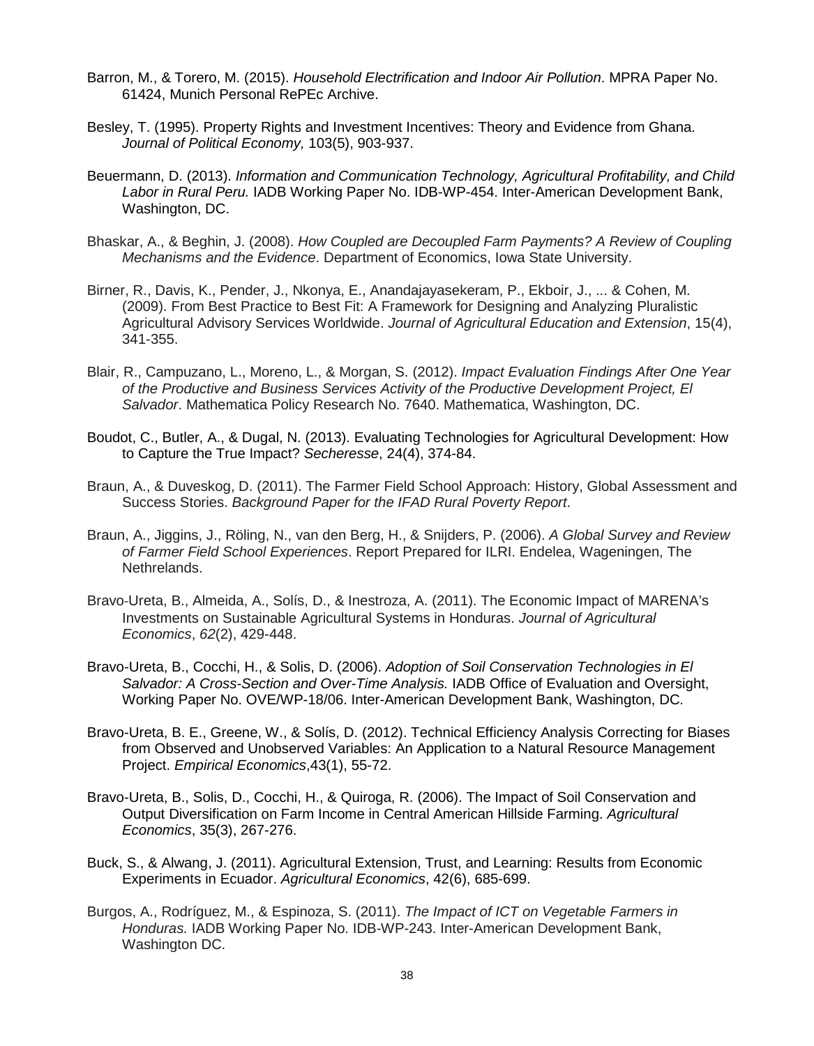Barron, M., & Torero, M. (2015). *Household Electrification and Indoor Air Pollution*. MPRA Paper No. 61424, Munich Personal RePEc Archive.

Besley, T. (1995). Property Rights and Investment Incentives: Theory and Evidence from Ghana. *Journal of Political Economy,* 103(5), 903-937.

Beuermann, D. (2013). *Information and Communication Technology, Agricultural Profitability, and Child Labor in Rural Peru.* IADB Working Paper No. IDB-WP-454. Inter-American Development Bank, Washington, DC.

Bhaskar, A., & Beghin, J. (2008). *How Coupled are Decoupled Farm Payments? A Review of Coupling Mechanisms and the Evidence*. Department of Economics, Iowa State University.

Birner, R., Davis, K., Pender, J., Nkonya, E., Anandajayasekeram, P., Ekboir, J., ... & Cohen, M. (2009). From Best Practice to Best Fit: A Framework for Designing and Analyzing Pluralistic Agricultural Advisory Services Worldwide. *Journal of Agricultural Education and Extension*, 15(4), 341-355.

Blair, R., Campuzano, L., Moreno, L., & Morgan, S. (2012). *Impact Evaluation Findings After One Year of the Productive and Business Services Activity of the Productive Development Project, El Salvador*. Mathematica Policy Research No. 7640. Mathematica, Washington, DC.

Boudot, C., Butler, A., & Dugal, N. (2013). Evaluating Technologies for Agricultural Development: How to Capture the True Impact? *Secheresse*, 24(4), 374-84.

Braun, A., & Duveskog, D. (2011). The Farmer Field School Approach: History, Global Assessment and Success Stories. *Background Paper for the IFAD Rural Poverty Report*.

Braun, A., Jiggins, J., Röling, N., van den Berg, H., & Snijders, P. (2006). *A Global Survey and Review of Farmer Field School Experiences*. Report Prepared for ILRI. Endelea, Wageningen, The Nethrelands.

Bravo-Ureta, B., Almeida, A., Solís, D., & Inestroza, A. (2011). The Economic Impact of MARENA's Investments on Sustainable Agricultural Systems in Honduras. *Journal of Agricultural Economics*, *62*(2), 429-448.

Bravo-Ureta, B., Cocchi, H., & Solis, D. (2006). *Adoption of Soil Conservation Technologies in El Salvador: A Cross-Section and Over-Time Analysis.* IADB Office of Evaluation and Oversight, Working Paper No. OVE/WP-18/06. Inter-American Development Bank, Washington, DC.

Bravo-Ureta, B. E., Greene, W., & Solís, D. (2012). Technical Efficiency Analysis Correcting for Biases from Observed and Unobserved Variables: An Application to a Natural Resource Management Project. *Empirical Economics*,43(1), 55-72.

Bravo-Ureta, B., Solis, D., Cocchi, H., & Quiroga, R. (2006). The Impact of Soil Conservation and Output Diversification on Farm Income in Central American Hillside Farming. *Agricultural Economics*, 35(3), 267-276.

Buck, S., & Alwang, J. (2011). Agricultural Extension, Trust, and Learning: Results from Economic Experiments in Ecuador. *Agricultural Economics*, 42(6), 685-699.

Burgos, A., Rodríguez, M., & Espinoza, S. (2011). *The Impact of ICT on Vegetable Farmers in Honduras.* IADB Working Paper No. IDB-WP-243. Inter-American Development Bank, Washington DC.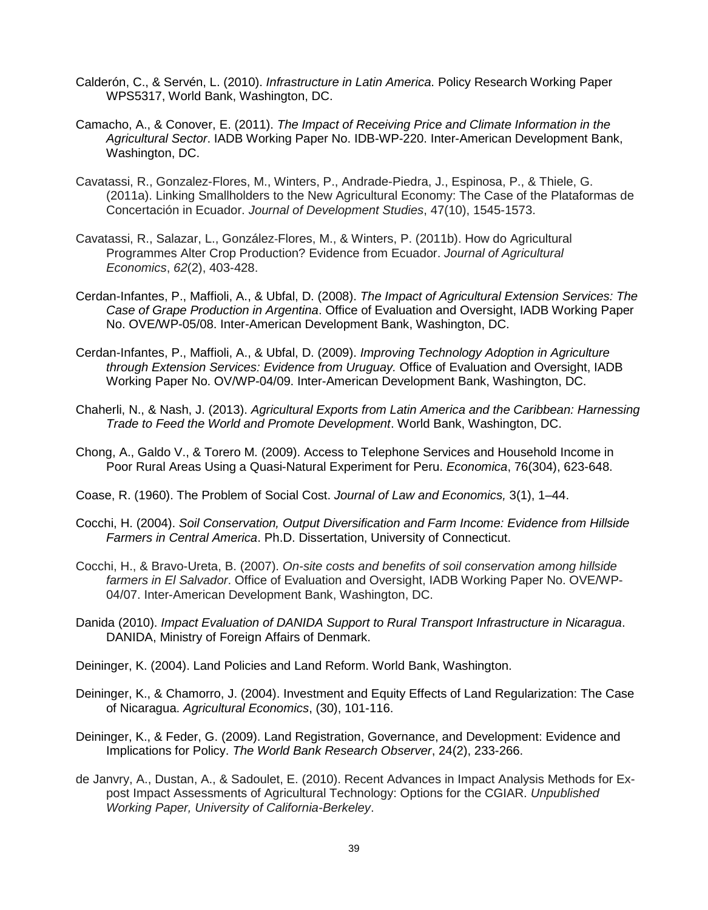Calderón, C., & Servén, L. (2010). *Infrastructure in Latin America*. Policy Research Working Paper WPS5317, World Bank, Washington, DC.

Camacho, A., & Conover, E. (2011). *The Impact of Receiving Price and Climate Information in the Agricultural Sector*. IADB Working Paper No. IDB-WP-220. Inter-American Development Bank, Washington, DC.

Cavatassi, R., Gonzalez-Flores, M., Winters, P., Andrade-Piedra, J., Espinosa, P., & Thiele, G. (2011a). Linking Smallholders to the New Agricultural Economy: The Case of the Plataformas de Concertación in Ecuador. *Journal of Development Studies*, 47(10), 1545-1573.

Cavatassi, R., Salazar, L., González-Flores, M., & Winters, P. (2011b). How do Agricultural Programmes Alter Crop Production? Evidence from Ecuador. *Journal of Agricultural Economics*, *62*(2), 403-428.

Cerdan-Infantes, P., Maffioli, A., & Ubfal, D. (2008). *The Impact of Agricultural Extension Services: The Case of Grape Production in Argentina*. Office of Evaluation and Oversight, IADB Working Paper No. OVE/WP-05/08. Inter-American Development Bank, Washington, DC.

Cerdan-Infantes, P., Maffioli, A., & Ubfal, D. (2009). *Improving Technology Adoption in Agriculture through Extension Services: Evidence from Uruguay.* Office of Evaluation and Oversight, IADB Working Paper No. OV/WP-04/09. Inter-American Development Bank, Washington, DC.

Chaherli, N., & Nash, J. (2013). *Agricultural Exports from Latin America and the Caribbean: Harnessing Trade to Feed the World and Promote Development*. World Bank, Washington, DC.

Chong, A., Galdo V., & Torero M. (2009). Access to Telephone Services and Household Income in Poor Rural Areas Using a Quasi-Natural Experiment for Peru. *Economica*, 76(304), 623-648.

Coase, R. (1960). The Problem of Social Cost. *Journal of Law and Economics,* 3(1), 1–44.

Cocchi, H. (2004). *Soil Conservation, Output Diversification and Farm Income: Evidence from Hillside Farmers in Central America*. Ph.D. Dissertation, University of Connecticut.

Cocchi, H., & Bravo-Ureta, B. (2007). *On-site costs and benefits of soil conservation among hillside farmers in El Salvador*. Office of Evaluation and Oversight, IADB Working Paper No. OVE/WP-04/07. Inter-American Development Bank, Washington, DC.

Danida (2010). *Impact Evaluation of DANIDA Support to Rural Transport Infrastructure in Nicaragua*. DANIDA, Ministry of Foreign Affairs of Denmark.

Deininger, K. (2004). Land Policies and Land Reform. World Bank, Washington.

Deininger, K., & Chamorro, J. (2004). Investment and Equity Effects of Land Regularization: The Case of Nicaragua. *Agricultural Economics*, (30), 101-116.

Deininger, K., & Feder, G. (2009). Land Registration, Governance, and Development: Evidence and Implications for Policy. *The World Bank Research Observer*, 24(2), 233-266.

de Janvry, A., Dustan, A., & Sadoulet, E. (2010). Recent Advances in Impact Analysis Methods for Ex-post Impact Assessments of Agricultural Technology: Options for the CGIAR. *Unpublished Working Paper, University of California-Berkeley*.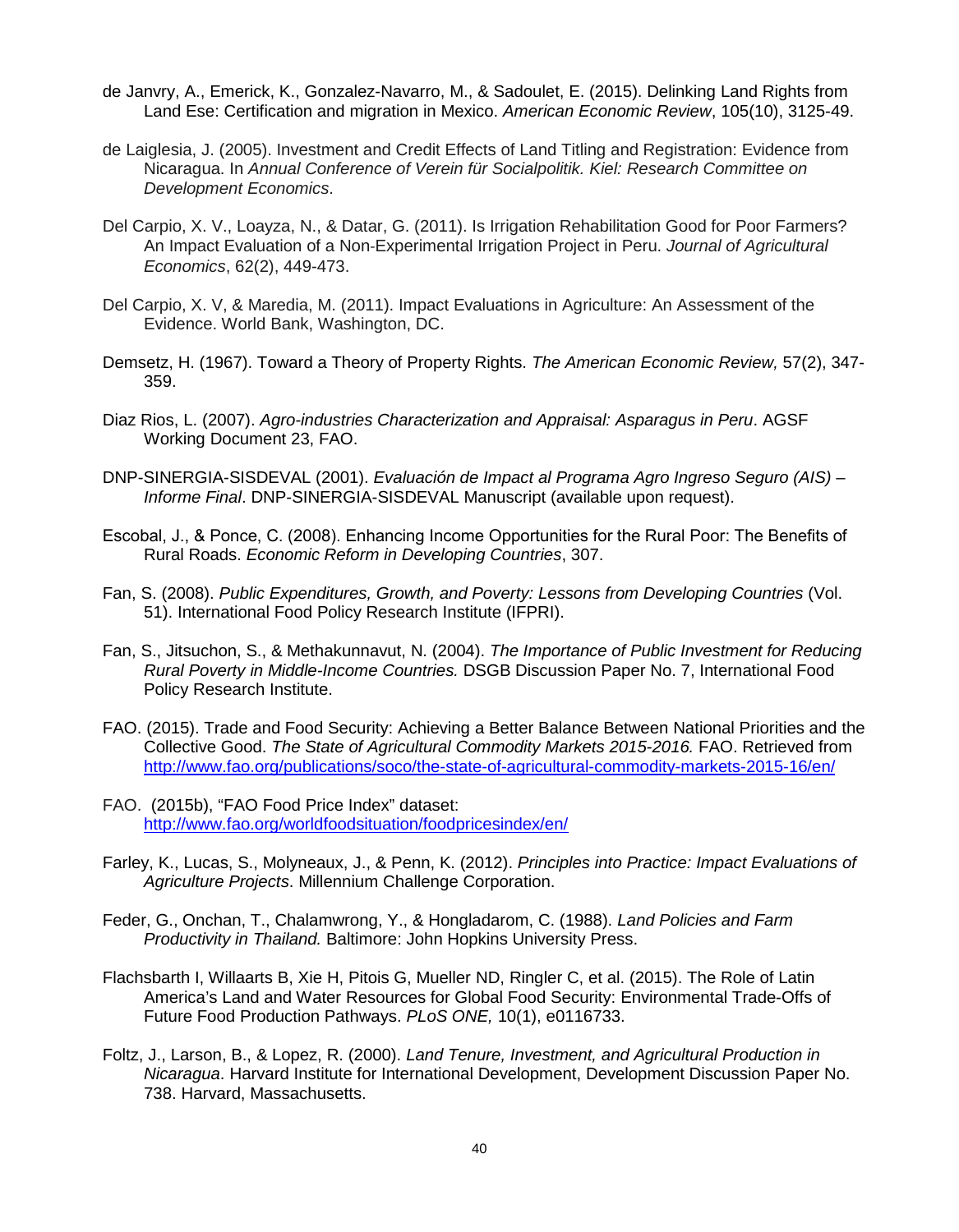de Janvry, A., Emerick, K., Gonzalez-Navarro, M., & Sadoulet, E. (2015). Delinking Land Rights from Land Ese: Certification and migration in Mexico. *American Economic Review*, 105(10), 3125-49.

de Laiglesia, J. (2005). Investment and Credit Effects of Land Titling and Registration: Evidence from Nicaragua. In *Annual Conference of Verein für Socialpolitik. Kiel: Research Committee on Development Economics*.

Del Carpio, X. V., Loayza, N., & Datar, G. (2011). Is Irrigation Rehabilitation Good for Poor Farmers? An Impact Evaluation of a Non-Experimental Irrigation Project in Peru. *Journal of Agricultural Economics*, 62(2), 449-473.

Del Carpio, X. V, & Maredia, M. (2011). Impact Evaluations in Agriculture: An Assessment of the Evidence. World Bank, Washington, DC.

Demsetz, H. (1967). Toward a Theory of Property Rights. *The American Economic Review,* 57(2), 347-359.

Diaz Rios, L. (2007). *Agro-industries Characterization and Appraisal: Asparagus in Peru*. AGSF Working Document 23, FAO.

DNP-SINERGIA-SISDEVAL (2001). *Evaluación de Impact al Programa Agro Ingreso Seguro (AIS) – Informe Final*. DNP-SINERGIA-SISDEVAL Manuscript (available upon request).

Escobal, J., & Ponce, C. (2008). Enhancing Income Opportunities for the Rural Poor: The Benefits of Rural Roads. *Economic Reform in Developing Countries*, 307.

Fan, S. (2008). *Public Expenditures, Growth, and Poverty: Lessons from Developing Countries* (Vol. 51). International Food Policy Research Institute (IFPRI).

Fan, S., Jitsuchon, S., & Methakunnavut, N. (2004). *The Importance of Public Investment for Reducing Rural Poverty in Middle-Income Countries.* DSGB Discussion Paper No. 7, International Food Policy Research Institute.

FAO. (2015). Trade and Food Security: Achieving a Better Balance Between National Priorities and the Collective Good. *The State of Agricultural Commodity Markets 2015-2016.* FAO. Retrieved from http://www.fao.org/publications/soco/the-state-of-agricultural-commodity-markets-2015-16/en/

FAO. (2015b), "FAO Food Price Index" dataset: http://www.fao.org/worldfoodsituation/foodpricesindex/en/

Farley, K., Lucas, S., Molyneaux, J., & Penn, K. (2012). *Principles into Practice: Impact Evaluations of Agriculture Projects*. Millennium Challenge Corporation.

Feder, G., Onchan, T., Chalamwrong, Y., & Hongladarom, C. (1988). *Land Policies and Farm Productivity in Thailand.* Baltimore: John Hopkins University Press.

Flachsbarth I, Willaarts B, Xie H, Pitois G, Mueller ND, Ringler C, et al. (2015). The Role of Latin America's Land and Water Resources for Global Food Security: Environmental Trade-Offs of Future Food Production Pathways. *PLoS ONE,* 10(1), e0116733.

Foltz, J., Larson, B., & Lopez, R. (2000). *Land Tenure, Investment, and Agricultural Production in Nicaragua*. Harvard Institute for International Development, Development Discussion Paper No. 738. Harvard, Massachusetts.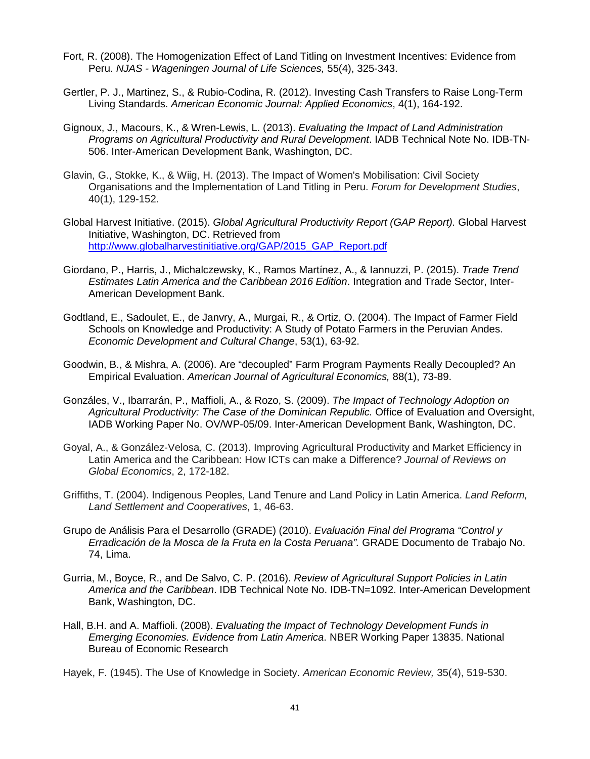Fort, R. (2008). The Homogenization Effect of Land Titling on Investment Incentives: Evidence from Peru. *NJAS - Wageningen Journal of Life Sciences,* 55(4), 325-343.

Gertler, P. J., Martinez, S., & Rubio-Codina, R. (2012). Investing Cash Transfers to Raise Long-Term Living Standards. *American Economic Journal: Applied Economics*, 4(1), 164-192.

Gignoux, J., Macours, K., & Wren-Lewis, L. (2013). *Evaluating the Impact of Land Administration Programs on Agricultural Productivity and Rural Development*. IADB Technical Note No. IDB-TN-506. Inter-American Development Bank, Washington, DC.

Glavin, G., Stokke, K., & Wiig, H. (2013). The Impact of Women's Mobilisation: Civil Society Organisations and the Implementation of Land Titling in Peru. *Forum for Development Studies*, 40(1), 129-152.

Global Harvest Initiative. (2015). *Global Agricultural Productivity Report (GAP Report).* Global Harvest Initiative, Washington, DC. Retrieved from http://www.globalharvestinitiative.org/GAP/2015_GAP_Report.pdf

Giordano, P., Harris, J., Michalczewsky, K., Ramos Martínez, A., & Iannuzzi, P. (2015). *Trade Trend Estimates Latin America and the Caribbean 2016 Edition*. Integration and Trade Sector, Inter-American Development Bank.

Godtland, E., Sadoulet, E., de Janvry, A., Murgai, R., & Ortiz, O. (2004). The Impact of Farmer Field Schools on Knowledge and Productivity: A Study of Potato Farmers in the Peruvian Andes. *Economic Development and Cultural Change*, 53(1), 63-92.

Goodwin, B., & Mishra, A. (2006). Are "decoupled" Farm Program Payments Really Decoupled? An Empirical Evaluation. *American Journal of Agricultural Economics,* 88(1), 73-89.

Gonzáles, V., Ibarrarán, P., Maffioli, A., & Rozo, S. (2009). *The Impact of Technology Adoption on Agricultural Productivity: The Case of the Dominican Republic.* Office of Evaluation and Oversight, IADB Working Paper No. OV/WP-05/09. Inter-American Development Bank, Washington, DC.

Goyal, A., & González-Velosa, C. (2013). Improving Agricultural Productivity and Market Efficiency in Latin America and the Caribbean: How ICTs can make a Difference? *Journal of Reviews on Global Economics*, 2, 172-182.

Griffiths, T. (2004). Indigenous Peoples, Land Tenure and Land Policy in Latin America. *Land Reform, Land Settlement and Cooperatives*, 1, 46-63.

Grupo de Análisis Para el Desarrollo (GRADE) (2010). *Evaluación Final del Programa "Control y Erradicación de la Mosca de la Fruta en la Costa Peruana".* GRADE Documento de Trabajo No. 74, Lima.

Gurria, M., Boyce, R., and De Salvo, C. P. (2016). *Review of Agricultural Support Policies in Latin America and the Caribbean*. IDB Technical Note No. IDB-TN=1092. Inter-American Development Bank, Washington, DC.

Hall, B.H. and A. Maffioli. (2008). *Evaluating the Impact of Technology Development Funds in Emerging Economies. Evidence from Latin America*. NBER Working Paper 13835. National Bureau of Economic Research

Hayek, F. (1945). The Use of Knowledge in Society. *American Economic Review,* 35(4), 519-530.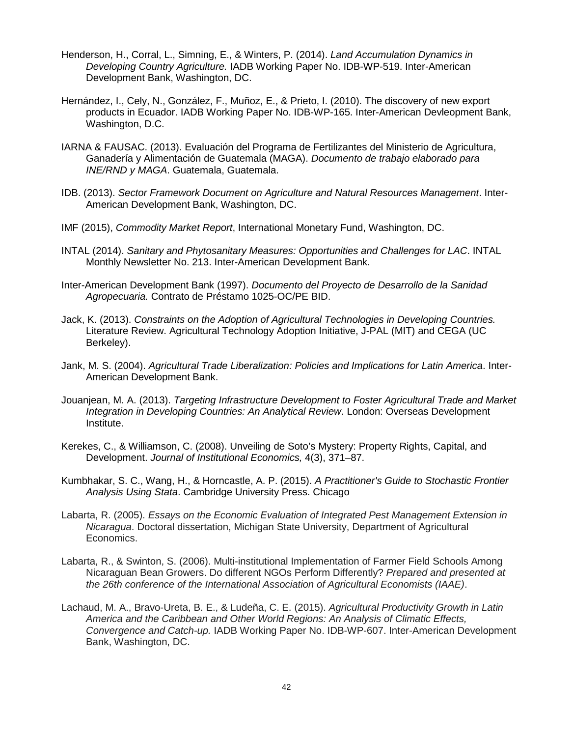Henderson, H., Corral, L., Simning, E., & Winters, P. (2014). *Land Accumulation Dynamics in Developing Country Agriculture.* IADB Working Paper No. IDB-WP-519. Inter-American Development Bank, Washington, DC.

Hernández, I., Cely, N., González, F., Muñoz, E., & Prieto, I. (2010). The discovery of new export products in Ecuador. IADB Working Paper No. IDB-WP-165. Inter-American Devleopment Bank, Washington, D.C.

IARNA & FAUSAC. (2013). Evaluación del Programa de Fertilizantes del Ministerio de Agricultura, Ganadería y Alimentación de Guatemala (MAGA). *Documento de trabajo elaborado para INE/RND y MAGA*. Guatemala, Guatemala.

IDB. (2013). *Sector Framework Document on Agriculture and Natural Resources Management*. Inter-American Development Bank, Washington, DC.

IMF (2015), *Commodity Market Report*, International Monetary Fund, Washington, DC.

INTAL (2014). *Sanitary and Phytosanitary Measures: Opportunities and Challenges for LAC*. INTAL Monthly Newsletter No. 213. Inter-American Development Bank.

Inter-American Development Bank (1997). *Documento del Proyecto de Desarrollo de la Sanidad Agropecuaria.* Contrato de Préstamo 1025-OC/PE BID.

Jack, K. (2013). *Constraints on the Adoption of Agricultural Technologies in Developing Countries.* Literature Review. Agricultural Technology Adoption Initiative, J-PAL (MIT) and CEGA (UC Berkeley).

Jank, M. S. (2004). *Agricultural Trade Liberalization: Policies and Implications for Latin America*. Inter-American Development Bank.

Jouanjean, M. A. (2013). *Targeting Infrastructure Development to Foster Agricultural Trade and Market Integration in Developing Countries: An Analytical Review*. London: Overseas Development Institute.

Kerekes, C., & Williamson, C. (2008). Unveiling de Soto's Mystery: Property Rights, Capital, and Development. *Journal of Institutional Economics,* 4(3), 371–87.

Kumbhakar, S. C., Wang, H., & Horncastle, A. P. (2015). *A Practitioner's Guide to Stochastic Frontier Analysis Using Stata*. Cambridge University Press. Chicago

Labarta, R. (2005). *Essays on the Economic Evaluation of Integrated Pest Management Extension in Nicaragua*. Doctoral dissertation, Michigan State University, Department of Agricultural Economics.

Labarta, R., & Swinton, S. (2006). Multi-institutional Implementation of Farmer Field Schools Among Nicaraguan Bean Growers. Do different NGOs Perform Differently? *Prepared and presented at the 26th conference of the International Association of Agricultural Economists (IAAE)*.

Lachaud, M. A., Bravo-Ureta, B. E., & Ludeña, C. E. (2015). *Agricultural Productivity Growth in Latin America and the Caribbean and Other World Regions: An Analysis of Climatic Effects, Convergence and Catch-up.* IADB Working Paper No. IDB-WP-607. Inter-American Development Bank, Washington, DC.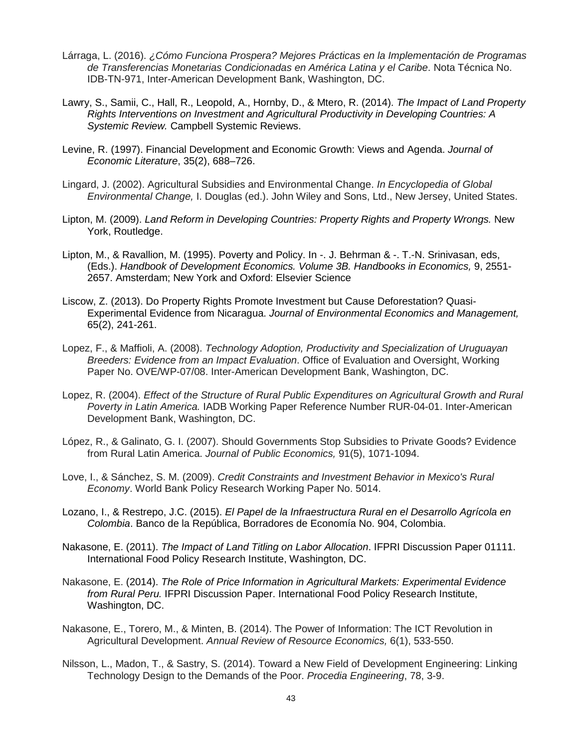Lárraga, L. (2016). *¿Cómo Funciona Prospera? Mejores Prácticas en la Implementación de Programas de Transferencias Monetarias Condicionadas en América Latina y el Caribe*. Nota Técnica No. IDB-TN-971, Inter-American Development Bank, Washington, DC.

Lawry, S., Samii, C., Hall, R., Leopold, A., Hornby, D., & Mtero, R. (2014). *The Impact of Land Property Rights Interventions on Investment and Agricultural Productivity in Developing Countries: A Systemic Review.* Campbell Systemic Reviews.

Levine, R. (1997). Financial Development and Economic Growth: Views and Agenda. *Journal of Economic Literature*, 35(2), 688–726.

Lingard, J. (2002). Agricultural Subsidies and Environmental Change. *In Encyclopedia of Global Environmental Change,* I. Douglas (ed.). John Wiley and Sons, Ltd., New Jersey, United States.

Lipton, M. (2009). *Land Reform in Developing Countries: Property Rights and Property Wrongs.* New York, Routledge.

Lipton, M., & Ravallion, M. (1995). Poverty and Policy. In -. J. Behrman & -. T.-N. Srinivasan, eds, (Eds.). *Handbook of Development Economics. Volume 3B. Handbooks in Economics,* 9, 2551-2657. Amsterdam; New York and Oxford: Elsevier Science

Liscow, Z. (2013). Do Property Rights Promote Investment but Cause Deforestation? Quasi-Experimental Evidence from Nicaragua. *Journal of Environmental Economics and Management,* 65(2), 241-261.

Lopez, F., & Maffioli, A. (2008). *Technology Adoption, Productivity and Specialization of Uruguayan Breeders: Evidence from an Impact Evaluation*. Office of Evaluation and Oversight, Working Paper No. OVE/WP-07/08. Inter-American Development Bank, Washington, DC.

Lopez, R. (2004). *Effect of the Structure of Rural Public Expenditures on Agricultural Growth and Rural Poverty in Latin America.* IADB Working Paper Reference Number RUR-04-01. Inter-American Development Bank, Washington, DC.

López, R., & Galinato, G. I. (2007). Should Governments Stop Subsidies to Private Goods? Evidence from Rural Latin America. *Journal of Public Economics,* 91(5), 1071-1094.

Love, I., & Sánchez, S. M. (2009). *Credit Constraints and Investment Behavior in Mexico's Rural Economy*. World Bank Policy Research Working Paper No. 5014.

Lozano, I., & Restrepo, J.C. (2015). *El Papel de la Infraestructura Rural en el Desarrollo Agrícola en Colombia*. Banco de la República, Borradores de Economía No. 904, Colombia.

Nakasone, E. (2011). *The Impact of Land Titling on Labor Allocation*. IFPRI Discussion Paper 01111. International Food Policy Research Institute, Washington, DC.

Nakasone, E. (2014). *The Role of Price Information in Agricultural Markets: Experimental Evidence from Rural Peru.* IFPRI Discussion Paper. International Food Policy Research Institute, Washington, DC.

Nakasone, E., Torero, M., & Minten, B. (2014). The Power of Information: The ICT Revolution in Agricultural Development. *Annual Review of Resource Economics,* 6(1), 533-550.

Nilsson, L., Madon, T., & Sastry, S. (2014). Toward a New Field of Development Engineering: Linking Technology Design to the Demands of the Poor. *Procedia Engineering*, 78, 3-9.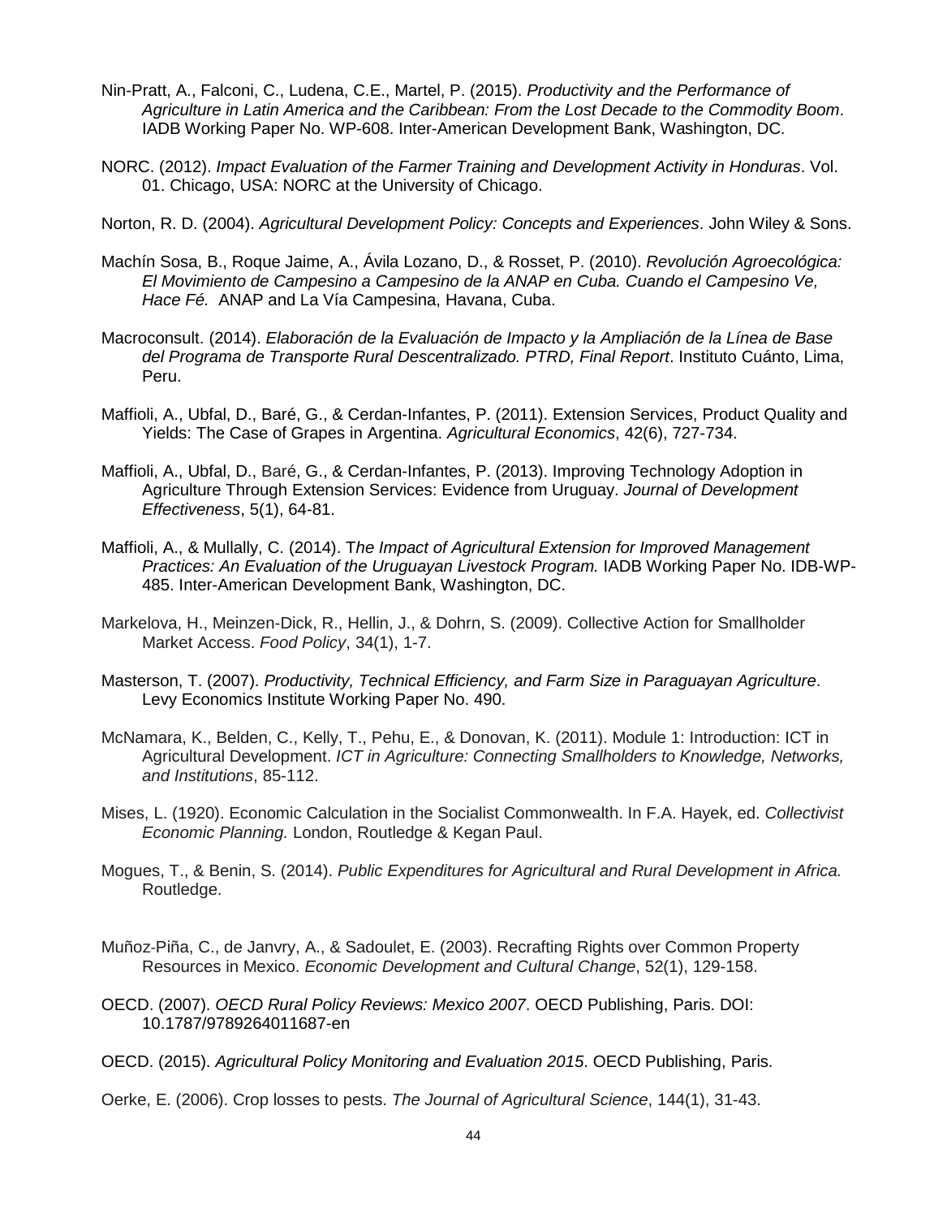Nin-Pratt, A., Falconi, C., Ludena, C.E., Martel, P. (2015). *Productivity and the Performance of Agriculture in Latin America and the Caribbean: From the Lost Decade to the Commodity Boom*. IADB Working Paper No. WP-608. Inter-American Development Bank, Washington, DC.

NORC. (2012). *Impact Evaluation of the Farmer Training and Development Activity in Honduras*. Vol. 01. Chicago, USA: NORC at the University of Chicago.

Norton, R. D. (2004). *Agricultural Development Policy: Concepts and Experiences*. John Wiley & Sons.

Machín Sosa, B., Roque Jaime, A., Ávila Lozano, D., & Rosset, P. (2010). *Revolución Agroecológica: El Movimiento de Campesino a Campesino de la ANAP en Cuba. Cuando el Campesino Ve, Hace Fé.* ANAP and La Vía Campesina, Havana, Cuba.

Macroconsult. (2014). *Elaboración de la Evaluación de Impacto y la Ampliación de la Línea de Base del Programa de Transporte Rural Descentralizado. PTRD, Final Report*. Instituto Cuánto, Lima, Peru.

Maffioli, A., Ubfal, D., Baré, G., & Cerdan-Infantes, P. (2011). Extension Services, Product Quality and Yields: The Case of Grapes in Argentina. *Agricultural Economics*, 42(6), 727-734.

Maffioli, A., Ubfal, D., Baré, G., & Cerdan-Infantes, P. (2013). Improving Technology Adoption in Agriculture Through Extension Services: Evidence from Uruguay. *Journal of Development Effectiveness*, 5(1), 64-81.

Maffioli, A., & Mullally, C. (2014). T*he Impact of Agricultural Extension for Improved Management Practices: An Evaluation of the Uruguayan Livestock Program.* IADB Working Paper No. IDB-WP-485. Inter-American Development Bank, Washington, DC.

Markelova, H., Meinzen-Dick, R., Hellin, J., & Dohrn, S. (2009). Collective Action for Smallholder Market Access. *Food Policy*, 34(1), 1-7.

Masterson, T. (2007). *Productivity, Technical Efficiency, and Farm Size in Paraguayan Agriculture*. Levy Economics Institute Working Paper No. 490.

McNamara, K., Belden, C., Kelly, T., Pehu, E., & Donovan, K. (2011). Module 1: Introduction: ICT in Agricultural Development. *ICT in Agriculture: Connecting Smallholders to Knowledge, Networks, and Institutions*, 85-112.

Mises, L. (1920). Economic Calculation in the Socialist Commonwealth. In F.A. Hayek, ed. *Collectivist Economic Planning.* London, Routledge & Kegan Paul.

Mogues, T., & Benin, S. (2014). *Public Expenditures for Agricultural and Rural Development in Africa.* Routledge.

Muñoz-Piña, C., de Janvry, A., & Sadoulet, E. (2003). Recrafting Rights over Common Property Resources in Mexico. *Economic Development and Cultural Change*, 52(1), 129-158.

OECD. (2007). *OECD Rural Policy Reviews: Mexico 2007*. OECD Publishing, Paris. DOI: 10.1787/9789264011687-en

OECD. (2015). *Agricultural Policy Monitoring and Evaluation 2015*. OECD Publishing, Paris.

Oerke, E. (2006). Crop losses to pests. *The Journal of Agricultural Science*, 144(1), 31-43.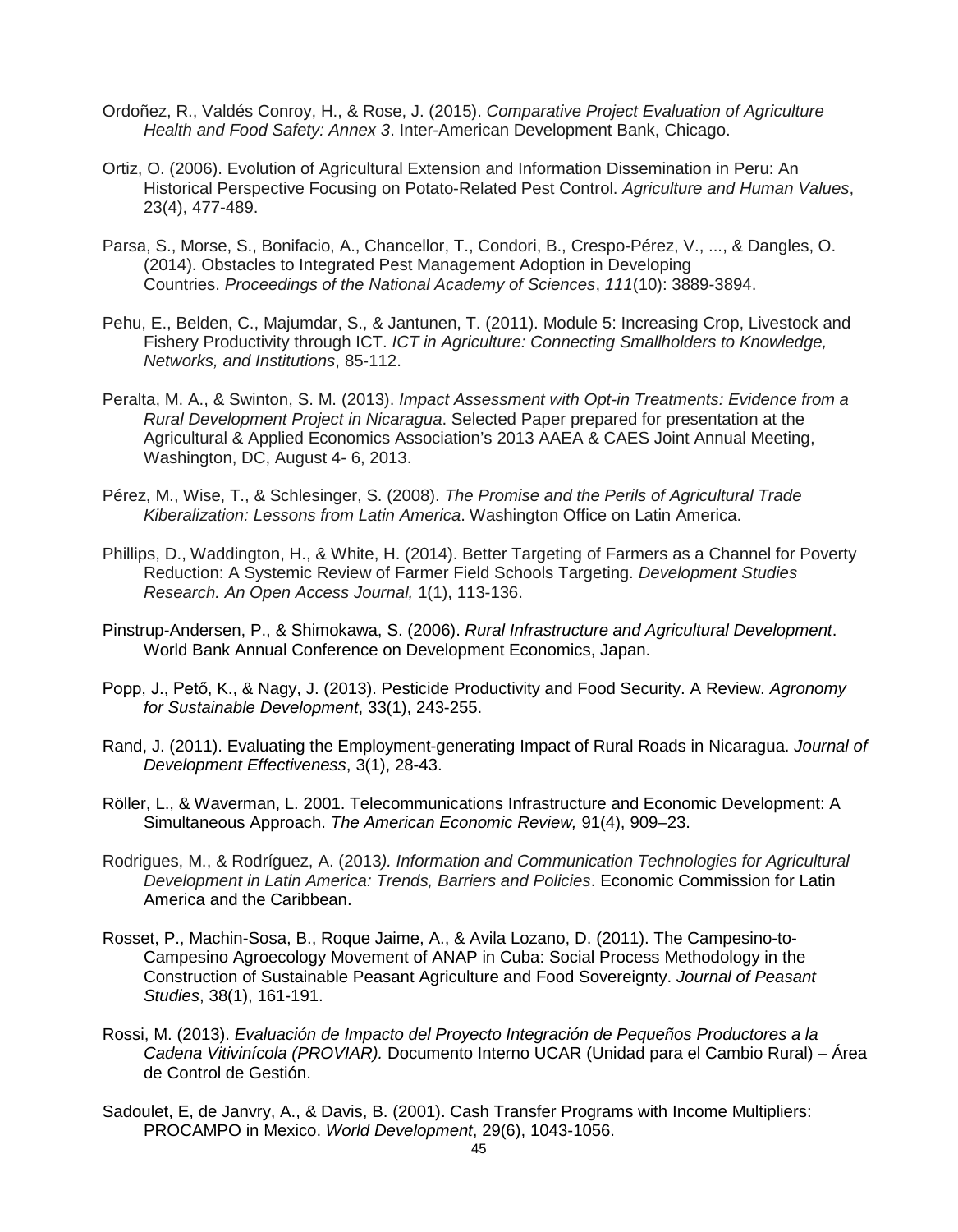Ordoñez, R., Valdés Conroy, H., & Rose, J. (2015). *Comparative Project Evaluation of Agriculture Health and Food Safety: Annex 3*. Inter-American Development Bank, Chicago.

Ortiz, O. (2006). Evolution of Agricultural Extension and Information Dissemination in Peru: An Historical Perspective Focusing on Potato-Related Pest Control. *Agriculture and Human Values*, 23(4), 477-489.

Parsa, S., Morse, S., Bonifacio, A., Chancellor, T., Condori, B., Crespo-Pérez, V., ..., & Dangles, O. (2014). Obstacles to Integrated Pest Management Adoption in Developing Countries. *Proceedings of the National Academy of Sciences*, *111*(10): 3889-3894.

Pehu, E., Belden, C., Majumdar, S., & Jantunen, T. (2011). Module 5: Increasing Crop, Livestock and Fishery Productivity through ICT. *ICT in Agriculture: Connecting Smallholders to Knowledge, Networks, and Institutions*, 85-112.

Peralta, M. A., & Swinton, S. M. (2013). *Impact Assessment with Opt-in Treatments: Evidence from a Rural Development Project in Nicaragua*. Selected Paper prepared for presentation at the Agricultural & Applied Economics Association's 2013 AAEA & CAES Joint Annual Meeting, Washington, DC, August 4- 6, 2013.

Pérez, M., Wise, T., & Schlesinger, S. (2008). *The Promise and the Perils of Agricultural Trade Kiberalization: Lessons from Latin America*. Washington Office on Latin America.

Phillips, D., Waddington, H., & White, H. (2014). Better Targeting of Farmers as a Channel for Poverty Reduction: A Systemic Review of Farmer Field Schools Targeting. *Development Studies Research. An Open Access Journal,* 1(1), 113-136.

Pinstrup-Andersen, P., & Shimokawa, S. (2006). *Rural Infrastructure and Agricultural Development*. World Bank Annual Conference on Development Economics, Japan.

Popp, J., Pető, K., & Nagy, J. (2013). Pesticide Productivity and Food Security. A Review. *Agronomy for Sustainable Development*, 33(1), 243-255.

Rand, J. (2011). Evaluating the Employment-generating Impact of Rural Roads in Nicaragua. *Journal of Development Effectiveness*, 3(1), 28-43.

Röller, L., & Waverman, L. 2001. Telecommunications Infrastructure and Economic Development: A Simultaneous Approach. *The American Economic Review,* 91(4), 909–23.

Rodrigues, M., & Rodríguez, A. (2013*). Information and Communication Technologies for Agricultural Development in Latin America: Trends, Barriers and Policies*. Economic Commission for Latin America and the Caribbean.

Rosset, P., Machin-Sosa, B., Roque Jaime, A., & Avila Lozano, D. (2011). The Campesino-to-Campesino Agroecology Movement of ANAP in Cuba: Social Process Methodology in the Construction of Sustainable Peasant Agriculture and Food Sovereignty. *Journal of Peasant Studies*, 38(1), 161-191.

Rossi, M. (2013). *Evaluación de Impacto del Proyecto Integración de Pequeños Productores a la Cadena Vitivinícola (PROVIAR).* Documento Interno UCAR (Unidad para el Cambio Rural) – Área de Control de Gestión.

Sadoulet, E, de Janvry, A., & Davis, B. (2001). Cash Transfer Programs with Income Multipliers: PROCAMPO in Mexico. *World Development*, 29(6), 1043-1056.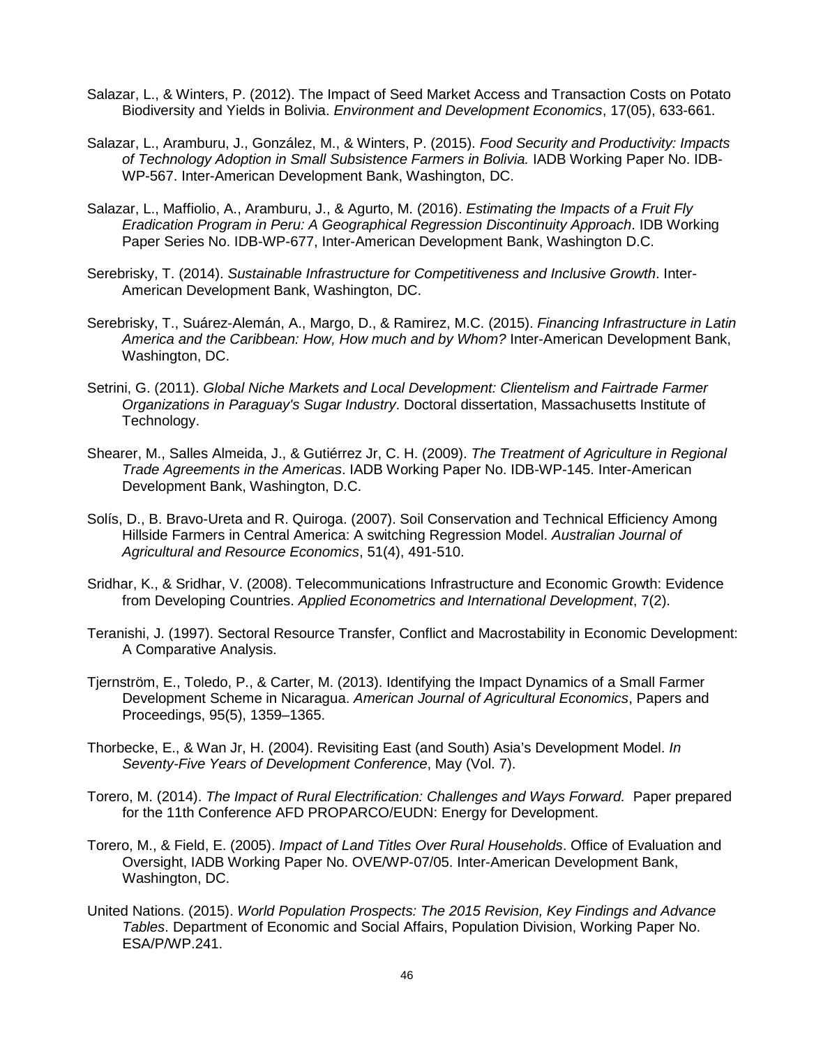Salazar, L., & Winters, P. (2012). The Impact of Seed Market Access and Transaction Costs on Potato Biodiversity and Yields in Bolivia. *Environment and Development Economics*, 17(05), 633-661.

Salazar, L., Aramburu, J., González, M., & Winters, P. (2015). *Food Security and Productivity: Impacts of Technology Adoption in Small Subsistence Farmers in Bolivia.* IADB Working Paper No. IDB-WP-567. Inter-American Development Bank, Washington, DC.

Salazar, L., Maffiolio, A., Aramburu, J., & Agurto, M. (2016). *Estimating the Impacts of a Fruit Fly Eradication Program in Peru: A Geographical Regression Discontinuity Approach*. IDB Working Paper Series No. IDB-WP-677, Inter-American Development Bank, Washington D.C.

Serebrisky, T. (2014). *Sustainable Infrastructure for Competitiveness and Inclusive Growth*. Inter-American Development Bank, Washington, DC.

Serebrisky, T., Suárez-Alemán, A., Margo, D., & Ramirez, M.C. (2015). *Financing Infrastructure in Latin America and the Caribbean: How, How much and by Whom?* Inter-American Development Bank, Washington, DC.

Setrini, G. (2011). *Global Niche Markets and Local Development: Clientelism and Fairtrade Farmer Organizations in Paraguay's Sugar Industry*. Doctoral dissertation, Massachusetts Institute of Technology.

Shearer, M., Salles Almeida, J., & Gutiérrez Jr, C. H. (2009). *The Treatment of Agriculture in Regional Trade Agreements in the Americas*. IADB Working Paper No. IDB-WP-145. Inter-American Development Bank, Washington, D.C.

Solís, D., B. Bravo-Ureta and R. Quiroga. (2007). Soil Conservation and Technical Efficiency Among Hillside Farmers in Central America: A switching Regression Model. *Australian Journal of Agricultural and Resource Economics*, 51(4), 491-510.

Sridhar, K., & Sridhar, V. (2008). Telecommunications Infrastructure and Economic Growth: Evidence from Developing Countries. *Applied Econometrics and International Development*, 7(2).

Teranishi, J. (1997). Sectoral Resource Transfer, Conflict and Macrostability in Economic Development: A Comparative Analysis.

Tjernström, E., Toledo, P., & Carter, M. (2013). Identifying the Impact Dynamics of a Small Farmer Development Scheme in Nicaragua. *American Journal of Agricultural Economics*, Papers and Proceedings, 95(5), 1359–1365.

Thorbecke, E., & Wan Jr, H. (2004). Revisiting East (and South) Asia's Development Model. *In Seventy-Five Years of Development Conference*, May (Vol. 7).

Torero, M. (2014). *The Impact of Rural Electrification: Challenges and Ways Forward.* Paper prepared for the 11th Conference AFD PROPARCO/EUDN: Energy for Development.

Torero, M., & Field, E. (2005). *Impact of Land Titles Over Rural Households*. Office of Evaluation and Oversight, IADB Working Paper No. OVE/WP-07/05. Inter-American Development Bank, Washington, DC.

United Nations. (2015). *World Population Prospects: The 2015 Revision, Key Findings and Advance Tables*. Department of Economic and Social Affairs, Population Division, Working Paper No. ESA/P/WP.241.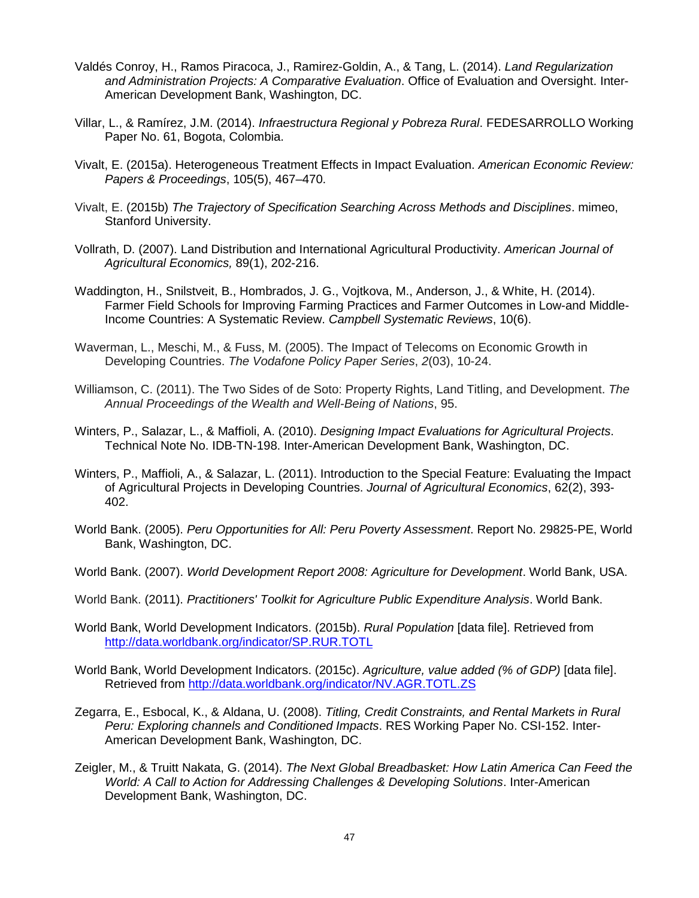Valdés Conroy, H., Ramos Piracoca, J., Ramirez-Goldin, A., & Tang, L. (2014). *Land Regularization and Administration Projects: A Comparative Evaluation*. Office of Evaluation and Oversight. Inter-American Development Bank, Washington, DC.

Villar, L., & Ramírez, J.M. (2014). *Infraestructura Regional y Pobreza Rural*. FEDESARROLLO Working Paper No. 61, Bogota, Colombia.

Vivalt, E. (2015a). Heterogeneous Treatment Effects in Impact Evaluation. *American Economic Review: Papers & Proceedings*, 105(5), 467–470.

Vivalt, E. (2015b) *The Trajectory of Specification Searching Across Methods and Disciplines*. mimeo, Stanford University.

Vollrath, D. (2007). Land Distribution and International Agricultural Productivity. *American Journal of Agricultural Economics,* 89(1), 202-216.

Waddington, H., Snilstveit, B., Hombrados, J. G., Vojtkova, M., Anderson, J., & White, H. (2014). Farmer Field Schools for Improving Farming Practices and Farmer Outcomes in Low-and Middle-Income Countries: A Systematic Review. *Campbell Systematic Reviews*, 10(6).

Waverman, L., Meschi, M., & Fuss, M. (2005). The Impact of Telecoms on Economic Growth in Developing Countries. *The Vodafone Policy Paper Series*, *2*(03), 10-24.

Williamson, C. (2011). The Two Sides of de Soto: Property Rights, Land Titling, and Development. *The Annual Proceedings of the Wealth and Well-Being of Nations*, 95.

Winters, P., Salazar, L., & Maffioli, A. (2010). *Designing Impact Evaluations for Agricultural Projects*. Technical Note No. IDB-TN-198. Inter-American Development Bank, Washington, DC.

Winters, P., Maffioli, A., & Salazar, L. (2011). Introduction to the Special Feature: Evaluating the Impact of Agricultural Projects in Developing Countries. *Journal of Agricultural Economics*, 62(2), 393-402.

World Bank. (2005). *Peru Opportunities for All: Peru Poverty Assessment*. Report No. 29825-PE, World Bank, Washington, DC.

World Bank. (2007). *World Development Report 2008: Agriculture for Development*. World Bank, USA.

World Bank. (2011). *Practitioners' Toolkit for Agriculture Public Expenditure Analysis*. World Bank.

World Bank, World Development Indicators. (2015b). *Rural Population* [data file]. Retrieved from http://data.worldbank.org/indicator/SP.RUR.TOTL

World Bank, World Development Indicators. (2015c). *Agriculture, value added (% of GDP)* [data file]. Retrieved from http://data.worldbank.org/indicator/NV.AGR.TOTL.ZS

Zegarra, E., Esbocal, K., & Aldana, U. (2008). *Titling, Credit Constraints, and Rental Markets in Rural Peru: Exploring channels and Conditioned Impacts*. RES Working Paper No. CSI-152. Inter-American Development Bank, Washington, DC.

Zeigler, M., & Truitt Nakata, G. (2014). *The Next Global Breadbasket: How Latin America Can Feed the World: A Call to Action for Addressing Challenges & Developing Solutions*. Inter-American Development Bank, Washington, DC.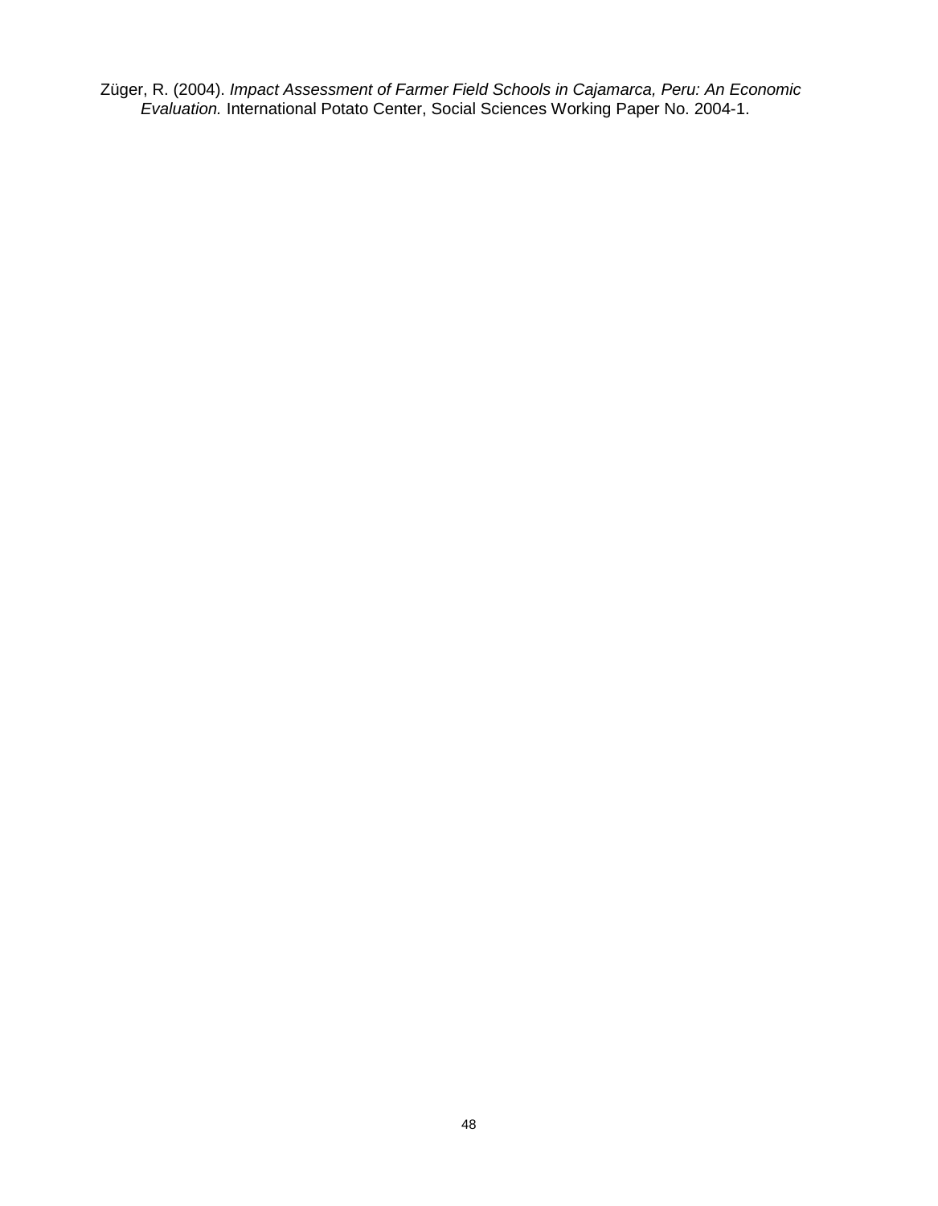Züger, R. (2004). *Impact Assessment of Farmer Field Schools in Cajamarca, Peru: An Economic Evaluation.* International Potato Center, Social Sciences Working Paper No. 2004-1.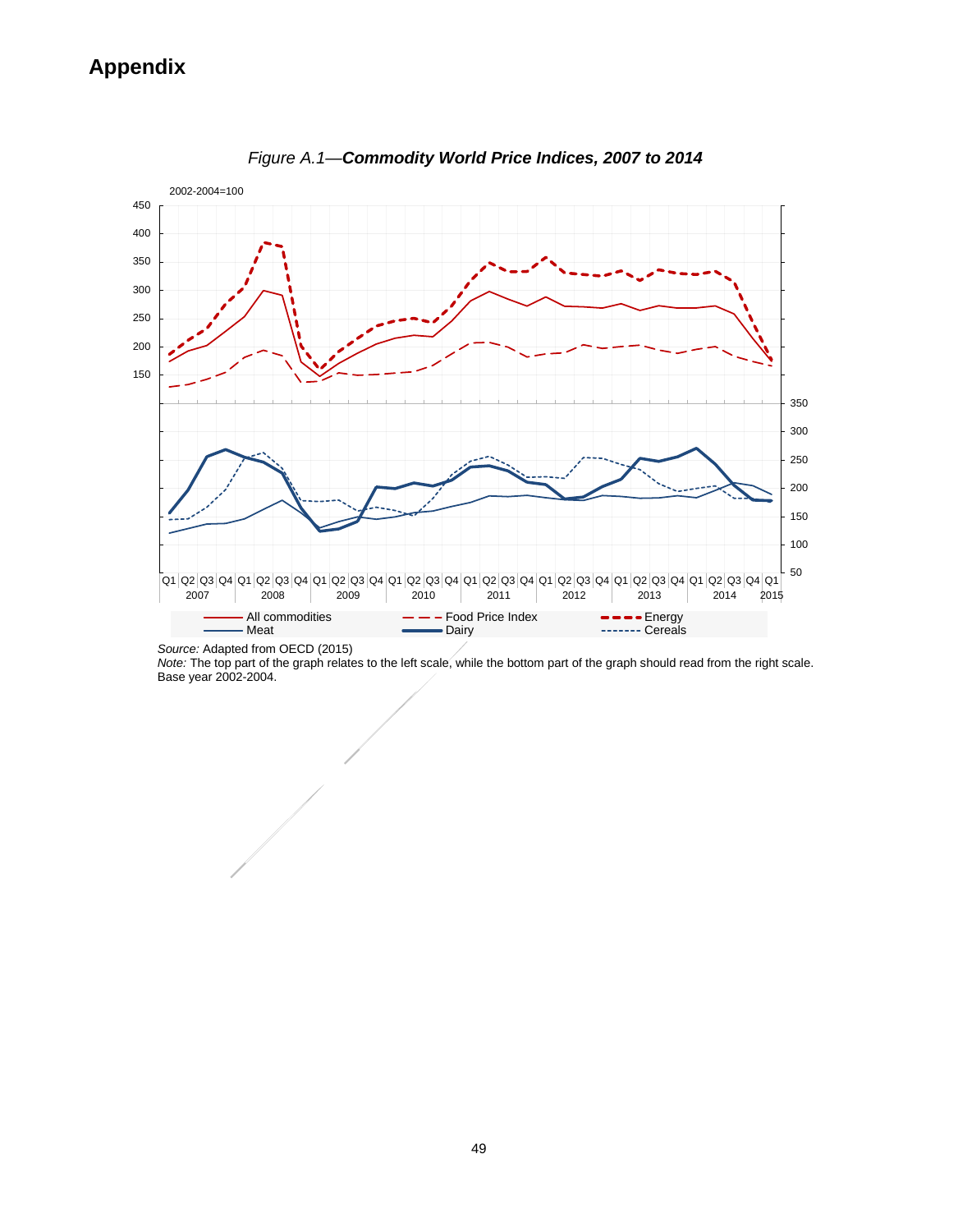# Appendix

*Figure A.1—**Commodity World Price Indices, 2007 to 2014***

*Source:* Adapted from OECD (2015)
*Note:* The top part of the graph relates to the left scale, while the bottom part of the graph should read from the right scale. Base year 2002-2004.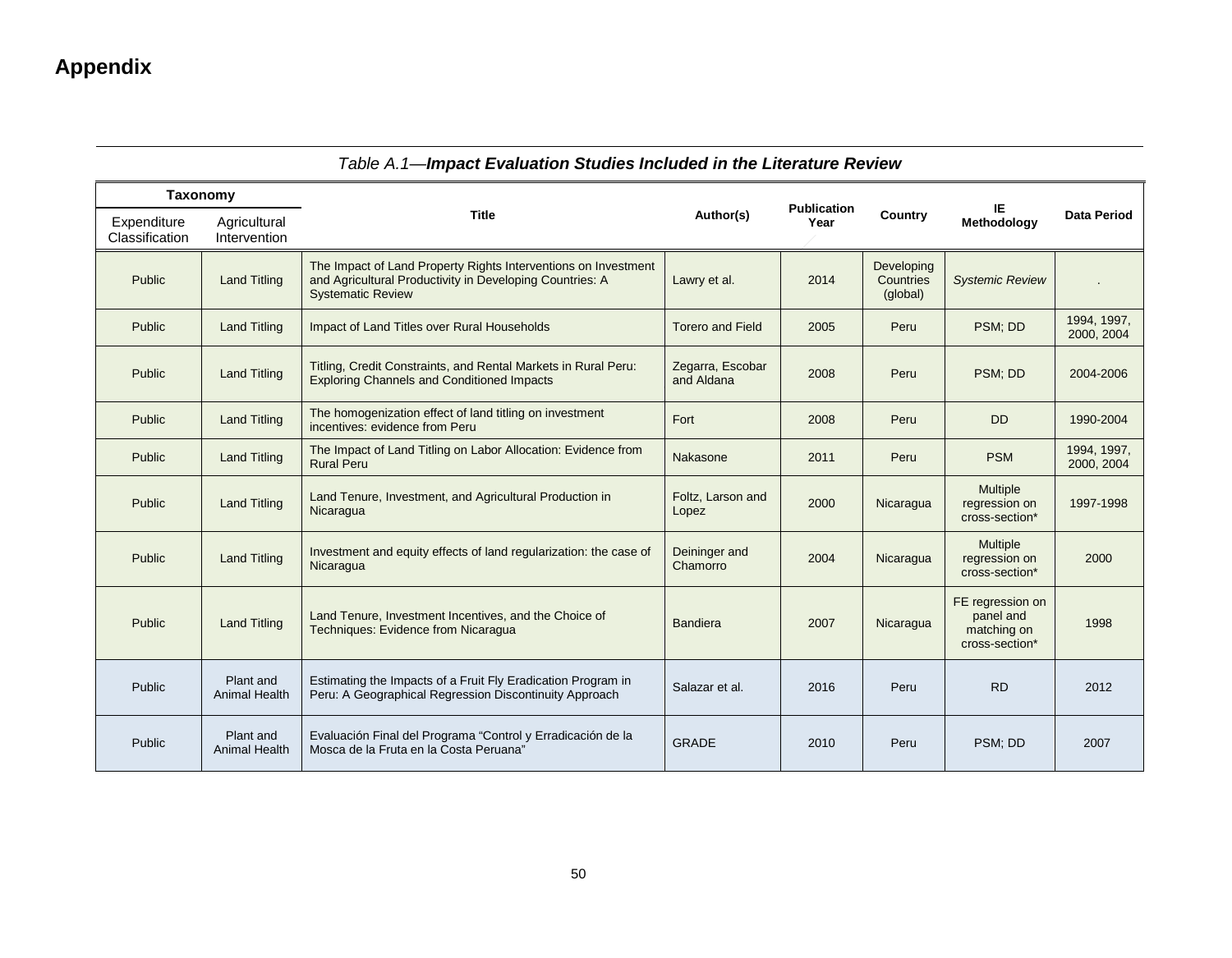# Appendix

*Table A.1—**Impact Evaluation Studies Included in the Literature Review***

| Taxonomy | | Title | Author(s) | Publication Year | Country | IE Methodology | Data Period |
|---|---|---|---|---|---|---|---|
| Expenditure Classification | Agricultural Intervention | | | | | | |
| Public | Land Titling | The Impact of Land Property Rights Interventions on Investment and Agricultural Productivity in Developing Countries: A Systematic Review | Lawry et al. | 2014 | Developing Countries (global) | *Systemic Review* | . |
| Public | Land Titling | Impact of Land Titles over Rural Households | Torero and Field | 2005 | Peru | PSM; DD | 1994, 1997, 2000, 2004 |
| Public | Land Titling | Titling, Credit Constraints, and Rental Markets in Rural Peru: Exploring Channels and Conditioned Impacts | Zegarra, Escobar and Aldana | 2008 | Peru | PSM; DD | 2004-2006 |
| Public | Land Titling | The homogenization effect of land titling on investment incentives: evidence from Peru | Fort | 2008 | Peru | DD | 1990-2004 |
| Public | Land Titling | The Impact of Land Titling on Labor Allocation: Evidence from Rural Peru | Nakasone | 2011 | Peru | PSM | 1994, 1997, 2000, 2004 |
| Public | Land Titling | Land Tenure, Investment, and Agricultural Production in Nicaragua | Foltz, Larson and Lopez | 2000 | Nicaragua | Multiple regression on cross-section* | 1997-1998 |
| Public | Land Titling | Investment and equity effects of land regularization: the case of Nicaragua | Deininger and Chamorro | 2004 | Nicaragua | Multiple regression on cross-section* | 2000 |
| Public | Land Titling | Land Tenure, Investment Incentives, and the Choice of Techniques: Evidence from Nicaragua | Bandiera | 2007 | Nicaragua | FE regression on panel and matching on cross-section* | 1998 |
| Public | Plant and Animal Health | Estimating the Impacts of a Fruit Fly Eradication Program in Peru: A Geographical Regression Discontinuity Approach | Salazar et al. | 2016 | Peru | RD | 2012 |
| Public | Plant and Animal Health | Evaluación Final del Programa “Control y Erradicación de la Mosca de la Fruta en la Costa Peruana” | GRADE | 2010 | Peru | PSM; DD | 2007 |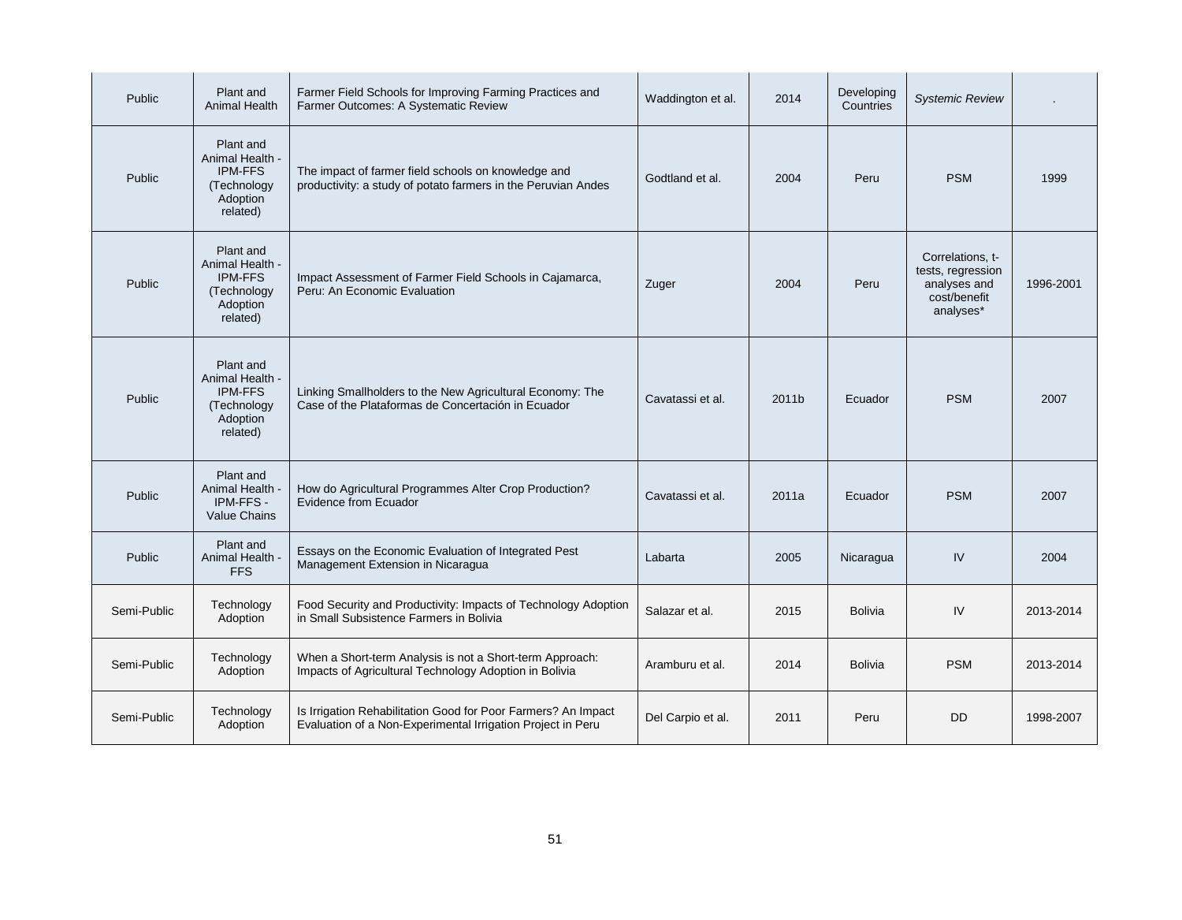| Public | Plant and Animal Health | Farmer Field Schools for Improving Farming Practices and Farmer Outcomes: A Systematic Review | Waddington et al. | 2014 | Developing Countries | *Systemic Review* | . |
|---|---|---|---|---|---|---|---|
| Public | Plant and Animal Health - IPM-FFS (Technology Adoption related) | The impact of farmer field schools on knowledge and productivity: a study of potato farmers in the Peruvian Andes | Godtland et al. | 2004 | Peru | PSM | 1999 |
| Public | Plant and Animal Health - IPM-FFS (Technology Adoption related) | Impact Assessment of Farmer Field Schools in Cajamarca, Peru: An Economic Evaluation | Zuger | 2004 | Peru | Correlations, t-tests, regression analyses and cost/benefit analyses* | 1996-2001 |
| Public | Plant and Animal Health - IPM-FFS (Technology Adoption related) | Linking Smallholders to the New Agricultural Economy: The Case of the Plataformas de Concertación in Ecuador | Cavatassi et al. | 2011b | Ecuador | PSM | 2007 |
| Public | Plant and Animal Health - IPM-FFS - Value Chains | How do Agricultural Programmes Alter Crop Production? Evidence from Ecuador | Cavatassi et al. | 2011a | Ecuador | PSM | 2007 |
| Public | Plant and Animal Health - FFS | Essays on the Economic Evaluation of Integrated Pest Management Extension in Nicaragua | Labarta | 2005 | Nicaragua | IV | 2004 |
| Semi-Public | Technology Adoption | Food Security and Productivity: Impacts of Technology Adoption in Small Subsistence Farmers in Bolivia | Salazar et al. | 2015 | Bolivia | IV | 2013-2014 |
| Semi-Public | Technology Adoption | When a Short-term Analysis is not a Short-term Approach: Impacts of Agricultural Technology Adoption in Bolivia | Aramburu et al. | 2014 | Bolivia | PSM | 2013-2014 |
| Semi-Public | Technology Adoption | Is Irrigation Rehabilitation Good for Poor Farmers? An Impact Evaluation of a Non-Experimental Irrigation Project in Peru | Del Carpio et al. | 2011 | Peru | DD | 1998-2007 |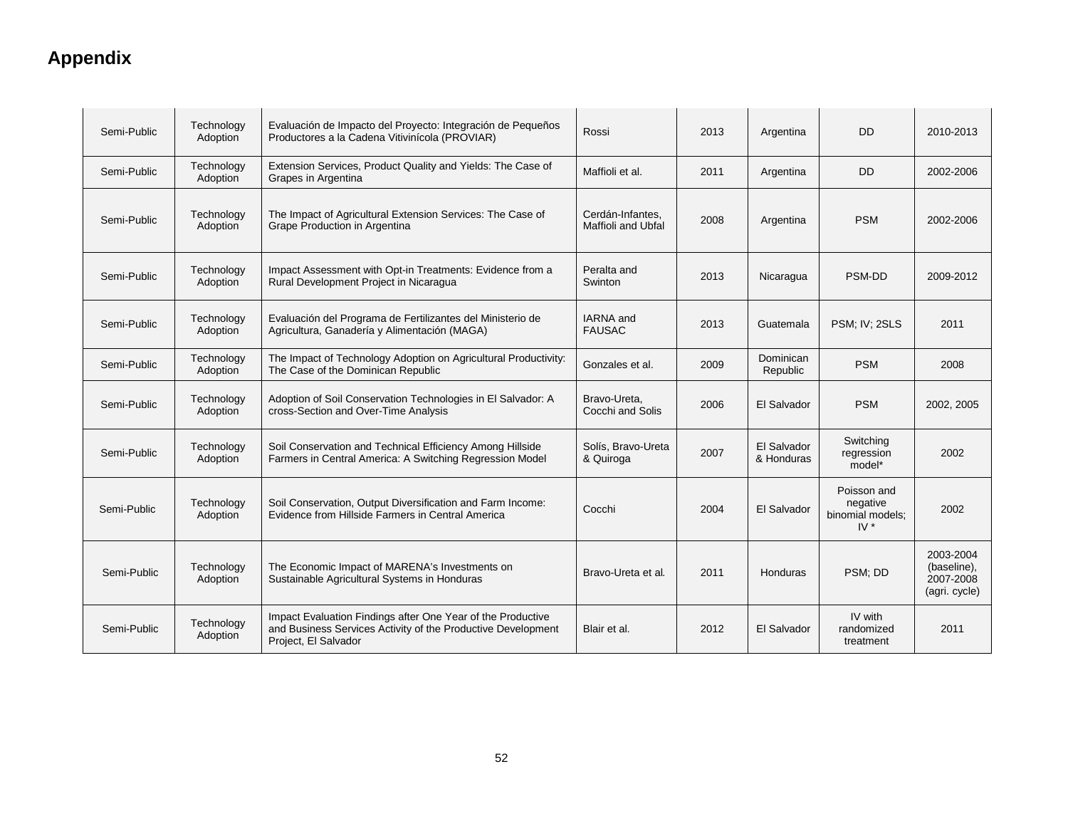## Appendix

| | | | | | | | |
|---|---|---|---|---|---|---|---|
| Semi-Public | Technology Adoption | Evaluación de Impacto del Proyecto: Integración de Pequeños Productores a la Cadena Vitivinícola (PROVIAR) | Rossi | 2013 | Argentina | DD | 2010-2013 |
| Semi-Public | Technology Adoption | Extension Services, Product Quality and Yields: The Case of Grapes in Argentina | Maffioli et al. | 2011 | Argentina | DD | 2002-2006 |
| Semi-Public | Technology Adoption | The Impact of Agricultural Extension Services: The Case of Grape Production in Argentina | Cerdán-Infantes, Maffioli and Ubfal | 2008 | Argentina | PSM | 2002-2006 |
| Semi-Public | Technology Adoption | Impact Assessment with Opt-in Treatments: Evidence from a Rural Development Project in Nicaragua | Peralta and Swinton | 2013 | Nicaragua | PSM-DD | 2009-2012 |
| Semi-Public | Technology Adoption | Evaluación del Programa de Fertilizantes del Ministerio de Agricultura, Ganadería y Alimentación (MAGA) | IARNA and FAUSAC | 2013 | Guatemala | PSM; IV; 2SLS | 2011 |
| Semi-Public | Technology Adoption | The Impact of Technology Adoption on Agricultural Productivity: The Case of the Dominican Republic | Gonzales et al. | 2009 | Dominican Republic | PSM | 2008 |
| Semi-Public | Technology Adoption | Adoption of Soil Conservation Technologies in El Salvador: A cross-Section and Over-Time Analysis | Bravo-Ureta, Cocchi and Solis | 2006 | El Salvador | PSM | 2002, 2005 |
| Semi-Public | Technology Adoption | Soil Conservation and Technical Efficiency Among Hillside Farmers in Central America: A Switching Regression Model | Solís, Bravo-Ureta & Quiroga | 2007 | El Salvador & Honduras | Switching regression model* | 2002 |
| Semi-Public | Technology Adoption | Soil Conservation, Output Diversification and Farm Income: Evidence from Hillside Farmers in Central America | Cocchi | 2004 | El Salvador | Poisson and negative binomial models; IV * | 2002 |
| Semi-Public | Technology Adoption | The Economic Impact of MARENA's Investments on Sustainable Agricultural Systems in Honduras | Bravo-Ureta et al. | 2011 | Honduras | PSM; DD | 2003-2004 (baseline), 2007-2008 (agri. cycle) |
| Semi-Public | Technology Adoption | Impact Evaluation Findings after One Year of the Productive and Business Services Activity of the Productive Development Project, El Salvador | Blair et al. | 2012 | El Salvador | IV with randomized treatment | 2011 |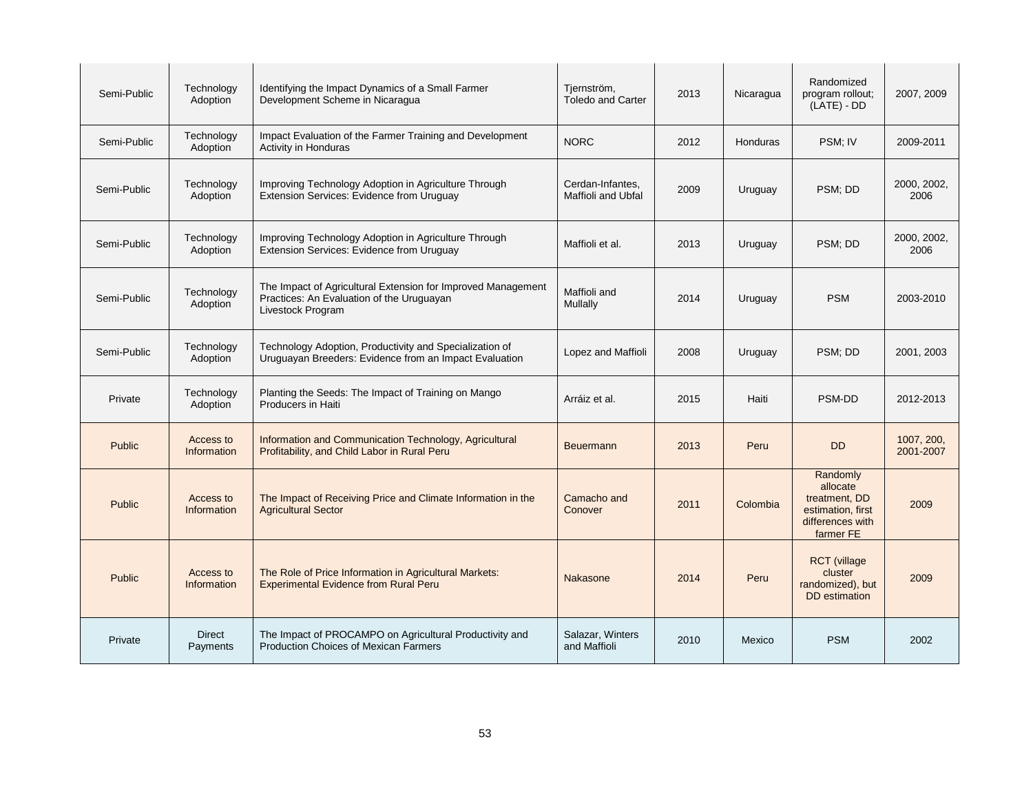| Semi-Public | Technology Adoption | Identifying the Impact Dynamics of a Small Farmer Development Scheme in Nicaragua | Tjernström, Toledo and Carter | 2013 | Nicaragua | Randomized program rollout; (LATE) - DD | 2007, 2009 |
|---|---|---|---|---|---|---|---|
| Semi-Public | Technology Adoption | Impact Evaluation of the Farmer Training and Development Activity in Honduras | NORC | 2012 | Honduras | PSM; IV | 2009-2011 |
| Semi-Public | Technology Adoption | Improving Technology Adoption in Agriculture Through Extension Services: Evidence from Uruguay | Cerdan-Infantes, Maffioli and Ubfal | 2009 | Uruguay | PSM; DD | 2000, 2002, 2006 |
| Semi-Public | Technology Adoption | Improving Technology Adoption in Agriculture Through Extension Services: Evidence from Uruguay | Maffioli et al. | 2013 | Uruguay | PSM; DD | 2000, 2002, 2006 |
| Semi-Public | Technology Adoption | The Impact of Agricultural Extension for Improved Management Practices: An Evaluation of the Uruguayan Livestock Program | Maffioli and Mullally | 2014 | Uruguay | PSM | 2003-2010 |
| Semi-Public | Technology Adoption | Technology Adoption, Productivity and Specialization of Uruguayan Breeders: Evidence from an Impact Evaluation | Lopez and Maffioli | 2008 | Uruguay | PSM; DD | 2001, 2003 |
| Private | Technology Adoption | Planting the Seeds: The Impact of Training on Mango Producers in Haiti | Arráiz et al. | 2015 | Haiti | PSM-DD | 2012-2013 |
| Public | Access to Information | Information and Communication Technology, Agricultural Profitability, and Child Labor in Rural Peru | Beuermann | 2013 | Peru | DD | 1007, 200, 2001-2007 |
| Public | Access to Information | The Impact of Receiving Price and Climate Information in the Agricultural Sector | Camacho and Conover | 2011 | Colombia | Randomly allocate treatment, DD estimation, first differences with farmer FE | 2009 |
| Public | Access to Information | The Role of Price Information in Agricultural Markets: Experimental Evidence from Rural Peru | Nakasone | 2014 | Peru | RCT (village cluster randomized), but DD estimation | 2009 |
| Private | Direct Payments | The Impact of PROCAMPO on Agricultural Productivity and Production Choices of Mexican Farmers | Salazar, Winters and Maffioli | 2010 | Mexico | PSM | 2002 |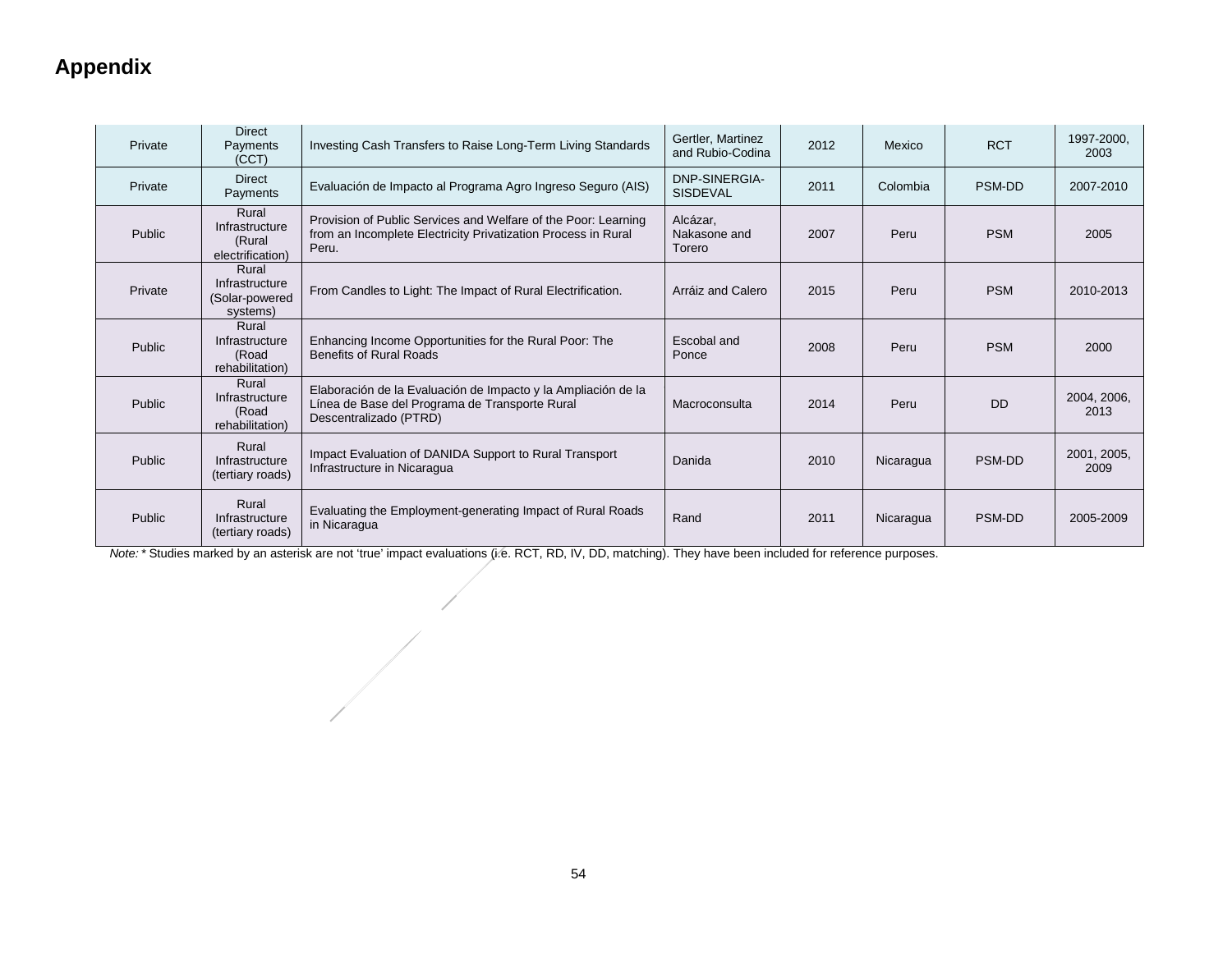## Appendix

| | | | | | | | |
|---|---|---|---|---|---|---|---|
| Private | Direct Payments (CCT) | Investing Cash Transfers to Raise Long-Term Living Standards | Gertler, Martinez and Rubio-Codina | 2012 | Mexico | RCT | 1997-2000, 2003 |
| Private | Direct Payments | Evaluación de Impacto al Programa Agro Ingreso Seguro (AIS) | DNP-SINERGIA-SISDEVAL | 2011 | Colombia | PSM-DD | 2007-2010 |
| Public | Rural Infrastructure (Rural electrification) | Provision of Public Services and Welfare of the Poor: Learning from an Incomplete Electricity Privatization Process in Rural Peru. | Alcázar, Nakasone and Torero | 2007 | Peru | PSM | 2005 |
| Private | Rural Infrastructure (Solar-powered systems) | From Candles to Light: The Impact of Rural Electrification. | Arráiz and Calero | 2015 | Peru | PSM | 2010-2013 |
| Public | Rural Infrastructure (Road rehabilitation) | Enhancing Income Opportunities for the Rural Poor: The Benefits of Rural Roads | Escobal and Ponce | 2008 | Peru | PSM | 2000 |
| Public | Rural Infrastructure (Road rehabilitation) | Elaboración de la Evaluación de Impacto y la Ampliación de la Línea de Base del Programa de Transporte Rural Descentralizado (PTRD) | Macroconsulta | 2014 | Peru | DD | 2004, 2006, 2013 |
| Public | Rural Infrastructure (tertiary roads) | Impact Evaluation of DANIDA Support to Rural Transport Infrastructure in Nicaragua | Danida | 2010 | Nicaragua | PSM-DD | 2001, 2005, 2009 |
| Public | Rural Infrastructure (tertiary roads) | Evaluating the Employment-generating Impact of Rural Roads in Nicaragua | Rand | 2011 | Nicaragua | PSM-DD | 2005-2009 |

*Note:* * Studies marked by an asterisk are not 'true' impact evaluations (i.e. RCT, RD, IV, DD, matching). They have been included for reference purposes.